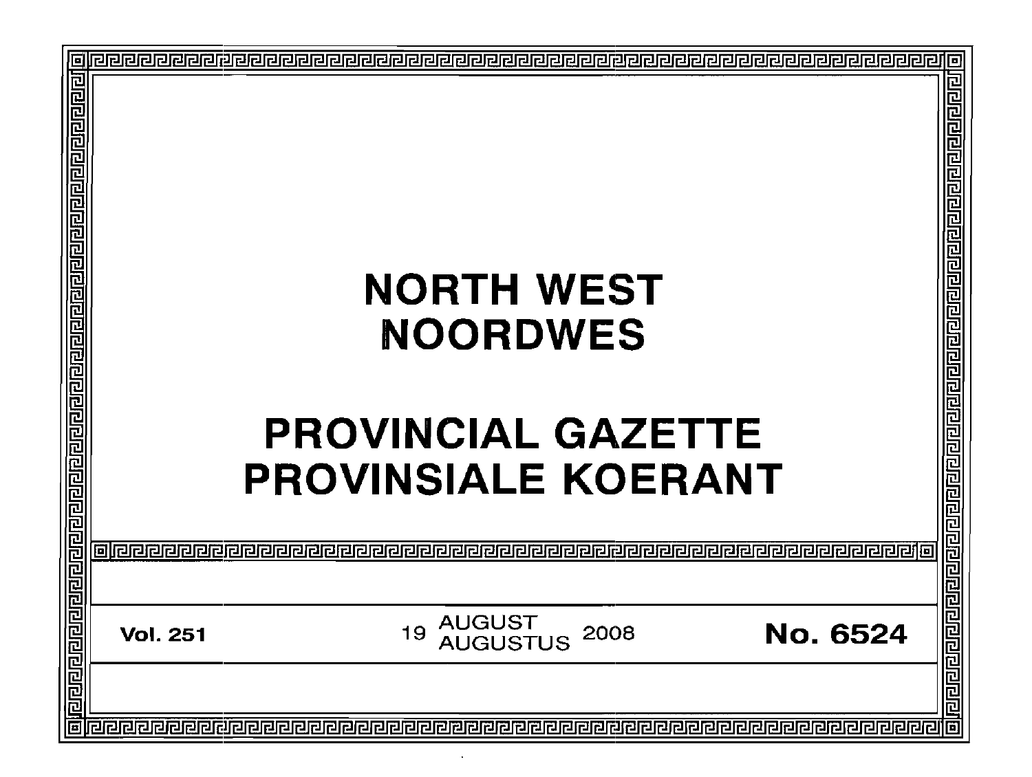# NORTH WEST
# NOORDWES

# PROVINCIAL GAZETTE
# PROVINSIALE KOERANT

**Vol. 251** 19 AUGUST AUGUSTUS 2008 **No. 6524**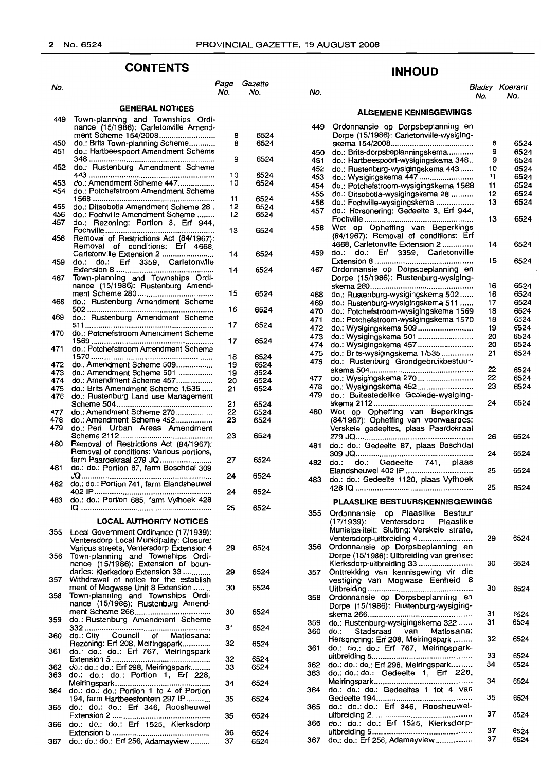## CONTENTS

| No. | | Page No. | Gazette No. |
|---|---|---|---|
| | **GENERAL NOTICES** | | |
| 449 | Town-planning and Townships Ordinance (15/1986): Carletonville Amendment Scheme 154/2008 | 8 | 6524 |
| 450 | do.: Brits Town-planning Scheme | 8 | 6524 |
| 451 | do.: Hartbeespoort Amendment Scheme 348 | 9 | 6524 |
| 452 | do.: Rustenburg Amendment Scheme 443 | 10 | 6524 |
| 453 | do.: Amendment Scheme 447 | 10 | 6524 |
| 454 | do.: Potchefstroom Amendment Scheme 1568 | 11 | 6524 |
| 455 | do.: Ditsobotla Amendment Scheme 28 | 12 | 6524 |
| 456 | do.: Fochville Amendment Scheme | 12 | 6524 |
| 457 | do.: Rezoning: Portion 3, Erf 944, Fochville | 13 | 6524 |
| 458 | Removal of Restrictions Act (84/1967): Removal of conditions: Erf 4668, Carletonville Extension 2 | 14 | 6524 |
| 459 | do.: do.: Erf 3359, Carletonville Extension 8 | 14 | 6524 |
| 467 | Town-planning and Townships Ordinance (15/1986): Rustenburg Amendment Scheme 280 | 15 | 6524 |
| 468 | do.: Rustenburg Amendment Scheme 502 | 16 | 6524 |
| 469 | do.: Rustenburg Amendment Scheme 511 | 17 | 6524 |
| 470 | do.: Potchefstroom Amendment Scheme 1569 | 17 | 6524 |
| 471 | do.: Potchefstroom Amendment Scheme 1570 | 18 | 6524 |
| 472 | do.: Amendment Scheme 509 | 19 | 6524 |
| 473 | do.: Amendment Scheme 501 | 19 | 6524 |
| 474 | do.: Amendment Scheme 457 | 20 | 6524 |
| 475 | do.: Brits Amendment Scheme 1/535 | 21 | 6524 |
| 476 | do.: Rustenburg Land use Management Scheme 504 | 21 | 6524 |
| 477 | do.: Amendment Scheme 270 | 22 | 6524 |
| 478 | do.: Amendment Scheme 452 | 23 | 6524 |
| 479 | do.: Peri Urban Areas Amendment Scheme 2112 | 23 | 6524 |
| 480 | Removal of Restrictions Act (84/1967): Removal of conditions: Various portions, farm Paardekraal 279 JQ | 27 | 6524 |
| 481 | do.: do.: Portion 87, farm Boschdal 309 JQ | 24 | 6524 |
| 482 | do.: do.: Portion 741, farm Elandsheuwel 402 IP | 24 | 6524 |
| 483 | do.: do.: Portion 685, farm Vyfhoek 428 IQ | 25 | 6524 |
| | **LOCAL AUTHORITY NOTICES** | | |
| 355 | Local Government Ordinance (17/1939): Ventersdorp Local Municipality: Closure: Various streets, Ventersdorp Extension 4 | 29 | 6524 |
| 356 | Town-planning and Townships Ordinance (15/1986): Extension of boundaries: Klerksdorp Extension 33 | 29 | 6524 |
| 357 | Withdrawal of notice for the establishment of Mogwase Unit 8 Extension | 30 | 6524 |
| 358 | Town-planning and Townships Ordinance (15/1986): Rustenburg Amendment Scheme 266 | 30 | 6524 |
| 359 | do.: Rustenburg Amendment Scheme 332 | 31 | 6524 |
| 360 | do.: City Council of Matlosana: Rezoning: Erf 208, Meiringspark | 32 | 6524 |
| 361 | do.: do.: do.: Erf 767, Meiringspark Extension 5 | 32 | 6524 |
| 362 | do.: do.: do.: Erf 298, Meiringspark | 33 | 6524 |
| 363 | do.: do.: do.: Portion 1, Erf 228, Meiringspark | 34 | 6524 |
| 364 | do.: do.: do.: Portion 1 to 4 of Portion 194, farm Hartbeesfontein 297 IP | 35 | 6524 |
| 365 | do.: do.: do.: Erf 346, Roosheuwel Extension 2 | 35 | 6524 |
| 366 | do.: do.: do.: Erf 1525, Klerksdorp Extension 5 | 36 | 6524 |
| 367 | do.: do.: do.: Erf 256, Adamayview | 37 | 6524 |

## INHOUD

| No. | | Bladsy No. | Koerant No. |
|---|---|---|---|
| | **ALGEMENE KENNISGEWINGS** | | |
| 449 | Ordonnansie op Dorpsbeplanning en Dorpe (15/1986): Carletonville-wysigingskema 154/2008 | 8 | 6524 |
| 450 | do.: Brits-dorpsbeplanningskema | 9 | 6524 |
| 451 | do.: Hartbeespoort-wysigingskema 348 | 9 | 6524 |
| 452 | do.: Rustenburg-wysigingskema 443 | 10 | 6524 |
| 453 | do.: Wysigingskema 447 | 11 | 6524 |
| 454 | do.: Potchefstroom-wysigingskema 1568 | 11 | 6524 |
| 455 | do.: Ditsobotla-wysigingskema 28 | 12 | 6524 |
| 456 | do.: Fochville-wysigingskema | 13 | 6524 |
| 457 | do.: Hersonering: Gedeelte 3, Erf 944, Fochville | 13 | 6524 |
| 458 | Wet op Opheffing van Beperkings (84/1967): Removal of conditions: Erf 4668, Carletonville Extension 2 | 14 | 6524 |
| 459 | do.: do.: Erf 3359, Carletonville Extension 8 | 15 | 6524 |
| 467 | Ordonnansie op Dorpsbeplanning en Dorpe (15/1986): Rustenburg-wysigingskema 280 | 16 | 6524 |
| 468 | do.: Rustenburg-wysigingskema 502 | 16 | 6524 |
| 469 | do.: Rustenburg-wysigingskema 511 | 17 | 6524 |
| 470 | do.: Potchefstroom-wysigingskema 1569 | 18 | 6524 |
| 471 | do.: Potchefstroom-wysigingskema 1570 | 18 | 6524 |
| 472 | do.: Wysigingskema 509 | 19 | 6524 |
| 473 | do.: Wysigingskema 501 | 20 | 6524 |
| 474 | do.: Wysigingskema 457 | 20 | 6524 |
| 475 | do.: Brits-wysigingskema 1/535 | 21 | 6524 |
| 476 | do.: Rustenburg Grondgebruikbestuurskema 504 | 22 | 6524 |
| 477 | do.: Wysigingskema 270 | 22 | 6524 |
| 478 | do.: Wysigingskema 452 | 23 | 6524 |
| 479 | do.: Buitestedelike Gebiede-wysigingskema 2112 | 24 | 6524 |
| 480 | Wet op Opheffing van Beperkings (84/1967): Opheffing van voorwaardes: Verskeie gedeeltes, plaas Paardekraal 279 JQ | 26 | 6524 |
| 481 | do.: do.: Gedeelte 87, plaas Boschdal 309 JQ | 24 | 6524 |
| 482 | do.: do.: Gedeelte 741, plaas Elandsheuwel 402 IP | 25 | 6524 |
| 483 | do.: do.: Gedeelte 1120, plaas Vyfhoek 428 IQ | 25 | 6524 |
| | **PLAASLIKE BESTUURSKENNISGEWINGS** | | |
| 355 | Ordonnansie op Plaaslike Bestuur (17/1939): Ventersdorp Plaaslike Munisipaliteit: Sluiting: Verskeie strate, Ventersdorp-uitbreiding 4 | 29 | 6524 |
| 356 | Ordonnansie op Dorpsbeplanning en Dorpe (15/1986): Uitbreiding van grense: Klerksdorp-uitbreiding 33 | 30 | 6524 |
| 357 | Onttrekking van kennisgewing vir die vestiging van Mogwase Eenheid 8 Uitbreiding | 30 | 6524 |
| 358 | Ordonnansie op Dorpsbeplanning en Dorpe (15/1986): Rustenburg-wysigingskema 266 | 31 | 6524 |
| 359 | do.: Rustenburg-wysigingskema 322 | 31 | 6524 |
| 360 | do.: Stadsraad van Matlosana: Hersonering: Erf 208, Meiringspark | 32 | 6524 |
| 361 | do.: do.: do.: Erf 767, Meiringspark-uitbreiding 5 | 33 | 6524 |
| 362 | do.: do.: do.: Erf 298, Meiringspark | 34 | 6524 |
| 363 | do.: do.: do.: Gedeelte 1, Erf 228, Meiringspark | 34 | 6524 |
| 364 | do.: do.: do.: Gedeeltes 1 tot 4 van Gedeelte 194 | 35 | 6524 |
| 365 | do.: do.: do.: Erf 346, Roosheuwel-uitbreiding 2 | 37 | 6524 |
| 366 | do.: do.: do.: Erf 1525, Klerksdorp-uitbreiding 5 | 37 | 6524 |
| 367 | do.: do.: Erf 256, Adamayview | 37 | 6524 |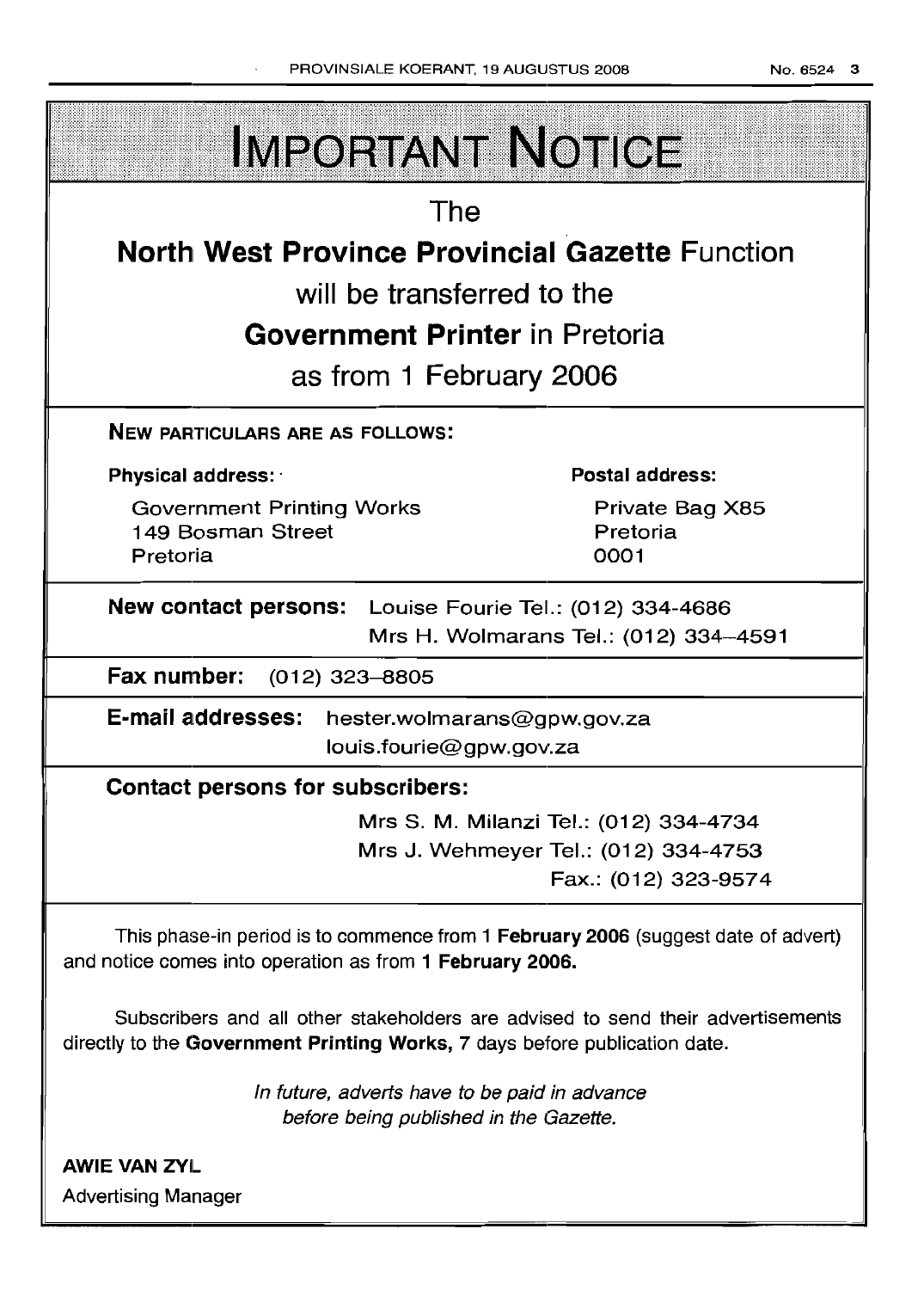# IMPORTANT NOTICE

The

**North West Province Provincial Gazette** Function

will be transferred to the

**Government Printer** in Pretoria

as from 1 February 2006

**NEW PARTICULARS ARE AS FOLLOWS:**

**Physical address:**

Government Printing Works
149 Bosman Street
Pretoria

**Postal address:**

Private Bag X85
Pretoria
0001

**New contact persons:** Louise Fourie Tel.: (012) 334-4686
Mrs H. Wolmarans Tel.: (012) 334–4591

**Fax number:** (012) 323–8805

**E-mail addresses:** hester.wolmarans@gpw.gov.za
louis.fourie@gpw.gov.za

**Contact persons for subscribers:**

Mrs S. M. Milanzi Tel.: (012) 334-4734
Mrs J. Wehmeyer Tel.: (012) 334-4753
Fax.: (012) 323-9574

This phase-in period is to commence from 1 **February 2006** (suggest date of advert) and notice comes into operation as from **1 February 2006.**

Subscribers and all other stakeholders are advised to send their advertisements directly to the **Government Printing Works,** 7 days before publication date.

*In future, adverts have to be paid in advance before being published in the Gazette.*

**AWIE VAN ZYL**
Advertising Manager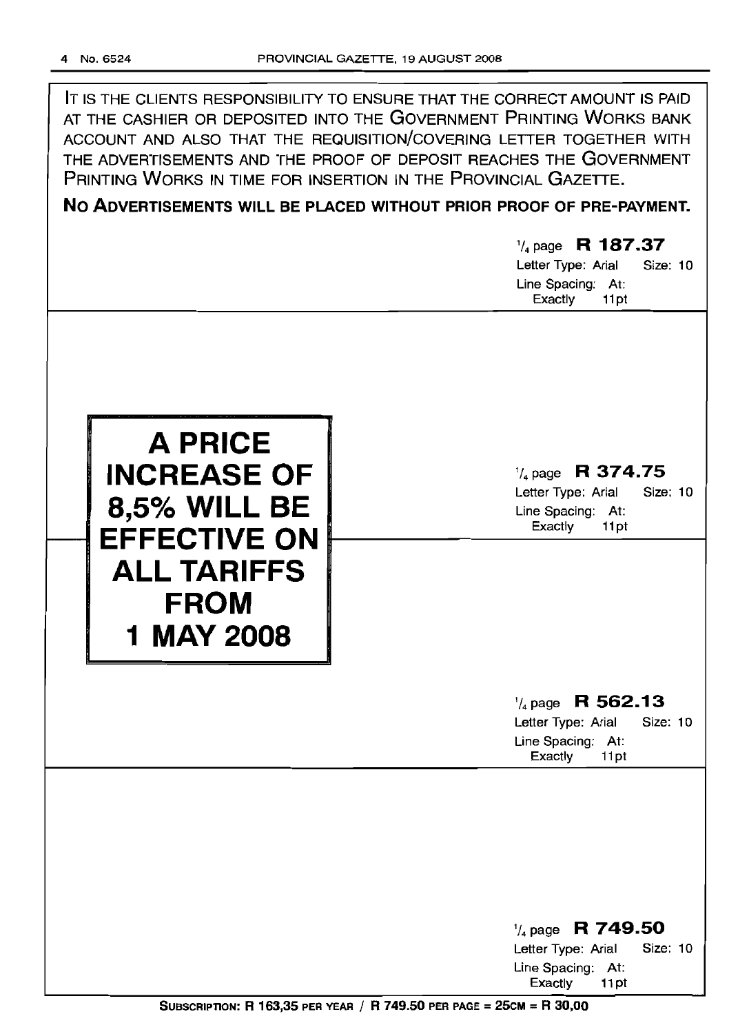IT IS THE CLIENTS RESPONSIBILITY TO ENSURE THAT THE CORRECT AMOUNT IS PAID AT THE CASHIER OR DEPOSITED INTO THE GOVERNMENT PRINTING WORKS BANK ACCOUNT AND ALSO THAT THE REQUISITION/COVERING LETTER TOGETHER WITH THE ADVERTISEMENTS AND THE PROOF OF DEPOSIT REACHES THE GOVERNMENT PRINTING WORKS IN TIME FOR INSERTION IN THE PROVINCIAL GAZETTE.

**NO ADVERTISEMENTS WILL BE PLACED WITHOUT PRIOR PROOF OF PRE-PAYMENT.**

1/4 page **R 187.37**
Letter Type: Arial Size: 10
Line Spacing: At: Exactly 11pt

**A PRICE INCREASE OF 8,5% WILL BE EFFECTIVE ON ALL TARIFFS FROM 1 MAY 2008**

1/4 page **R 374.75**
Letter Type: Arial Size: 10
Line Spacing: At: Exactly 11pt

1/4 page **R 562.13**
Letter Type: Arial Size: 10
Line Spacing: At: Exactly 11pt

1/4 page **R 749.50**
Letter Type: Arial Size: 10
Line Spacing: At: Exactly 11pt

**SUBSCRIPTION: R 163,35 PER YEAR / R 749.50 PER PAGE = 25CM = R 30,00**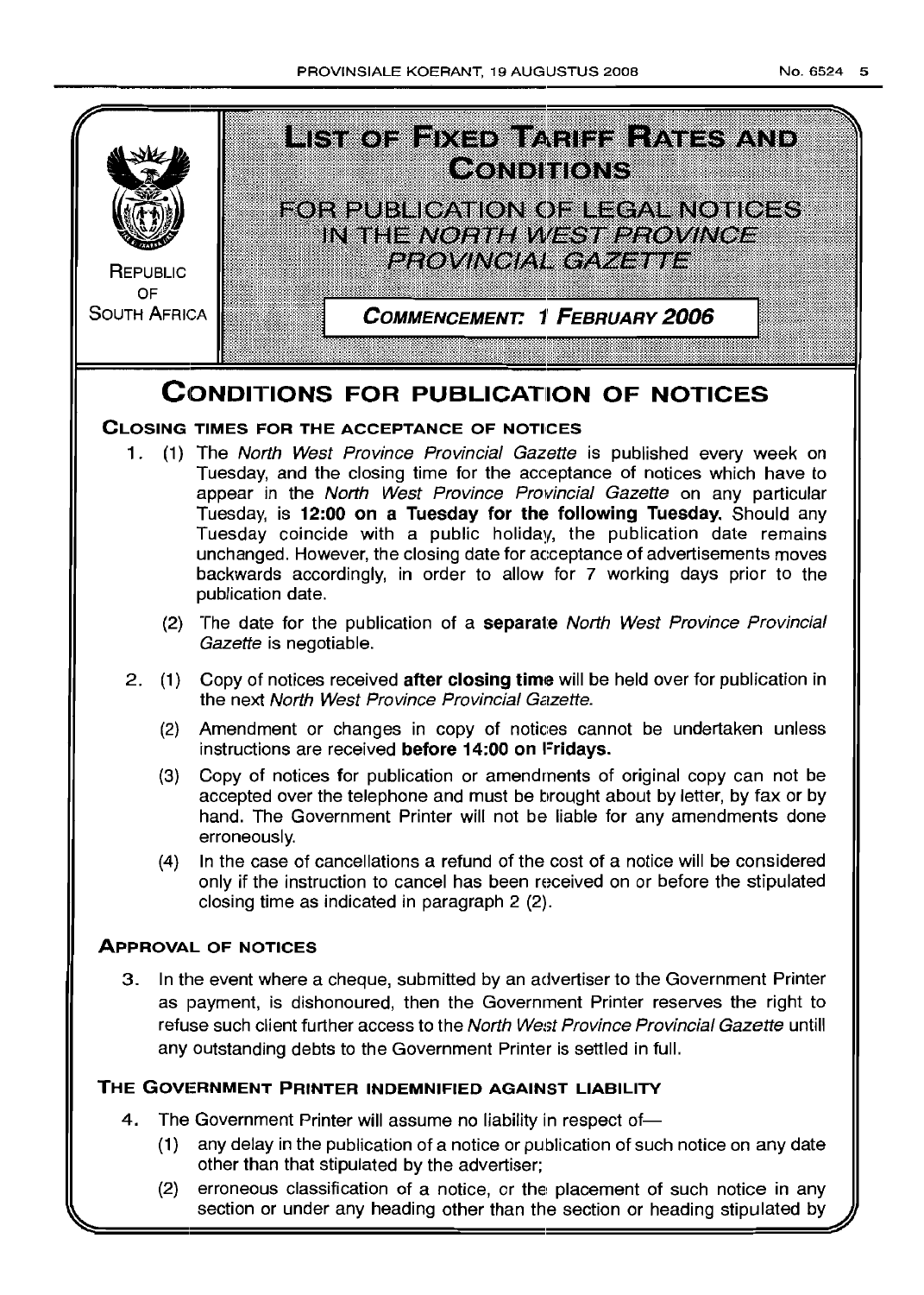REPUBLIC OF SOUTH AFRICA

# LIST OF FIXED TARIFF RATES AND CONDITIONS

## FOR PUBLICATION OF LEGAL NOTICES IN THE *NORTH WEST PROVINCE PROVINCIAL GAZETTE*

**COMMENCEMENT: 1 FEBRUARY 2006**

# CONDITIONS FOR PUBLICATION OF NOTICES

### CLOSING TIMES FOR THE ACCEPTANCE OF NOTICES

1. (1) The *North West Province Provincial Gazette* is published every week on Tuesday, and the closing time for the acceptance of notices which have to appear in the *North West Province Provincial Gazette* on any particular Tuesday, is **12:00 on a Tuesday for the following Tuesday.** Should any Tuesday coincide with a public holiday, the publication date remains unchanged. However, the closing date for acceptance of advertisements moves backwards accordingly, in order to allow for 7 working days prior to the publication date.

   (2) The date for the publication of a **separate** *North West Province Provincial Gazette* is negotiable.

2. (1) Copy of notices received **after closing time** will be held over for publication in the next *North West Province Provincial Gazette.*

   (2) Amendment or changes in copy of notices cannot be undertaken unless instructions are received **before 14:00 on Fridays.**

   (3) Copy of notices for publication or amendments of original copy can not be accepted over the telephone and must be brought about by letter, by fax or by hand. The Government Printer will not be liable for any amendments done erroneously.

   (4) In the case of cancellations a refund of the cost of a notice will be considered only if the instruction to cancel has been received on or before the stipulated closing time as indicated in paragraph 2 (2).

### APPROVAL OF NOTICES

3. In the event where a cheque, submitted by an advertiser to the Government Printer as payment, is dishonoured, then the Government Printer reserves the right to refuse such client further access to the *North West Province Provincial Gazette* untill any outstanding debts to the Government Printer is settled in full.

### THE GOVERNMENT PRINTER INDEMNIFIED AGAINST LIABILITY

4. The Government Printer will assume no liability in respect of—

   (1) any delay in the publication of a notice or publication of such notice on any date other than that stipulated by the advertiser;

   (2) erroneous classification of a notice, or the placement of such notice in any section or under any heading other than the section or heading stipulated by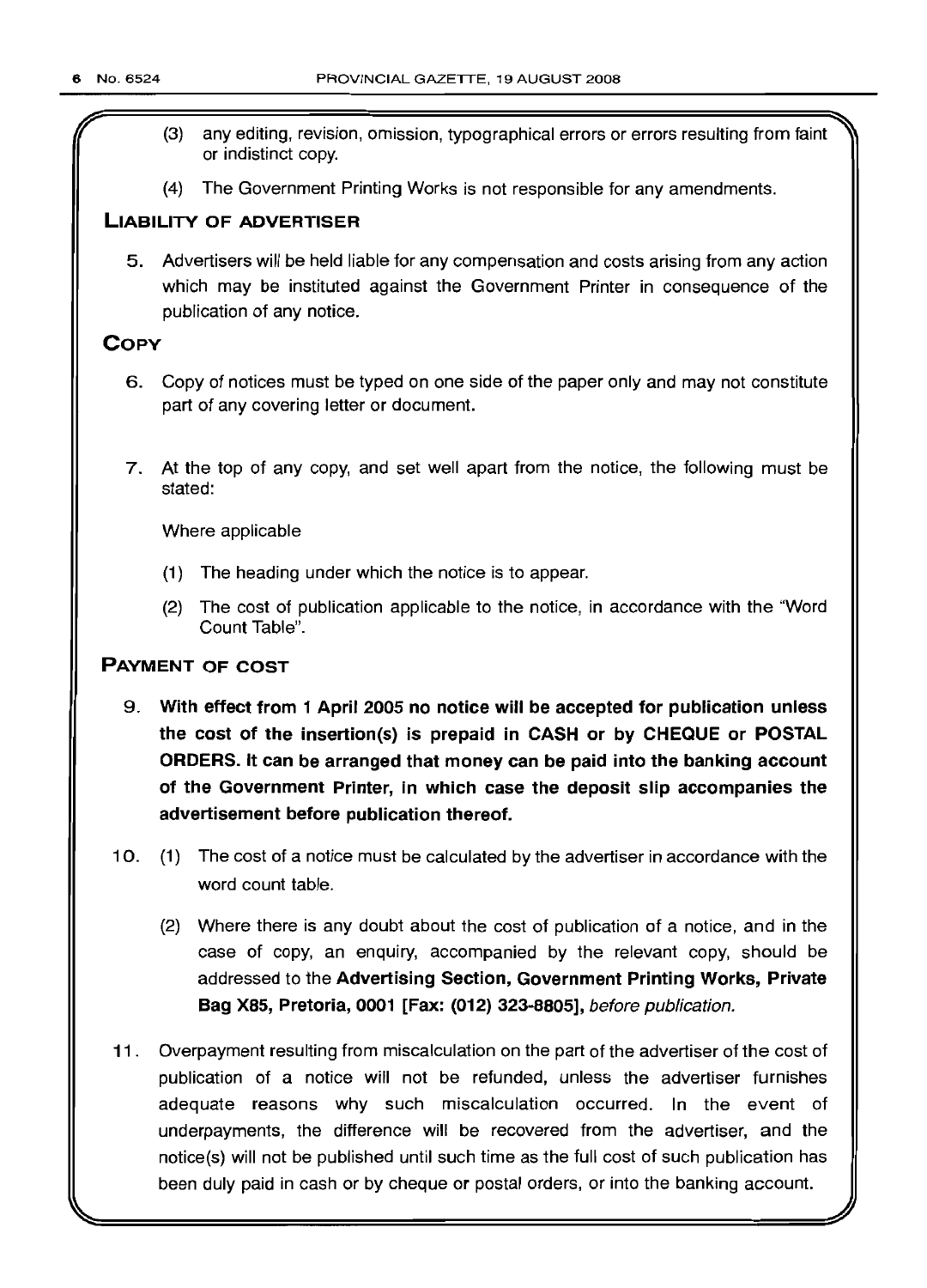(3) any editing, revision, omission, typographical errors or errors resulting from faint or indistinct copy.

(4) The Government Printing Works is not responsible for any amendments.

## LIABILITY OF ADVERTISER

5. Advertisers will be held liable for any compensation and costs arising from any action which may be instituted against the Government Printer in consequence of the publication of any notice.

## COPY

6. Copy of notices must be typed on one side of the paper only and may not constitute part of any covering letter or document.

7. At the top of any copy, and set well apart from the notice, the following must be stated:

Where applicable

(1) The heading under which the notice is to appear.

(2) The cost of publication applicable to the notice, in accordance with the "Word Count Table".

## PAYMENT OF COST

9. **With effect from 1 April 2005 no notice will be accepted for publication unless the cost of the insertion(s) is prepaid in CASH or by CHEQUE or POSTAL ORDERS. It can be arranged that money can be paid into the banking account of the Government Printer, in which case the deposit slip accompanies the advertisement before publication thereof.**

10. (1) The cost of a notice must be calculated by the advertiser in accordance with the word count table.

(2) Where there is any doubt about the cost of publication of a notice, and in the case of copy, an enquiry, accompanied by the relevant copy, should be addressed to the **Advertising Section, Government Printing Works, Private Bag X85, Pretoria, 0001 [Fax: (012) 323-8805],** *before publication.*

11. Overpayment resulting from miscalculation on the part of the advertiser of the cost of publication of a notice will not be refunded, unless the advertiser furnishes adequate reasons why such miscalculation occurred. In the event of underpayments, the difference will be recovered from the advertiser, and the notice(s) will not be published until such time as the full cost of such publication has been duly paid in cash or by cheque or postal orders, or into the banking account.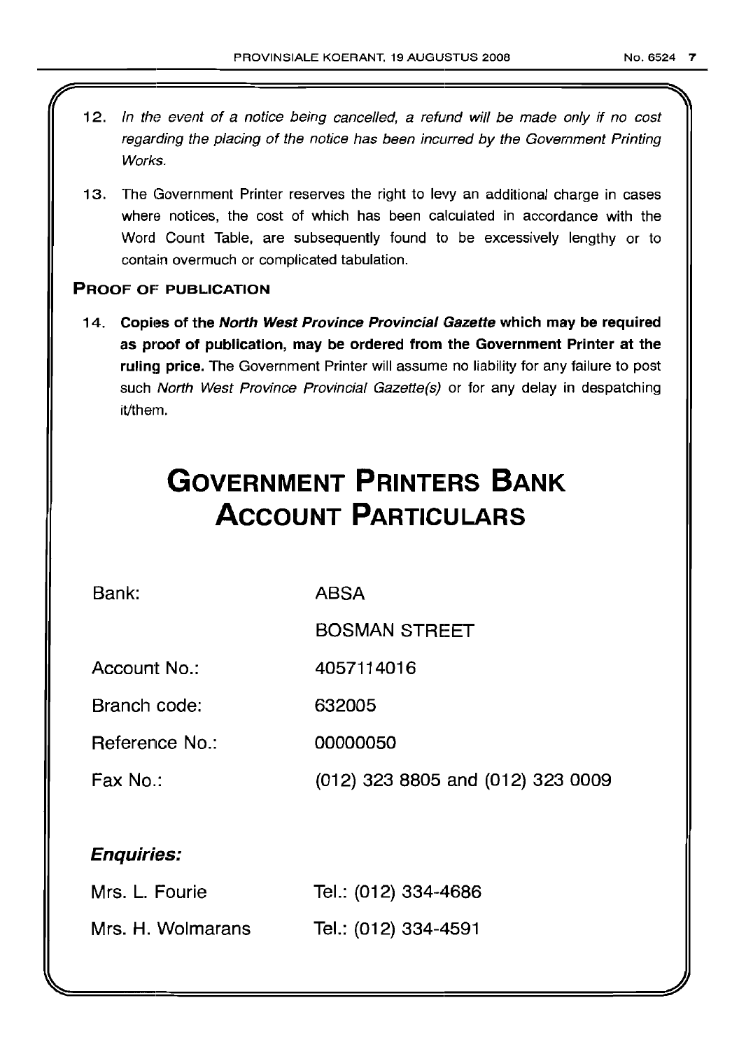12. *In the event of a notice being cancelled, a refund will be made only if no cost regarding the placing of the notice has been incurred by the Government Printing Works.*

13. The Government Printer reserves the right to levy an additional charge in cases where notices, the cost of which has been calculated in accordance with the Word Count Table, are subsequently found to be excessively lengthy or to contain overmuch or complicated tabulation.

**PROOF OF PUBLICATION**

14. **Copies of the *North West Province Provincial Gazette* which may be required as proof of publication, may be ordered from the Government Printer at the ruling price.** The Government Printer will assume no liability for any failure to post such *North West Province Provincial Gazette(s)* or for any delay in despatching it/them.

# GOVERNMENT PRINTERS BANK ACCOUNT PARTICULARS

| | |
|---|---|
| Bank: | ABSA |
| | BOSMAN STREET |
| Account No.: | 4057114016 |
| Branch code: | 632005 |
| Reference No.: | 00000050 |
| Fax No.: | (012) 323 8805 and (012) 323 0009 |

***Enquiries:***

| | |
|---|---|
| Mrs. L. Fourie | Tel.: (012) 334-4686 |
| Mrs. H. Wolmarans | Tel.: (012) 334-4591 |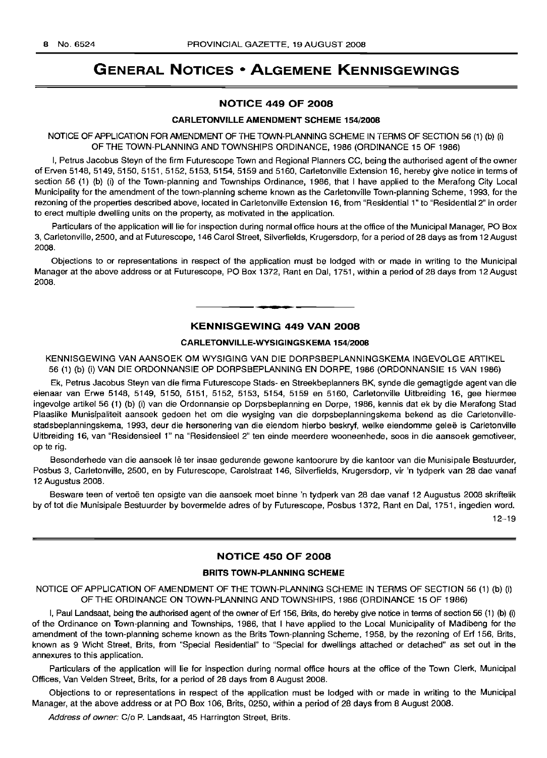# GENERAL NOTICES • ALGEMENE KENNISGEWINGS

## NOTICE 449 OF 2008

### CARLETONVILLE AMENDMENT SCHEME 154/2008

NOTICE OF APPLICATION FOR AMENDMENT OF THE TOWN-PLANNING SCHEME IN TERMS OF SECTION 56 (1) (b) (i) OF THE TOWN-PLANNING AND TOWNSHIPS ORDINANCE, 1986 (ORDINANCE 15 OF 1986)

I, Petrus Jacobus Steyn of the firm Futurescope Town and Regional Planners CC, being the authorised agent of the owner of Erven 5148, 5149, 5150, 5151, 5152, 5153, 5154, 5159 and 5160, Carletonville Extension 16, hereby give notice in terms of section 56 (1) (b) (i) of the Town-planning and Townships Ordinance, 1986, that I have applied to the Merafong City Local Municipality for the amendment of the town-planning scheme known as the Carletonville Town-planning Scheme, 1993, for the rezoning of the properties described above, located in Carletonville Extension 16, from "Residential 1" to "Residential 2" in order to erect multiple dwelling units on the property, as motivated in the application.

Particulars of the application will lie for inspection during normal office hours at the office of the Municipal Manager, PO Box 3, Carletonville, 2500, and at Futurescope, 146 Carol Street, Silverfields, Krugersdorp, for a period of 28 days as from 12 August 2008.

Objections to or representations in respect of the application must be lodged with or made in writing to the Municipal Manager at the above address or at Futurescope, PO Box 1372, Rant en Dal, 1751, within a period of 28 days from 12 August 2008.

---

## KENNISGEWING 449 VAN 2008

### CARLETONVILLE-WYSIGINGSKEMA 154/2008

KENNISGEWING VAN AANSOEK OM WYSIGING VAN DIE DORPSBEPLANNINGSKEMA INGEVOLGE ARTIKEL 56 (1) (b) (i) VAN DIE ORDONNANSIE OP DORPSBEPLANNING EN DORPE, 1986 (ORDONNANSIE 15 VAN 1986)

Ek, Petrus Jacobus Steyn van die firma Futurescope Stads- en Streekbeplanners BK, synde die gemagtigde agent van die eienaar van Erwe 5148, 5149, 5150, 5151, 5152, 5153, 5154, 5159 en 5160, Carletonville Uitbreiding 16, gee hiermee ingevolge artikel 56 (1) (b) (i) van die Ordonnansie op Dorpsbeplanning en Dorpe, 1986, kennis dat ek by die Merafong Stad Plaaslike Munisipaliteit aansoek gedoen het om die wysiging van die dorpsbeplanningskema bekend as die Carletonville-stadsbeplanningskema, 1993, deur die hersonering van die eiendom hierbo beskryf, welke eiendomme geleë is Carletonville Uitbreiding 16, van "Residensieel 1" na "Residensieel 2" ten einde meerdere wooneenhede, soos in die aansoek gemotiveer, op te rig.

Besonderhede van die aansoek lê ter insae gedurende gewone kantoorure by die kantoor van die Munisipale Bestuurder, Posbus 3, Carletonville, 2500, en by Futurescope, Carolstraat 146, Silverfields, Krugersdorp, vir 'n tydperk van 28 dae vanaf 12 Augustus 2008.

Besware teen of vertoë ten opsigte van die aansoek moet binne 'n tydperk van 28 dae vanaf 12 Augustus 2008 skriftelik by of tot die Munisipale Bestuurder by bovermelde adres of by Futurescope, Posbus 1372, Rant en Dal, 1751, ingedien word.

12–19

---

## NOTICE 450 OF 2008

### BRITS TOWN-PLANNING SCHEME

NOTICE OF APPLICATION OF AMENDMENT OF THE TOWN-PLANNING SCHEME IN TERMS OF SECTION 56 (1) (b) (i) OF THE ORDINANCE ON TOWN-PLANNING AND TOWNSHIPS, 1986 (ORDINANCE 15 OF 1986)

I, Paul Landsaat, being the authorised agent of the owner of Erf 156, Brits, do hereby give notice in terms of section 56 (1) (b) (i) of the Ordinance on Town-planning and Townships, 1986, that I have applied to the Local Municipality of Madibeng for the amendment of the town-planning scheme known as the Brits Town-planning Scheme, 1958, by the rezoning of Erf 156, Brits, known as 9 Wicht Street, Brits, from "Special Residential" to "Special for dwellings attached or detached" as set out in the annexures to this application.

Particulars of the application will lie for inspection during normal office hours at the office of the Town Clerk, Municipal Offices, Van Velden Street, Brits, for a period of 28 days from 8 August 2008.

Objections to or representations in respect of the application must be lodged with or made in writing to the Municipal Manager, at the above address or at PO Box 106, Brits, 0250, within a period of 28 days from 8 August 2008.

*Address of owner:* C/o P. Landsaat, 45 Harrington Street, Brits.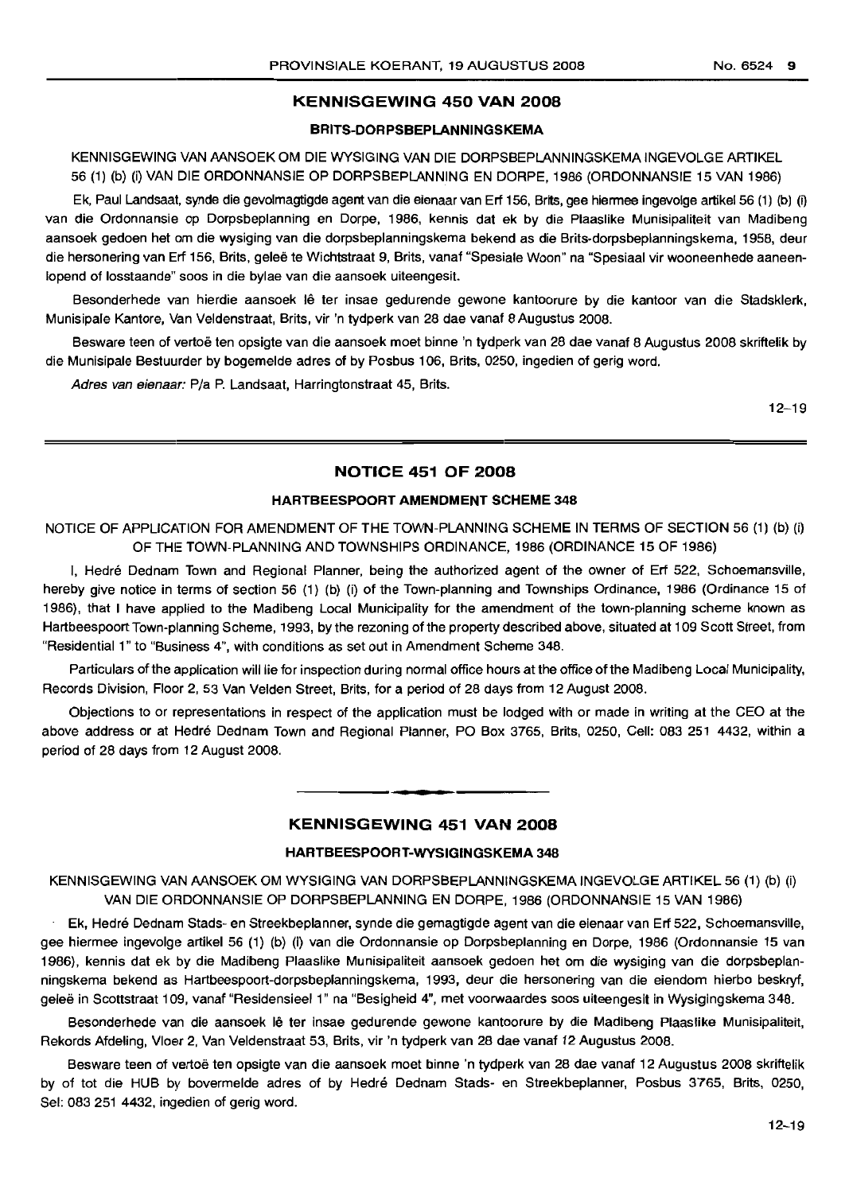## KENNISGEWING 450 VAN 2008

### BRITS-DORPSBEPLANNINGSKEMA

KENNISGEWING VAN AANSOEK OM DIE WYSIGING VAN DIE DORPSBEPLANNINGSKEMA INGEVOLGE ARTIKEL 56 (1) (b) (i) VAN DIE ORDONNANSIE OP DORPSBEPLANNING EN DORPE, 1986 (ORDONNANSIE 15 VAN 1986)

Ek, Paul Landsaat, synde die gevolmagtigde agent van die eienaar van Erf 156, Brits, gee hiermee ingevolge artikel 56 (1) (b) (i) van die Ordonnansie op Dorpsbeplanning en Dorpe, 1986, kennis dat ek by die Plaaslike Munisipaliteit van Madibeng aansoek gedoen het om die wysiging van die dorpsbeplanningskema bekend as die Brits-dorpsbeplanningskema, 1958, deur die hersonering van Erf 156, Brits, geleë te Wichtstraat 9, Brits, vanaf "Spesiale Woon" na "Spesiaal vir wooneenhede aaneenlopend of losstaande" soos in die bylae van die aansoek uiteengesit.

Besonderhede van hierdie aansoek lê ter insae gedurende gewone kantoorure by die kantoor van die Stadsklerk, Munisipale Kantore, Van Veldenstraat, Brits, vir 'n tydperk van 28 dae vanaf 8 Augustus 2008.

Besware teen of vertoë ten opsigte van die aansoek moet binne 'n tydperk van 28 dae vanaf 8 Augustus 2008 skriftelik by die Munisipale Bestuurder by bogemelde adres of by Posbus 106, Brits, 0250, ingedien of gerig word.

*Adres van eienaar:* P/a P. Landsaat, Harringtonstraat 45, Brits.

12–19

## NOTICE 451 OF 2008

### HARTBEESPOORT AMENDMENT SCHEME 348

NOTICE OF APPLICATION FOR AMENDMENT OF THE TOWN-PLANNING SCHEME IN TERMS OF SECTION 56 (1) (b) (i) OF THE TOWN-PLANNING AND TOWNSHIPS ORDINANCE, 1986 (ORDINANCE 15 OF 1986)

I, Hedré Dednam Town and Regional Planner, being the authorized agent of the owner of Erf 522, Schoemansville, hereby give notice in terms of section 56 (1) (b) (i) of the Town-planning and Townships Ordinance, 1986 (Ordinance 15 of 1986), that I have applied to the Madibeng Local Municipality for the amendment of the town-planning scheme known as Hartbeespoort Town-planning Scheme, 1993, by the rezoning of the property described above, situated at 109 Scott Street, from "Residential 1" to "Business 4", with conditions as set out in Amendment Scheme 348.

Particulars of the application will lie for inspection during normal office hours at the office of the Madibeng Local Municipality, Records Division, Floor 2, 53 Van Velden Street, Brits, for a period of 28 days from 12 August 2008.

Objections to or representations in respect of the application must be lodged with or made in writing at the CEO at the above address or at Hedré Dednam Town and Regional Planner, PO Box 3765, Brits, 0250, Cell: 083 251 4432, within a period of 28 days from 12 August 2008.

## KENNISGEWING 451 VAN 2008

### HARTBEESPOORT-WYSIGINGSKEMA 348

KENNISGEWING VAN AANSOEK OM WYSIGING VAN DORPSBEPLANNINGSKEMA INGEVOLGE ARTIKEL 56 (1) (b) (i) VAN DIE ORDONNANSIE OP DORPSBEPLANNING EN DORPE, 1986 (ORDONNANSIE 15 VAN 1986)

Ek, Hedré Dednam Stads- en Streekbeplanner, synde die gemagtigde agent van die eienaar van Erf 522, Schoemansville, gee hiermee ingevolge artikel 56 (1) (b) (i) van die Ordonnansie op Dorpsbeplanning en Dorpe, 1986 (Ordonnansie 15 van 1986), kennis dat ek by die Madibeng Plaaslike Munisipaliteit aansoek gedoen het om die wysiging van die dorpsbeplanningskema bekend as Hartbeespoort-dorpsbeplanningskema, 1993, deur die hersonering van die eiendom hierbo beskryf, geleë in Scottstraat 109, vanaf "Residensieel 1" na "Besigheid 4", met voorwaardes soos uiteengesit in Wysigingskema 348.

Besonderhede van die aansoek lê ter insae gedurende gewone kantoorure by die Madibeng Plaaslike Munisipaliteit, Rekords Afdeling, Vloer 2, Van Veldenstraat 53, Brits, vir 'n tydperk van 28 dae vanaf 12 Augustus 2008.

Besware teen of vertoë ten opsigte van die aansoek moet binne 'n tydperk van 28 dae vanaf 12 Augustus 2008 skriftelik by of tot die HUB by bovermelde adres of by Hedré Dednam Stads- en Streekbeplanner, Posbus 3765, Brits, 0250, Sel: 083 251 4432, ingedien of gerig word.

12–19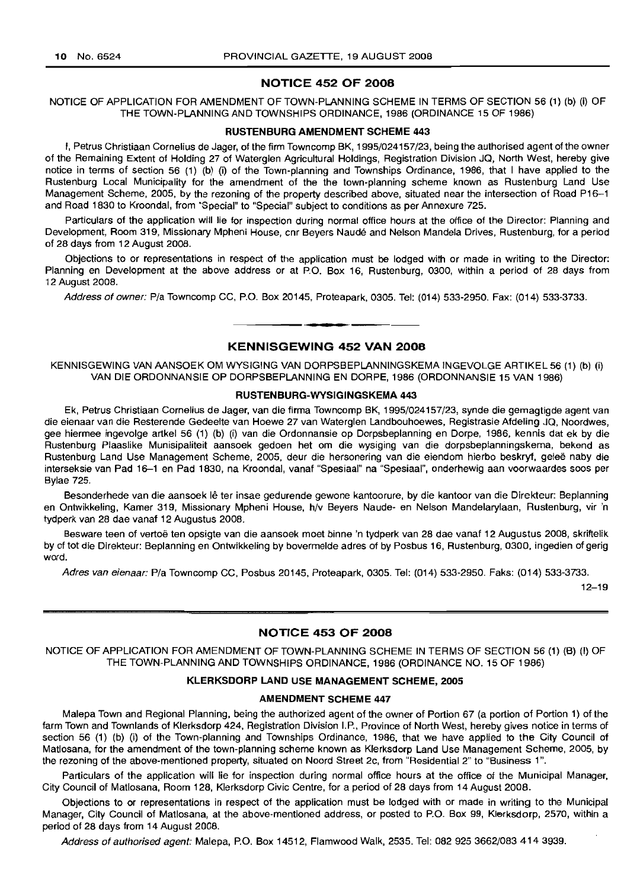## NOTICE 452 OF 2008

NOTICE OF APPLICATION FOR AMENDMENT OF TOWN-PLANNING SCHEME IN TERMS OF SECTION 56 (1) (b) (i) OF THE TOWN-PLANNING AND TOWNSHIPS ORDINANCE, 1986 (ORDINANCE 15 OF 1986)

### RUSTENBURG AMENDMENT SCHEME 443

I, Petrus Christiaan Cornelius de Jager, of the firm Towncomp BK, 1995/024157/23, being the authorised agent of the owner of the Remaining Extent of Holding 27 of Waterglen Agricultural Holdings, Registration Division JQ, North West, hereby give notice in terms of section 56 (1) (b) (i) of the Town-planning and Townships Ordinance, 1986, that I have applied to the Rustenburg Local Municipality for the amendment of the the town-planning scheme known as Rustenburg Land Use Management Scheme, 2005, by the rezoning of the property described above, situated near the intersection of Road P16-1 and Road 1830 to Kroondal, from "Special" to "Special" subject to conditions as per Annexure 725.

Particulars of the application will lie for inspection during normal office hours at the office of the Director: Planning and Development, Room 319, Missionary Mpheni House, cnr Beyers Naudé and Nelson Mandela Drives, Rustenburg, for a period of 28 days from 12 August 2008.

Objections to or representations in respect of the application must be lodged with or made in writing to the Director: Planning en Development at the above address or at P.O. Box 16, Rustenburg, 0300, within a period of 28 days from 12 August 2008.

*Address of owner:* P/a Towncomp CC, P.O. Box 20145, Proteapark, 0305. Tel: (014) 533-2950. Fax: (014) 533-3733.

---

## KENNISGEWING 452 VAN 2008

KENNISGEWING VAN AANSOEK OM WYSIGING VAN DORPSBEPLANNINGSKEMA INGEVOLGE ARTIKEL 56 (1) (b) (i) VAN DIE ORDONNANSIE OP DORPSBEPLANNING EN DORPE, 1986 (ORDONNANSIE 15 VAN 1986)

### RUSTENBURG-WYSIGINGSKEMA 443

Ek, Petrus Christiaan Cornelius de Jager, van die firma Towncomp BK, 1995/024157/23, synde die gemagtigde agent van die eienaar van die Resterende Gedeelte van Hoewe 27 van Waterglen Landbouhoewes, Registrasie Afdeling JQ, Noordwes, gee hiermee ingevolge artkel 56 (1) (b) (i) van die Ordonnansie op Dorpsbeplanning en Dorpe, 1986, kennis dat ek by die Rustenburg Plaaslike Munisipaliteit aansoek gedoen het om die wysiging van die dorpsbeplanningskema, bekend as Rustenburg Land Use Management Scheme, 2005, deur die hersonering van die eiendom hierbo beskryf, geleë naby die interseksie van Pad 16-1 en Pad 1830, na Kroondal, vanaf "Spesiaal" na "Spesiaal", onderhewig aan voorwaardes soos per Bylae 725.

Besonderhede van die aansoek lê ter insae gedurende gewone kantoorure, by die kantoor van die Direkteur: Beplanning en Ontwikkeling, Kamer 319, Missionary Mpheni House, h/v Beyers Naude- en Nelson Mandelarylaan, Rustenburg, vir 'n tydperk van 28 dae vanaf 12 Augustus 2008.

Besware teen of vertoë ten opsigte van die aansoek moet binne 'n tydperk van 28 dae vanaf 12 Augustus 2008, skriftelik by of tot die Direkteur: Beplanning en Ontwikkeling by bovermelde adres of by Posbus 16, Rustenburg, 0300, ingedien of gerig word.

*Adres van eienaar:* P/a Towncomp CC, Posbus 20145, Proteapark, 0305. Tel: (014) 533-2950. Faks: (014) 533-3733.

12–19

---

## NOTICE 453 OF 2008

NOTICE OF APPLICATION FOR AMENDMENT OF TOWN-PLANNING SCHEME IN TERMS OF SECTION 56 (1) (B) (I) OF THE TOWN-PLANNING AND TOWNSHIPS ORDINANCE, 1986 (ORDINANCE NO. 15 OF 1986)

### KLERKSDORP LAND USE MANAGEMENT SCHEME, 2005

### AMENDMENT SCHEME 447

Malepa Town and Regional Planning, being the authorized agent of the owner of Portion 67 (a portion of Portion 1) of the farm Town and Townlands of Klerksdorp 424, Registration Division I.P., Province of North West, hereby gives notice in terms of section 56 (1) (b) (i) of the Town-planning and Townships Ordinance, 1986, that we have applied to the City Council of Matlosana, for the amendment of the town-planning scheme known as Klerksdorp Land Use Management Scheme, 2005, by the rezoning of the above-mentioned property, situated on Noord Street 2c, from "Residential 2" to "Business 1".

Particulars of the application will lie for inspection during normal office hours at the office of the Municipal Manager, City Council of Matlosana, Room 128, Klerksdorp Civic Centre, for a period of 28 days from 14 August 2008.

Objections to or representations in respect of the application must be lodged with or made in writing to the Municipal Manager, City Council of Matlosana, at the above-mentioned address, or posted to P.O. Box 99, Klerksdorp, 2570, within a period of 28 days from 14 August 2008.

*Address of authorised agent:* Malepa, P.O. Box 14512, Flamwood Walk, 2535. Tel: 082 925 3662/083 414 3939.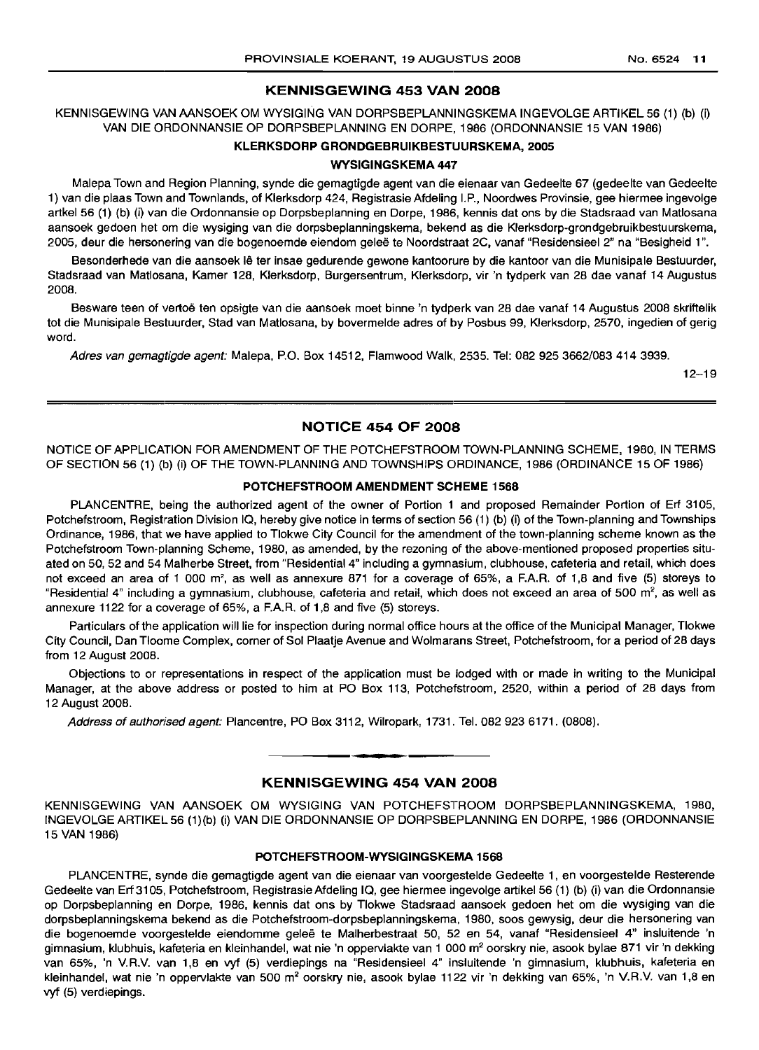## KENNISGEWING 453 VAN 2008

KENNISGEWING VAN AANSOEK OM WYSIGING VAN DORPSBEPLANNINGSKEMA INGEVOLGE ARTIKEL 56 (1) (b) (i) VAN DIE ORDONNANSIE OP DORPSBEPLANNING EN DORPE, 1986 (ORDONNANSIE 15 VAN 1986)

### KLERKSDORP GRONDGEBRUIKBESTUURSKEMA, 2005

### WYSIGINGSKEMA 447

Malepa Town and Region Planning, synde die gemagtigde agent van die eienaar van Gedeelte 67 (gedeelte van Gedeelte 1) van die plaas Town and Townlands, of Klerksdorp 424, Registrasie Afdeling I.P., Noordwes Provinsie, gee hiermee ingevolge artkel 56 (1) (b) (i) van die Ordonnansie op Dorpsbeplanning en Dorpe, 1986, kennis dat ons by die Stadsraad van Matlosana aansoek gedoen het om die wysiging van die dorpsbeplanningskema, bekend as die Klerksdorp-grondgebruikbestuurskema, 2005, deur die hersonering van die bogenoemde eiendom geleë te Noordstraat 2C, vanaf "Residensieel 2" na "Besigheid 1".

Besonderhede van die aansoek lê ter insae gedurende gewone kantoorure by die kantoor van die Munisipale Bestuurder, Stadsraad van Matlosana, Kamer 128, Klerksdorp, Burgersentrum, Klerksdorp, vir 'n tydperk van 28 dae vanaf 14 Augustus 2008.

Besware teen of vertoë ten opsigte van die aansoek moet binne 'n tydperk van 28 dae vanaf 14 Augustus 2008 skriftelik tot die Munisipale Bestuurder, Stad van Matlosana, by bovermelde adres of by Posbus 99, Klerksdorp, 2570, ingedien of gerig word.

*Adres van gemagtigde agent:* Malepa, P.O. Box 14512, Flamwood Walk, 2535. Tel: 082 925 3662/083 414 3939.

12–19

---

## NOTICE 454 OF 2008

NOTICE OF APPLICATION FOR AMENDMENT OF THE POTCHEFSTROOM TOWN-PLANNING SCHEME, 1980, IN TERMS OF SECTION 56 (1) (b) (i) OF THE TOWN-PLANNING AND TOWNSHIPS ORDINANCE, 1986 (ORDINANCE 15 OF 1986)

### POTCHEFSTROOM AMENDMENT SCHEME 1568

PLANCENTRE, being the authorized agent of the owner of Portion 1 and proposed Remainder Portion of Erf 3105, Potchefstroom, Registration Division IQ, hereby give notice in terms of section 56 (1) (b) (i) of the Town-planning and Townships Ordinance, 1986, that we have applied to Tlokwe City Council for the amendment of the town-planning scheme known as the Potchefstroom Town-planning Scheme, 1980, as amended, by the rezoning of the above-mentioned proposed properties situated on 50, 52 and 54 Malherbe Street, from "Residential 4" including a gymnasium, clubhouse, cafeteria and retail, which does not exceed an area of 1 000 m², as well as annexure 871 for a coverage of 65%, a F.A.R. of 1,8 and five (5) storeys to "Residential 4" including a gymnasium, clubhouse, cafeteria and retail, which does not exceed an area of 500 m², as well as annexure 1122 for a coverage of 65%, a F.A.R. of 1,8 and five (5) storeys.

Particulars of the application will lie for inspection during normal office hours at the office of the Municipal Manager, Tlokwe City Council, Dan Tloome Complex, corner of Sol Plaatje Avenue and Wolmarans Street, Potchefstroom, for a period of 28 days from 12 August 2008.

Objections to or representations in respect of the application must be lodged with or made in writing to the Municipal Manager, at the above address or posted to him at PO Box 113, Potchefstroom, 2520, within a period of 28 days from 12 August 2008.

*Address of authorised agent:* Plancentre, PO Box 3112, Wilropark, 1731. Tel. 082 923 6171. (0808).

---

## KENNISGEWING 454 VAN 2008

KENNISGEWING VAN AANSOEK OM WYSIGING VAN POTCHEFSTROOM DORPSBEPLANNINGSKEMA, 1980, INGEVOLGE ARTIKEL 56 (1)(b) (i) VAN DIE ORDONNANSIE OP DORPSBEPLANNING EN DORPE, 1986 (ORDONNANSIE 15 VAN 1986)

### POTCHEFSTROOM-WYSIGINGSKEMA 1568

PLANCENTRE, synde die gemagtigde agent van die eienaar van voorgestelde Gedeelte 1, en voorgestelde Resterende Gedeelte van Erf 3105, Potchefstroom, Registrasie Afdeling IQ, gee hiermee ingevolge artikel 56 (1) (b) (i) van die Ordonnansie op Dorpsbeplanning en Dorpe, 1986, kennis dat ons by Tlokwe Stadsraad aansoek gedoen het om die wysiging van die dorpsbeplanningskema bekend as die Potchefstroom-dorpsbeplanningskema, 1980, soos gewysig, deur die hersonering van die bogenoemde voorgestelde eiendomme geleë te Malherbestraat 50, 52 en 54, vanaf "Residensieel 4" insluitende 'n gimnasium, klubhuis, kafeteria en kleinhandel, wat nie 'n oppervlakte van 1 000 m² oorskry nie, asook bylae 871 vir 'n dekking van 65%, 'n V.R.V. van 1,8 en vyf (5) verdiepings na "Residensieel 4" insluitende 'n gimnasium, klubhuis, kafeteria en kleinhandel, wat nie 'n oppervlakte van 500 m² oorskry nie, asook bylae 1122 vir 'n dekking van 65%, 'n V.R.V. van 1,8 en vyf (5) verdiepings.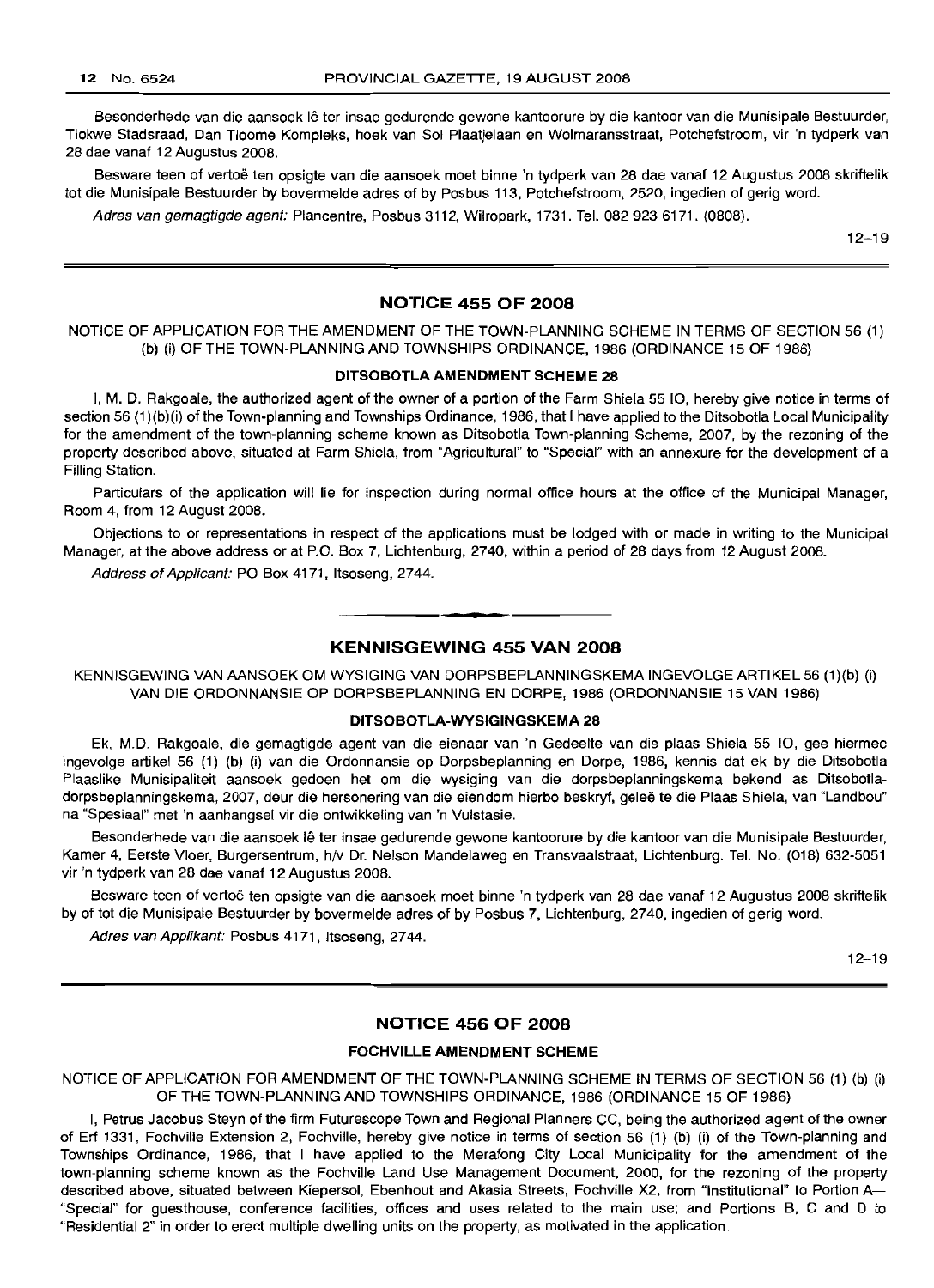Besonderhede van die aansoek lê ter insae gedurende gewone kantoorure by die kantoor van die Munisipale Bestuurder, Tlokwe Stadsraad, Dan Tloome Kompleks, hoek van Sol Plaatjelaan en Wolmaransstraat, Potchefstroom, vir 'n tydperk van 28 dae vanaf 12 Augustus 2008.

Besware teen of vertoë ten opsigte van die aansoek moet binne 'n tydperk van 28 dae vanaf 12 Augustus 2008 skriftelik tot die Munisipale Bestuurder by bovermelde adres of by Posbus 113, Potchefstroom, 2520, ingedien of gerig word.

*Adres van gemagtigde agent:* Plancentre, Posbus 3112, Wilropark, 1731. Tel. 082 923 6171. (0808).

12–19

## NOTICE 455 OF 2008

NOTICE OF APPLICATION FOR THE AMENDMENT OF THE TOWN-PLANNING SCHEME IN TERMS OF SECTION 56 (1) (b) (i) OF THE TOWN-PLANNING AND TOWNSHIPS ORDINANCE, 1986 (ORDINANCE 15 OF 1986)

### DITSOBOTLA AMENDMENT SCHEME 28

I, M. D. Rakgoale, the authorized agent of the owner of a portion of the Farm Shiela 55 IO, hereby give notice in terms of section 56 (1)(b)(i) of the Town-planning and Townships Ordinance, 1986, that I have applied to the Ditsobotla Local Municipality for the amendment of the town-planning scheme known as Ditsobotla Town-planning Scheme, 2007, by the rezoning of the property described above, situated at Farm Shiela, from "Agricultural" to "Special" with an annexure for the development of a Filling Station.

Particulars of the application will lie for inspection during normal office hours at the office of the Municipal Manager, Room 4, from 12 August 2008.

Objections to or representations in respect of the applications must be lodged with or made in writing to the Municipal Manager, at the above address or at P.O. Box 7, Lichtenburg, 2740, within a period of 28 days from 12 August 2008.

*Address of Applicant:* PO Box 4171, Itsoseng, 2744.

## KENNISGEWING 455 VAN 2008

KENNISGEWING VAN AANSOEK OM WYSIGING VAN DORPSBEPLANNINGSKEMA INGEVOLGE ARTIKEL 56 (1)(b) (i) VAN DIE ORDONNANSIE OP DORPSBEPLANNING EN DORPE, 1986 (ORDONNANSIE 15 VAN 1986)

### DITSOBOTLA-WYSIGINGSKEMA 28

Ek, M.D. Rakgoale, die gemagtigde agent van die eienaar van 'n Gedeelte van die plaas Shiela 55 IO, gee hiermee ingevolge artikel 56 (1) (b) (i) van die Ordonnansie op Dorpsbeplanning en Dorpe, 1986, kennis dat ek by die Ditsobotla Plaaslike Munisipaliteit aansoek gedoen het om die wysiging van die dorpsbeplanningskema bekend as Ditsobotla-dorpsbeplanningskema, 2007, deur die hersonering van die eiendom hierbo beskryf, geleë te die Plaas Shiela, van "Landbou" na "Spesiaal" met 'n aanhangsel vir die ontwikkeling van 'n Vulstasie.

Besonderhede van die aansoek lê ter insae gedurende gewone kantoorure by die kantoor van die Munisipale Bestuurder, Kamer 4, Eerste Vloer, Burgersentrum, h/v Dr. Nelson Mandelaweg en Transvaalstraat, Lichtenburg. Tel. No. (018) 632-5051 vir 'n tydperk van 28 dae vanaf 12 Augustus 2008.

Besware teen of vertoë ten opsigte van die aansoek moet binne 'n tydperk van 28 dae vanaf 12 Augustus 2008 skriftelik by of tot die Munisipale Bestuurder by bovermelde adres of by Posbus 7, Lichtenburg, 2740, ingedien of gerig word.

*Adres van Applikant:* Posbus 4171, Itsoseng, 2744.

12–19

## NOTICE 456 OF 2008

### FOCHVILLE AMENDMENT SCHEME

NOTICE OF APPLICATION FOR AMENDMENT OF THE TOWN-PLANNING SCHEME IN TERMS OF SECTION 56 (1) (b) (i) OF THE TOWN-PLANNING AND TOWNSHIPS ORDINANCE, 1986 (ORDINANCE 15 OF 1986)

I, Petrus Jacobus Steyn of the firm Futurescope Town and Regional Planners CC, being the authorized agent of the owner of Erf 1331, Fochville Extension 2, Fochville, hereby give notice in terms of section 56 (1) (b) (i) of the Town-planning and Townships Ordinance, 1986, that I have applied to the Merafong City Local Municipality for the amendment of the town-planning scheme known as the Fochville Land Use Management Document, 2000, for the rezoning of the property described above, situated between Kiepersol, Ebenhout and Akasia Streets, Fochville X2, from "Institutional" to Portion A—"Special" for guesthouse, conference facilities, offices and uses related to the main use; and Portions B, C and D to "Residential 2" in order to erect multiple dwelling units on the property, as motivated in the application.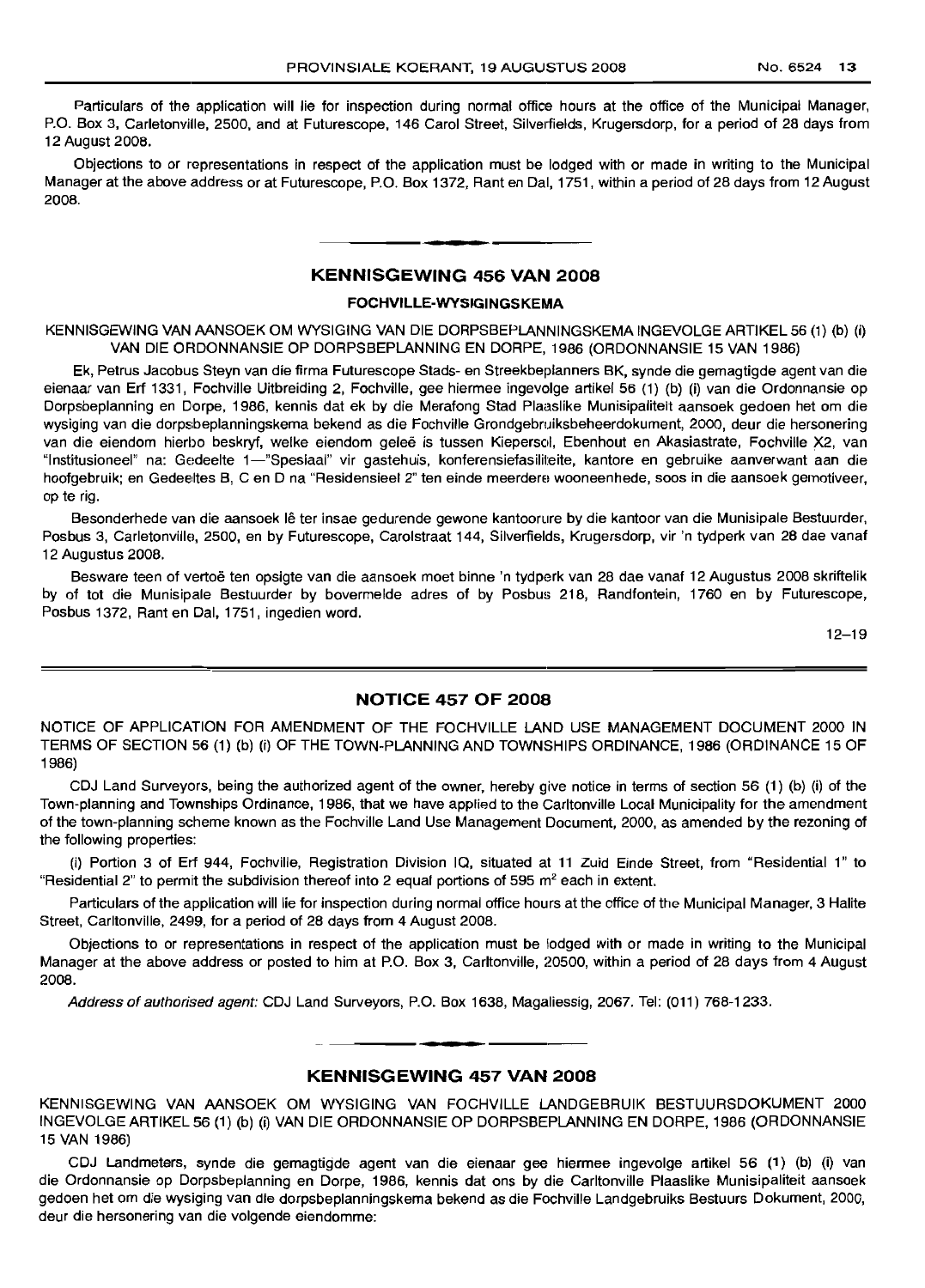Particulars of the application will lie for inspection during normal office hours at the office of the Municipal Manager, P.O. Box 3, Carletonville, 2500, and at Futurescope, 146 Carol Street, Silverfields, Krugersdorp, for a period of 28 days from 12 August 2008.

Objections to or representations in respect of the application must be lodged with or made in writing to the Municipal Manager at the above address or at Futurescope, P.O. Box 1372, Rant en Dal, 1751, within a period of 28 days from 12 August 2008.

## KENNISGEWING 456 VAN 2008

### FOCHVILLE-WYSIGINGSKEMA

KENNISGEWING VAN AANSOEK OM WYSIGING VAN DIE DORPSBEPLANNINGSKEMA INGEVOLGE ARTIKEL 56 (1) (b) (i) VAN DIE ORDONNANSIE OP DORPSBEPLANNING EN DORPE, 1986 (ORDONNANSIE 15 VAN 1986)

Ek, Petrus Jacobus Steyn van die firma Futurescope Stads- en Streekbeplanners BK, synde die gemagtigde agent van die eienaar van Erf 1331, Fochville Uitbreiding 2, Fochville, gee hiermee ingevolge artikel 56 (1) (b) (i) van die Ordonnansie op Dorpsbeplanning en Dorpe, 1986, kennis dat ek by die Merafong Stad Plaaslike Munisipaliteit aansoek gedoen het om die wysiging van die dorpsbeplanningskema bekend as die Fochville Grondgebruiksbeheerdokument, 2000, deur die hersonering van die eiendom hierbo beskryf, welke eiendom geleë is tussen Kiepersol, Ebenhout en Akasiastrate, Fochville X2, van "Institusioneel" na: Gedeelte 1—"Spesiaal" vir gastehuis, konferensiefasiliteite, kantore en gebruike aanverwant aan die hoofgebruik; en Gedeeltes B, C en D na "Residensieel 2" ten einde meerdere wooneenhede, soos in die aansoek gemotiveer, op te rig.

Besonderhede van die aansoek lê ter insae gedurende gewone kantoorure by die kantoor van die Munisipale Bestuurder, Posbus 3, Carletonville, 2500, en by Futurescope, Carolstraat 144, Silverfields, Krugersdorp, vir 'n tydperk van 28 dae vanaf 12 Augustus 2008.

Besware teen of vertoë ten opsigte van die aansoek moet binne 'n tydperk van 28 dae vanaf 12 Augustus 2008 skriftelik by of tot die Munisipale Bestuurder by bovermelde adres of by Posbus 218, Randfontein, 1760 en by Futurescope, Posbus 1372, Rant en Dal, 1751, ingedien word.

12–19

## NOTICE 457 OF 2008

NOTICE OF APPLICATION FOR AMENDMENT OF THE FOCHVILLE LAND USE MANAGEMENT DOCUMENT 2000 IN TERMS OF SECTION 56 (1) (b) (i) OF THE TOWN-PLANNING AND TOWNSHIPS ORDINANCE, 1986 (ORDINANCE 15 OF 1986)

CDJ Land Surveyors, being the authorized agent of the owner, hereby give notice in terms of section 56 (1) (b) (i) of the Town-planning and Townships Ordinance, 1986, that we have applied to the Carltonville Local Municipality for the amendment of the town-planning scheme known as the Fochville Land Use Management Document, 2000, as amended by the rezoning of the following properties:

(i) Portion 3 of Erf 944, Fochville, Registration Division IQ, situated at 11 Zuid Einde Street, from "Residential 1" to "Residential 2" to permit the subdivision thereof into 2 equal portions of 595 $m^2$ each in extent.

Particulars of the application will lie for inspection during normal office hours at the office of the Municipal Manager, 3 Halite Street, Carltonville, 2499, for a period of 28 days from 4 August 2008.

Objections to or representations in respect of the application must be lodged with or made in writing to the Municipal Manager at the above address or posted to him at P.O. Box 3, Carltonville, 20500, within a period of 28 days from 4 August 2008.

*Address of authorised agent:* CDJ Land Surveyors, P.O. Box 1638, Magaliessig, 2067. Tel: (011) 768-1233.

## KENNISGEWING 457 VAN 2008

KENNISGEWING VAN AANSOEK OM WYSIGING VAN FOCHVILLE LANDGEBRUIK BESTUURSDOKUMENT 2000 INGEVOLGE ARTIKEL 56 (1) (b) (i) VAN DIE ORDONNANSIE OP DORPSBEPLANNING EN DORPE, 1986 (ORDONNANSIE 15 VAN 1986)

CDJ Landmeters, synde die gemagtigde agent van die eienaar gee hiermee ingevolge artikel 56 (1) (b) (i) van die Ordonnansie op Dorpsbeplanning en Dorpe, 1986, kennis dat ons by die Carltonville Plaaslike Munisipaliteit aansoek gedoen het om die wysiging van die dorpsbeplanningskema bekend as die Fochville Landgebruiks Bestuurs Dokument, 2000, deur die hersonering van die volgende eiendomme: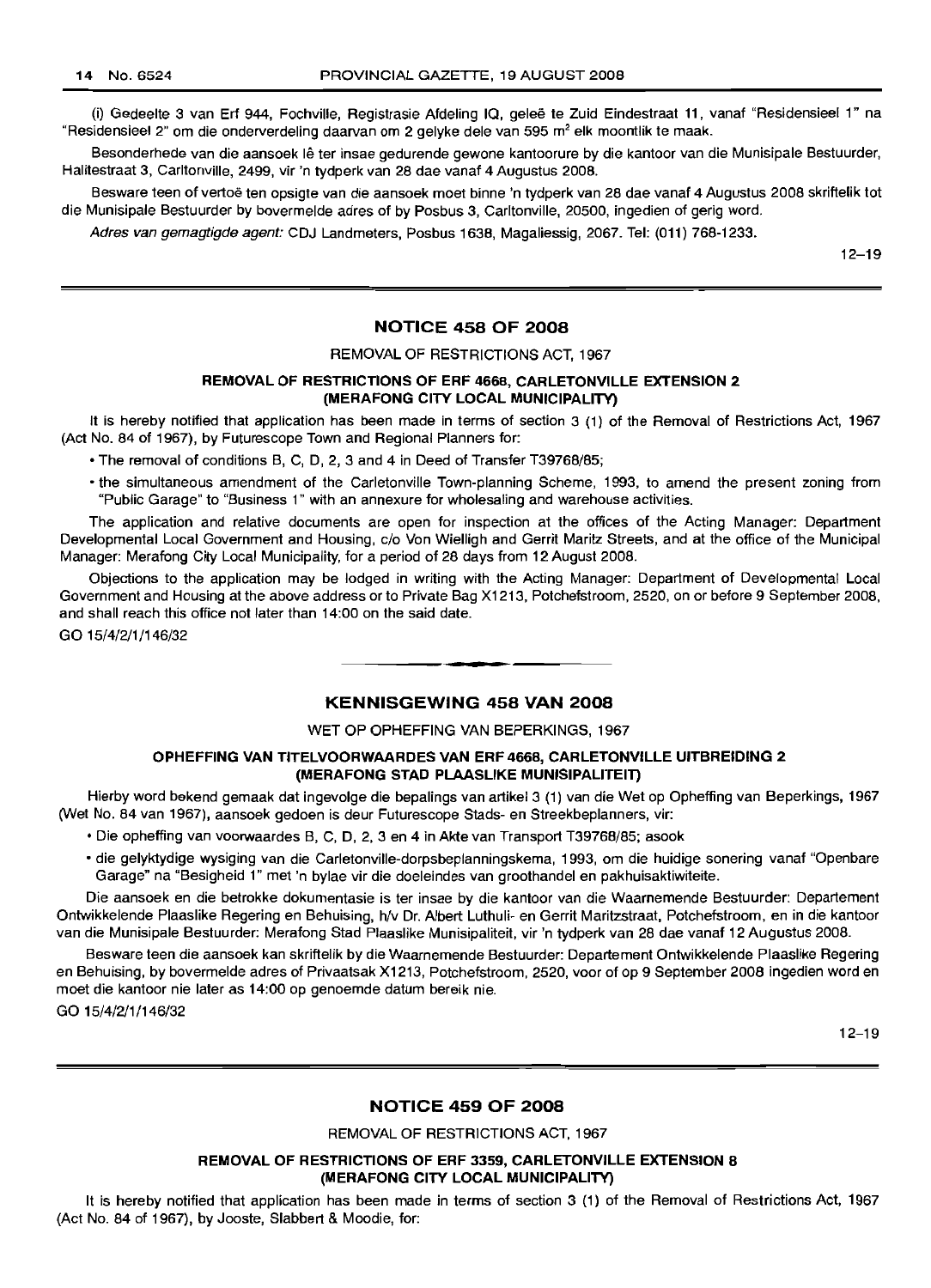(i) Gedeelte 3 van Erf 944, Fochville, Registrasie Afdeling IQ, geleë te Zuid Eindestraat 11, vanaf "Residensieel 1" na "Residensieel 2" om die onderverdeling daarvan om 2 gelyke dele van 595 m² elk moontlik te maak.

Besonderhede van die aansoek lê ter insae gedurende gewone kantoorure by die kantoor van die Munisipale Bestuurder, Halitestraat 3, Carltonville, 2499, vir 'n tydperk van 28 dae vanaf 4 Augustus 2008.

Besware teen of vertoë ten opsigte van die aansoek moet binne 'n tydperk van 28 dae vanaf 4 Augustus 2008 skriftelik tot die Munisipale Bestuurder by bovermelde adres of by Posbus 3, Carltonville, 20500, ingedien of gerig word.

*Adres van gemagtigde agent:* CDJ Landmeters, Posbus 1638, Magaliessig, 2067. Tel: (011) 768-1233.

12–19

## NOTICE 458 OF 2008

REMOVAL OF RESTRICTIONS ACT, 1967

### REMOVAL OF RESTRICTIONS OF ERF 4668, CARLETONVILLE EXTENSION 2 (MERAFONG CITY LOCAL MUNICIPALITY)

It is hereby notified that application has been made in terms of section 3 (1) of the Removal of Restrictions Act, 1967 (Act No. 84 of 1967), by Futurescope Town and Regional Planners for:

- The removal of conditions B, C, D, 2, 3 and 4 in Deed of Transfer T39768/85;
- the simultaneous amendment of the Carletonville Town-planning Scheme, 1993, to amend the present zoning from "Public Garage" to "Business 1" with an annexure for wholesaling and warehouse activities.

The application and relative documents are open for inspection at the offices of the Acting Manager: Department Developmental Local Government and Housing, c/o Von Wielligh and Gerrit Maritz Streets, and at the office of the Municipal Manager: Merafong City Local Municipality, for a period of 28 days from 12 August 2008.

Objections to the application may be lodged in writing with the Acting Manager: Department of Developmental Local Government and Housing at the above address or to Private Bag X1213, Potchefstroom, 2520, on or before 9 September 2008, and shall reach this office not later than 14:00 on the said date.

GO 15/4/2/1/146/32

## KENNISGEWING 458 VAN 2008

WET OP OPHEFFING VAN BEPERKINGS, 1967

### OPHEFFING VAN TITELVOORWAARDES VAN ERF 4668, CARLETONVILLE UITBREIDING 2 (MERAFONG STAD PLAASLIKE MUNISIPALITEIT)

Hierby word bekend gemaak dat ingevolge die bepalings van artikel 3 (1) van die Wet op Opheffing van Beperkings, 1967 (Wet No. 84 van 1967), aansoek gedoen is deur Futurescope Stads- en Streekbeplanners, vir:

- Die opheffing van voorwaardes B, C, D, 2, 3 en 4 in Akte van Transport T39768/85; asook
- die gelyktydige wysiging van die Carletonville-dorpsbeplanningskema, 1993, om die huidige sonering vanaf "Openbare Garage" na "Besigheid 1" met 'n bylae vir die doeleindes van groothandel en pakhuisaktiwiteite.

Die aansoek en die betrokke dokumentasie is ter insae by die kantoor van die Waarnemende Bestuurder: Departement Ontwikkelende Plaaslike Regering en Behuising, h/v Dr. Albert Luthuli- en Gerrit Maritzstraat, Potchefstroom, en in die kantoor van die Munisipale Bestuurder: Merafong Stad Plaaslike Munisipaliteit, vir 'n tydperk van 28 dae vanaf 12 Augustus 2008.

Besware teen die aansoek kan skriftelik by die Waarnemende Bestuurder: Departement Ontwikkelende Plaaslike Regering en Behuising, by bovermelde adres of Privaatsak X1213, Potchefstroom, 2520, voor of op 9 September 2008 ingedien word en moet die kantoor nie later as 14:00 op genoemde datum bereik nie.

GO 15/4/2/1/146/32

12–19

## NOTICE 459 OF 2008

REMOVAL OF RESTRICTIONS ACT, 1967

### REMOVAL OF RESTRICTIONS OF ERF 3359, CARLETONVILLE EXTENSION 8 (MERAFONG CITY LOCAL MUNICIPALITY)

It is hereby notified that application has been made in terms of section 3 (1) of the Removal of Restrictions Act, 1967 (Act No. 84 of 1967), by Jooste, Slabbert & Moodie, for: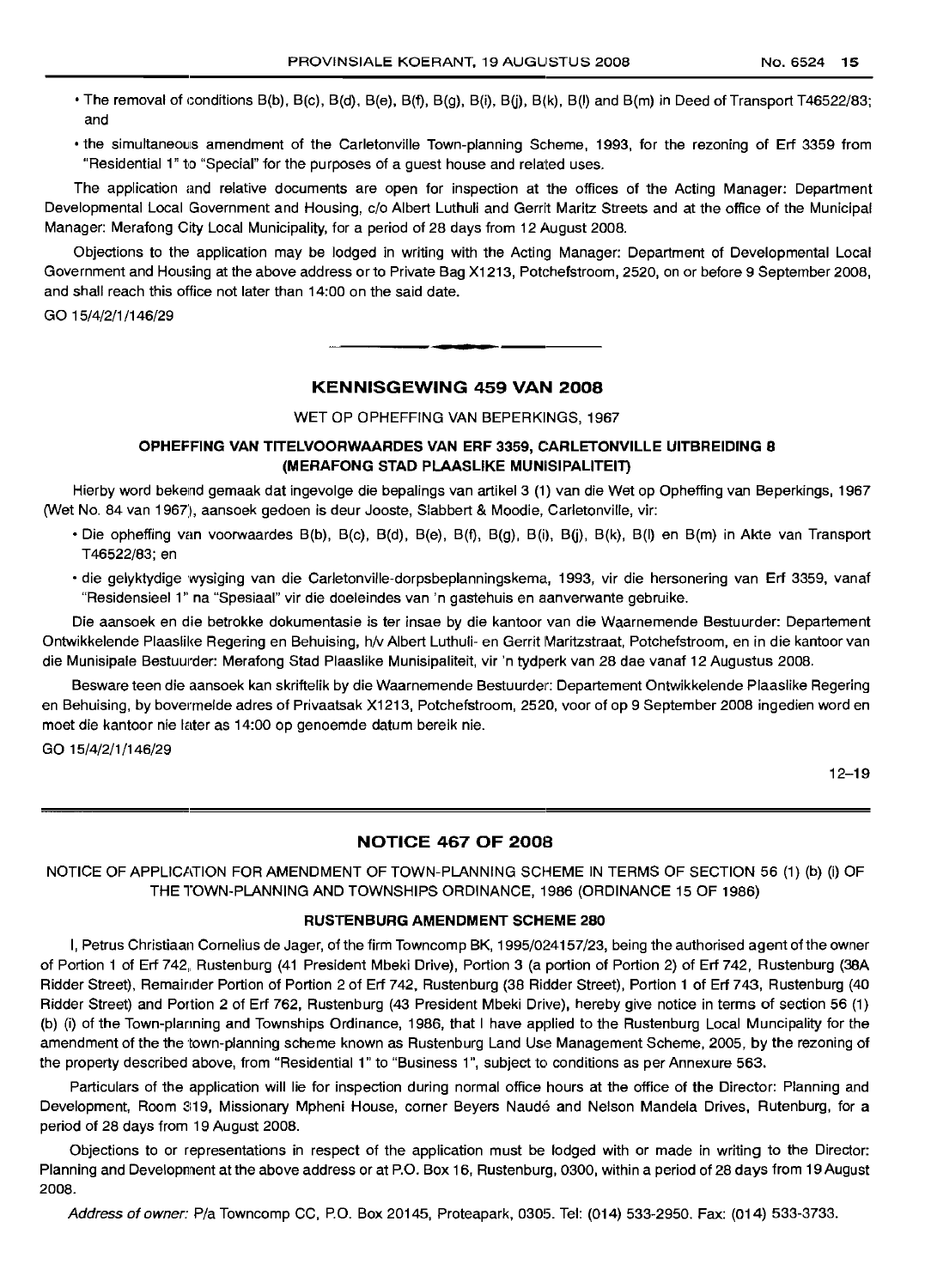- The removal of conditions B(b), B(c), B(d), B(e), B(f), B(g), B(i), B(j), B(k), B(l) and B(m) in Deed of Transport T46522/83; and
- the simultaneous amendment of the Carletonville Town-planning Scheme, 1993, for the rezoning of Erf 3359 from "Residential 1" to "Special" for the purposes of a guest house and related uses.

The application and relative documents are open for inspection at the offices of the Acting Manager: Department Developmental Local Government and Housing, c/o Albert Luthuli and Gerrit Maritz Streets and at the office of the Municipal Manager: Merafong City Local Municipality, for a period of 28 days from 12 August 2008.

Objections to the application may be lodged in writing with the Acting Manager: Department of Developmental Local Government and Housing at the above address or to Private Bag X1213, Potchefstroom, 2520, on or before 9 September 2008, and shall reach this office not later than 14:00 on the said date.

GO 15/4/2/1/146/29

## KENNISGEWING 459 VAN 2008

WET OP OPHEFFING VAN BEPERKINGS, 1967

**OPHEFFING VAN TITELVOORWAARDES VAN ERF 3359, CARLETONVILLE UITBREIDING 8 (MERAFONG STAD PLAASLIKE MUNISIPALITEIT)**

Hierby word bekend gemaak dat ingevolge die bepalings van artikel 3 (1) van die Wet op Opheffing van Beperkings, 1967 (Wet No. 84 van 1967), aansoek gedoen is deur Jooste, Slabbert & Moodie, Carletonville, vir:

- Die opheffing van voorwaardes B(b), B(c), B(d), B(e), B(f), B(g), B(i), B(j), B(k), B(l) en B(m) in Akte van Transport T46522/83; en
- die gelyktydige wysiging van die Carletonville-dorpsbeplanningskema, 1993, vir die hersonering van Erf 3359, vanaf "Residensieel 1" na "Spesiaal" vir die doeleindes van 'n gastehuis en aanverwante gebruike.

Die aansoek en die betrokke dokumentasie is ter insae by die kantoor van die Waarnemende Bestuurder: Departement Ontwikkelende Plaaslike Regering en Behuising, h/v Albert Luthuli- en Gerrit Maritzstraat, Potchefstroom, en in die kantoor van die Munisipale Bestuurder: Merafong Stad Plaaslike Munisipaliteit, vir 'n tydperk van 28 dae vanaf 12 Augustus 2008.

Besware teen die aansoek kan skriftelik by die Waarnemende Bestuurder: Departement Ontwikkelende Plaaslike Regering en Behuising, by bovermelde adres of Privaatsak X1213, Potchefstroom, 2520, voor of op 9 September 2008 ingedien word en moet die kantoor nie later as 14:00 op genoemde datum bereik nie.

GO 15/4/2/1/146/29

12–19

## NOTICE 467 OF 2008

NOTICE OF APPLICATION FOR AMENDMENT OF TOWN-PLANNING SCHEME IN TERMS OF SECTION 56 (1) (b) (i) OF THE TOWN-PLANNING AND TOWNSHIPS ORDINANCE, 1986 (ORDINANCE 15 OF 1986)

**RUSTENBURG AMENDMENT SCHEME 280**

I, Petrus Christiaan Cornelius de Jager, of the firm Towncomp BK, 1995/024157/23, being the authorised agent of the owner of Portion 1 of Erf 742, Rustenburg (41 President Mbeki Drive), Portion 3 (a portion of Portion 2) of Erf 742, Rustenburg (38A Ridder Street), Remainder Portion of Portion 2 of Erf 742, Rustenburg (38 Ridder Street), Portion 1 of Erf 743, Rustenburg (40 Ridder Street) and Portion 2 of Erf 762, Rustenburg (43 President Mbeki Drive), hereby give notice in terms of section 56 (1) (b) (i) of the Town-planning and Townships Ordinance, 1986, that I have applied to the Rustenburg Local Muncipality for the amendment of the the town-planning scheme known as Rustenburg Land Use Management Scheme, 2005, by the rezoning of the property described above, from "Residential 1" to "Business 1", subject to conditions as per Annexure 563.

Particulars of the application will lie for inspection during normal office hours at the office of the Director: Planning and Development, Room 319, Missionary Mpheni House, corner Beyers Naudé and Nelson Mandela Drives, Rutenburg, for a period of 28 days from 19 August 2008.

Objections to or representations in respect of the application must be lodged with or made in writing to the Director: Planning and Development at the above address or at P.O. Box 16, Rustenburg, 0300, within a period of 28 days from 19 August 2008.

*Address of owner:* P/a Towncomp CC, P.O. Box 20145, Proteapark, 0305. Tel: (014) 533-2950. Fax: (014) 533-3733.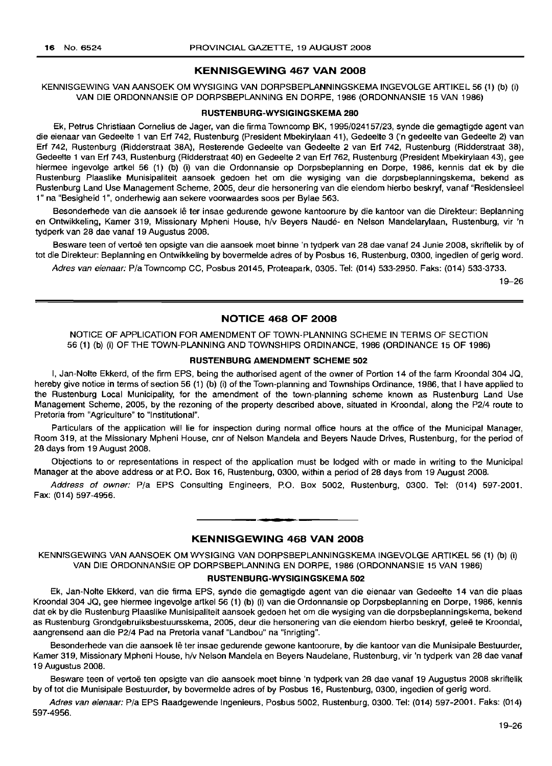## KENNISGEWING 467 VAN 2008

KENNISGEWING VAN AANSOEK OM WYSIGING VAN DORPSBEPLANNINGSKEMA INGEVOLGE ARTIKEL 56 (1) (b) (i) VAN DIE ORDONNANSIE OP DORPSBEPLANNING EN DORPE, 1986 (ORDONNANSIE 15 VAN 1986)

### RUSTENBURG-WYSIGINGSKEMA 280

Ek, Petrus Christiaan Cornelius de Jager, van die firma Towncomp BK, 1995/024157/23, synde die gemagtigde agent van die eienaar van Gedeelte 1 van Erf 742, Rustenburg (President Mbekirylaan 41), Gedeelte 3 ('n gedeelte van Gedeelte 2) van Erf 742, Rustenburg (Ridderstraat 38A), Resterende Gedeelte van Gedeelte 2 van Erf 742, Rustenburg (Ridderstraat 38), Gedeelte 1 van Erf 743, Rustenburg (Ridderstraat 40) en Gedeelte 2 van Erf 762, Rustenburg (President Mbekirylaan 43), gee hiermee ingevolge artkel 56 (1) (b) (i) van die Ordonnansie op Dorpsbeplanning en Dorpe, 1986, kennis dat ek by die Rustenburg Plaaslike Munisipaliteit aansoek gedoen het om die wysiging van die dorpsbeplanningskema, bekend as Rustenburg Land Use Management Scheme, 2005, deur die hersonering van die eiendom hierbo beskryf, vanaf "Residensieel 1" na "Besigheid 1", onderhewig aan sekere voorwaardes soos per Bylae 563.

Besonderhede van die aansoek lê ter insae gedurende gewone kantoorure by die kantoor van die Direkteur: Beplanning en Ontwikkeling, Kamer 319, Missionary Mpheni House, h/v Beyers Naudé- en Nelson Mandelarylaan, Rustenburg, vir 'n tydperk van 28 dae vanaf 19 Augustus 2008.

Besware teen of vertoë ten opsigte van die aansoek moet binne 'n tydperk van 28 dae vanaf 24 Junie 2008, skriftelik by of tot die Direkteur: Beplanning en Ontwikkeling by bovermelde adres of by Posbus 16, Rustenburg, 0300, ingedien of gerig word.

*Adres van eienaar:* P/a Towncomp CC, Posbus 20145, Proteapark, 0305. Tel: (014) 533-2950. Faks: (014) 533-3733.

19–26

## NOTICE 468 OF 2008

NOTICE OF APPLICATION FOR AMENDMENT OF TOWN-PLANNING SCHEME IN TERMS OF SECTION 56 (1) (b) (i) OF THE TOWN-PLANNING AND TOWNSHIPS ORDINANCE, 1986 (ORDINANCE 15 OF 1986)

### RUSTENBURG AMENDMENT SCHEME 502

I, Jan-Nolte Ekkerd, of the firm EPS, being the authorised agent of the owner of Portion 14 of the farm Kroondal 304 JQ, hereby give notice in terms of section 56 (1) (b) (i) of the Town-planning and Townships Ordinance, 1986, that I have applied to the Rustenburg Local Municipality, for the amendment of the town-planning scheme known as Rustenburg Land Use Management Scheme, 2005, by the rezoning of the property described above, situated in Kroondal, along the P2/4 route to Pretoria from "Agriculture" to "Institutional".

Particulars of the application will lie for inspection during normal office hours at the office of the Municipal Manager, Room 319, at the Missionary Mpheni House, cnr of Nelson Mandela and Beyers Naude Drives, Rustenburg, for the period of 28 days from 19 August 2008.

Objections to or representations in respect of the application must be lodged with or made in writing to the Municipal Manager at the above address or at P.O. Box 16, Rustenburg, 0300, within a period of 28 days from 19 August 2008.

*Address of owner:* P/a EPS Consulting Engineers, P.O. Box 5002, Rustenburg, 0300. Tel: (014) 597-2001. Fax: (014) 597-4956.

## KENNISGEWING 468 VAN 2008

KENNISGEWING VAN AANSOEK OM WYSIGING VAN DORPSBEPLANNINGSKEMA INGEVOLGE ARTIKEL 56 (1) (b) (i) VAN DIE ORDONNANSIE OP DORPSBEPLANNING EN DORPE, 1986 (ORDONNANSIE 15 VAN 1986)

### RUSTENBURG-WYSIGINGSKEMA 502

Ek, Jan-Nolte Ekkerd, van die firma EPS, synde die gemagtigde agent van die eienaar van Gedeelte 14 van die plaas Kroondal 304 JQ, gee hiermee ingevolge artkel 56 (1) (b) (i) van die Ordonnansie op Dorpsbeplanning en Dorpe, 1986, kennis dat ek by die Rustenburg Plaaslike Munisipaliteit aansoek gedoen het om die wysiging van die dorpsbeplanningskema, bekend as Rustenburg Grondgebruiksbestuursskema, 2005, deur die hersonering van die eiendom hierbo beskryf, geleë te Kroondal, aangrensend aan die P2/4 Pad na Pretoria vanaf "Landbou" na "Inrigting".

Besonderhede van die aansoek lê ter insae gedurende gewone kantoorure, by die kantoor van die Munisipale Bestuurder, Kamer 319, Missionary Mpheni House, h/v Nelson Mandela en Beyers Naudelane, Rustenburg, vir 'n tydperk van 28 dae vanaf 19 Augustus 2008.

Besware teen of vertoë ten opsigte van die aansoek moet binne 'n tydperk van 28 dae vanaf 19 Augustus 2008 skriftelik by of tot die Munisipale Bestuurder, by bovermelde adres of by Posbus 16, Rustenburg, 0300, ingedien of gerig word.

*Adres van eienaar:* P/a EPS Raadgewende Ingenieurs, Posbus 5002, Rustenburg, 0300. Tel: (014) 597-2001. Faks: (014) 597-4956.

19–26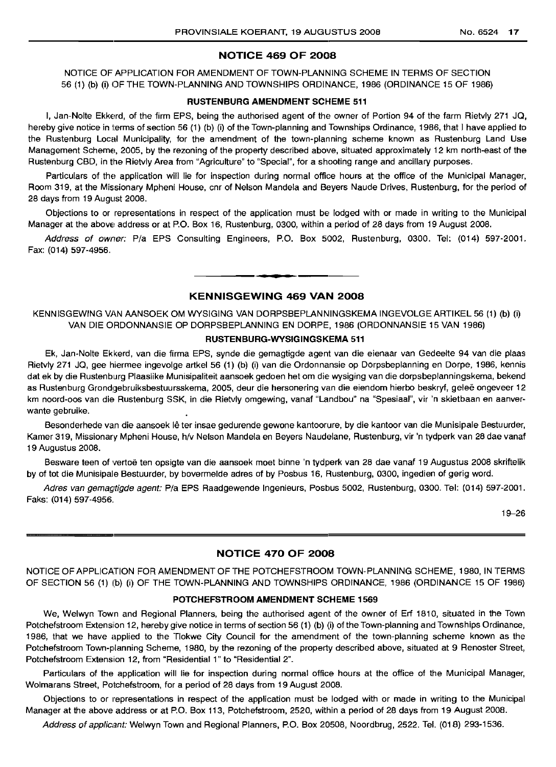## NOTICE 469 OF 2008

NOTICE OF APPLICATION FOR AMENDMENT OF TOWN-PLANNING SCHEME IN TERMS OF SECTION 56 (1) (b) (i) OF THE TOWN-PLANNING AND TOWNSHIPS ORDINANCE, 1986 (ORDINANCE 15 OF 1986)

### RUSTENBURG AMENDMENT SCHEME 511

I, Jan-Nolte Ekkerd, of the firm EPS, being the authorised agent of the owner of Portion 94 of the farm Rietvly 271 JQ, hereby give notice in terms of section 56 (1) (b) (i) of the Town-planning and Townships Ordinance, 1986, that I have applied to the Rustenburg Local Municipality, for the amendment of the town-planning scheme known as Rustenburg Land Use Management Scheme, 2005, by the rezoning of the property described above, situated approximately 12 km north-east of the Rustenburg CBD, in the Rietvly Area from "Agriculture" to "Special", for a shooting range and ancillary purposes.

Particulars of the application will lie for inspection during normal office hours at the office of the Municipal Manager, Room 319, at the Missionary Mpheni House, cnr of Nelson Mandela and Beyers Naude Drives, Rustenburg, for the period of 28 days from 19 August 2008.

Objections to or representations in respect of the application must be lodged with or made in writing to the Municipal Manager at the above address or at P.O. Box 16, Rustenburg, 0300, within a period of 28 days from 19 August 2008.

*Address of owner:* P/a EPS Consulting Engineers, P.O. Box 5002, Rustenburg, 0300. Tel: (014) 597-2001. Fax: (014) 597-4956.

---

## KENNISGEWING 469 VAN 2008

KENNISGEWING VAN AANSOEK OM WYSIGING VAN DORPSBEPLANNINGSKEMA INGEVOLGE ARTIKEL 56 (1) (b) (i) VAN DIE ORDONNANSIE OP DORPSBEPLANNING EN DORPE, 1986 (ORDONNANSIE 15 VAN 1986)

### RUSTENBURG-WYSIGINGSKEMA 511

Ek, Jan-Nolte Ekkerd, van die firma EPS, synde die gemagtigde agent van die eienaar van Gedeelte 94 van die plaas Rietvly 271 JQ, gee hiermee ingevolge artkel 56 (1) (b) (i) van die Ordonnansie op Dorpsbeplanning en Dorpe, 1986, kennis dat ek by die Rustenburg Plaaslike Munisipaliteit aansoek gedoen het om die wysiging van die dorpsbeplanningskema, bekend as Rustenburg Grondgebruiksbestuursskema, 2005, deur die hersonering van die eiendom hierbo beskryf, geleë ongeveer 12 km noord-oos van die Rustenburg SSK, in die Rietvly omgewing, vanaf "Landbou" na "Spesiaal", vir 'n skietbaan en aanverwante gebruike.

Besonderhede van die aansoek lê ter insae gedurende gewone kantoorure, by die kantoor van die Munisipale Bestuurder, Kamer 319, Missionary Mpheni House, h/v Nelson Mandela en Beyers Naudelane, Rustenburg, vir 'n tydperk van 28 dae vanaf 19 Augustus 2008.

Besware teen of vertoë ten opsigte van die aansoek moet binne 'n tydperk van 28 dae vanaf 19 Augustus 2008 skriftelik by of tot die Munisipale Bestuurder, by bovermelde adres of by Posbus 16, Rustenburg, 0300, ingedien of gerig word.

*Adres van gemagtigde agent:* P/a EPS Raadgewende Ingenieurs, Posbus 5002, Rustenburg, 0300. Tel: (014) 597-2001. Faks: (014) 597-4956.

19–26

---

## NOTICE 470 OF 2008

NOTICE OF APPLICATION FOR AMENDMENT OF THE POTCHEFSTROOM TOWN-PLANNING SCHEME, 1980, IN TERMS OF SECTION 56 (1) (b) (i) OF THE TOWN-PLANNING AND TOWNSHIPS ORDINANCE, 1986 (ORDINANCE 15 OF 1986)

### POTCHEFSTROOM AMENDMENT SCHEME 1569

We, Welwyn Town and Regional Planners, being the authorised agent of the owner of Erf 1810, situated in the Town Potchefstroom Extension 12, hereby give notice in terms of section 56 (1) (b) (i) of the Town-planning and Townships Ordinance, 1986, that we have applied to the Tlokwe City Council for the amendment of the town-planning scheme known as the Potchefstroom Town-planning Scheme, 1980, by the rezoning of the property described above, situated at 9 Renoster Street, Potchefstroom Extension 12, from "Residential 1" to "Residential 2".

Particulars of the application will lie for inspection during normal office hours at the office of the Municipal Manager, Wolmarans Street, Potchefstroom, for a period of 28 days from 19 August 2008.

Objections to or representations in respect of the application must be lodged with or made in writing to the Municipal Manager at the above address or at P.O. Box 113, Potchefstroom, 2520, within a period of 28 days from 19 August 2008.

*Address of applicant:* Welwyn Town and Regional Planners, P.O. Box 20508, Noordbrug, 2522. Tel. (018) 293-1536.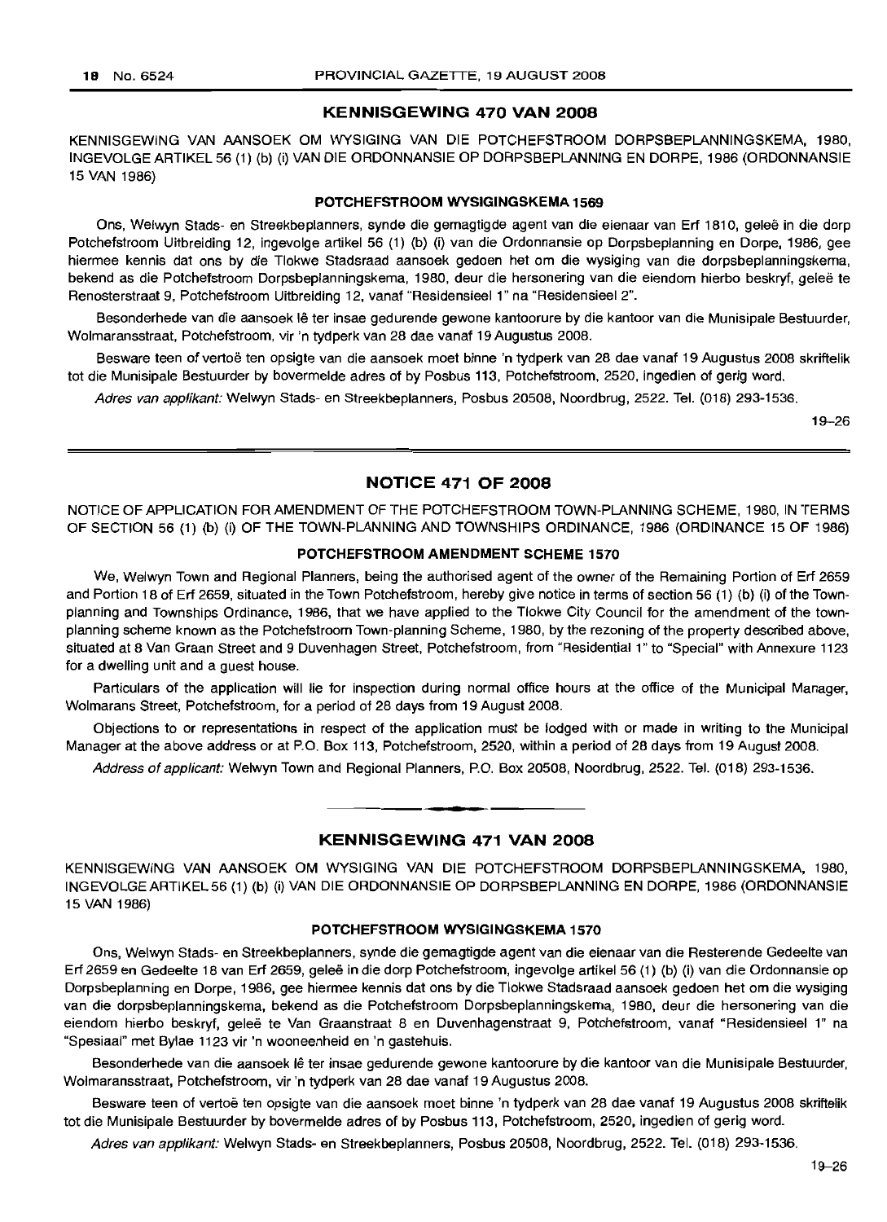## KENNISGEWING 470 VAN 2008

KENNISGEWING VAN AANSOEK OM WYSIGING VAN DIE POTCHEFSTROOM DORPSBEPLANNINGSKEMA, 1980, INGEVOLGE ARTIKEL 56 (1) (b) (i) VAN DIE ORDONNANSIE OP DORPSBEPLANNING EN DORPE, 1986 (ORDONNANSIE 15 VAN 1986)

### POTCHEFSTROOM WYSIGINGSKEMA 1569

Ons, Welwyn Stads- en Streekbeplanners, synde die gemagtigde agent van die eienaar van Erf 1810, geleë in die dorp Potchefstroom Uitbreiding 12, ingevolge artikel 56 (1) (b) (i) van die Ordonnansie op Dorpsbeplanning en Dorpe, 1986, gee hiermee kennis dat ons by die Tlokwe Stadsraad aansoek gedoen het om die wysiging van die dorpsbeplanningskema, bekend as die Potchefstroom Dorpsbeplanningskema, 1980, deur die hersonering van die eiendom hierbo beskryf, geleë te Renosterstraat 9, Potchefstroom Uitbreiding 12, vanaf "Residensieel 1" na "Residensieel 2".

Besonderhede van die aansoek lê ter insae gedurende gewone kantoorure by die kantoor van die Munisipale Bestuurder, Wolmaransstraat, Potchefstroom, vir 'n tydperk van 28 dae vanaf 19 Augustus 2008.

Besware teen of vertoë ten opsigte van die aansoek moet binne 'n tydperk van 28 dae vanaf 19 Augustus 2008 skriftelik tot die Munisipale Bestuurder by bovermelde adres of by Posbus 113, Potchefstroom, 2520, ingedien of gerig word.

*Adres van applikant:* Welwyn Stads- en Streekbeplanners, Posbus 20508, Noordbrug, 2522. Tel. (018) 293-1536.

19–26

## NOTICE 471 OF 2008

NOTICE OF APPLICATION FOR AMENDMENT OF THE POTCHEFSTROOM TOWN-PLANNING SCHEME, 1980, IN TERMS OF SECTION 56 (1) (b) (i) OF THE TOWN-PLANNING AND TOWNSHIPS ORDINANCE, 1986 (ORDINANCE 15 OF 1986)

### POTCHEFSTROOM AMENDMENT SCHEME 1570

We, Welwyn Town and Regional Planners, being the authorised agent of the owner of the Remaining Portion of Erf 2659 and Portion 18 of Erf 2659, situated in the Town Potchefstroom, hereby give notice in terms of section 56 (1) (b) (i) of the Town-planning and Townships Ordinance, 1986, that we have applied to the Tlokwe City Council for the amendment of the town-planning scheme known as the Potchefstroom Town-planning Scheme, 1980, by the rezoning of the property described above, situated at 8 Van Graan Street and 9 Duvenhagen Street, Potchefstroom, from "Residential 1" to "Special" with Annexure 1123 for a dwelling unit and a guest house.

Particulars of the application will lie for inspection during normal office hours at the office of the Municipal Manager, Wolmarans Street, Potchefstroom, for a period of 28 days from 19 August 2008.

Objections to or representations in respect of the application must be lodged with or made in writing to the Municipal Manager at the above address or at P.O. Box 113, Potchefstroom, 2520, within a period of 28 days from 19 August 2008.

*Address of applicant:* Welwyn Town and Regional Planners, P.O. Box 20508, Noordbrug, 2522. Tel. (018) 293-1536.

## KENNISGEWING 471 VAN 2008

KENNISGEWING VAN AANSOEK OM WYSIGING VAN DIE POTCHEFSTROOM DORPSBEPLANNINGSKEMA, 1980, INGEVOLGE ARTIKEL 56 (1) (b) (i) VAN DIE ORDONNANSIE OP DORPSBEPLANNING EN DORPE, 1986 (ORDONNANSIE 15 VAN 1986)

### POTCHEFSTROOM WYSIGINGSKEMA 1570

Ons, Welwyn Stads- en Streekbeplanners, synde die gemagtigde agent van die eienaar van die Resterende Gedeelte van Erf 2659 en Gedeelte 18 van Erf 2659, geleë in die dorp Potchefstroom, ingevolge artikel 56 (1) (b) (i) van die Ordonnansie op Dorpsbeplanning en Dorpe, 1986, gee hiermee kennis dat ons by die Tlokwe Stadsraad aansoek gedoen het om die wysiging van die dorpsbeplanningskema, bekend as die Potchefstroom Dorpsbeplanningskema, 1980, deur die hersonering van die eiendom hierbo beskryf, geleë te Van Graanstraat 8 en Duvenhagenstraat 9, Potchefstroom, vanaf "Residensieel 1" na "Spesiaal" met Bylae 1123 vir 'n wooneenheid en 'n gastehuis.

Besonderhede van die aansoek lê ter insae gedurende gewone kantoorure by die kantoor van die Munisipale Bestuurder, Wolmaransstraat, Potchefstroom, vir 'n tydperk van 28 dae vanaf 19 Augustus 2008.

Besware teen of vertoë ten opsigte van die aansoek moet binne 'n tydperk van 28 dae vanaf 19 Augustus 2008 skriftelik tot die Munisipale Bestuurder by bovermelde adres of by Posbus 113, Potchefstroom, 2520, ingedien of gerig word.

*Adres van applikant:* Welwyn Stads- en Streekbeplanners, Posbus 20508, Noordbrug, 2522. Tel. (018) 293-1536.

19–26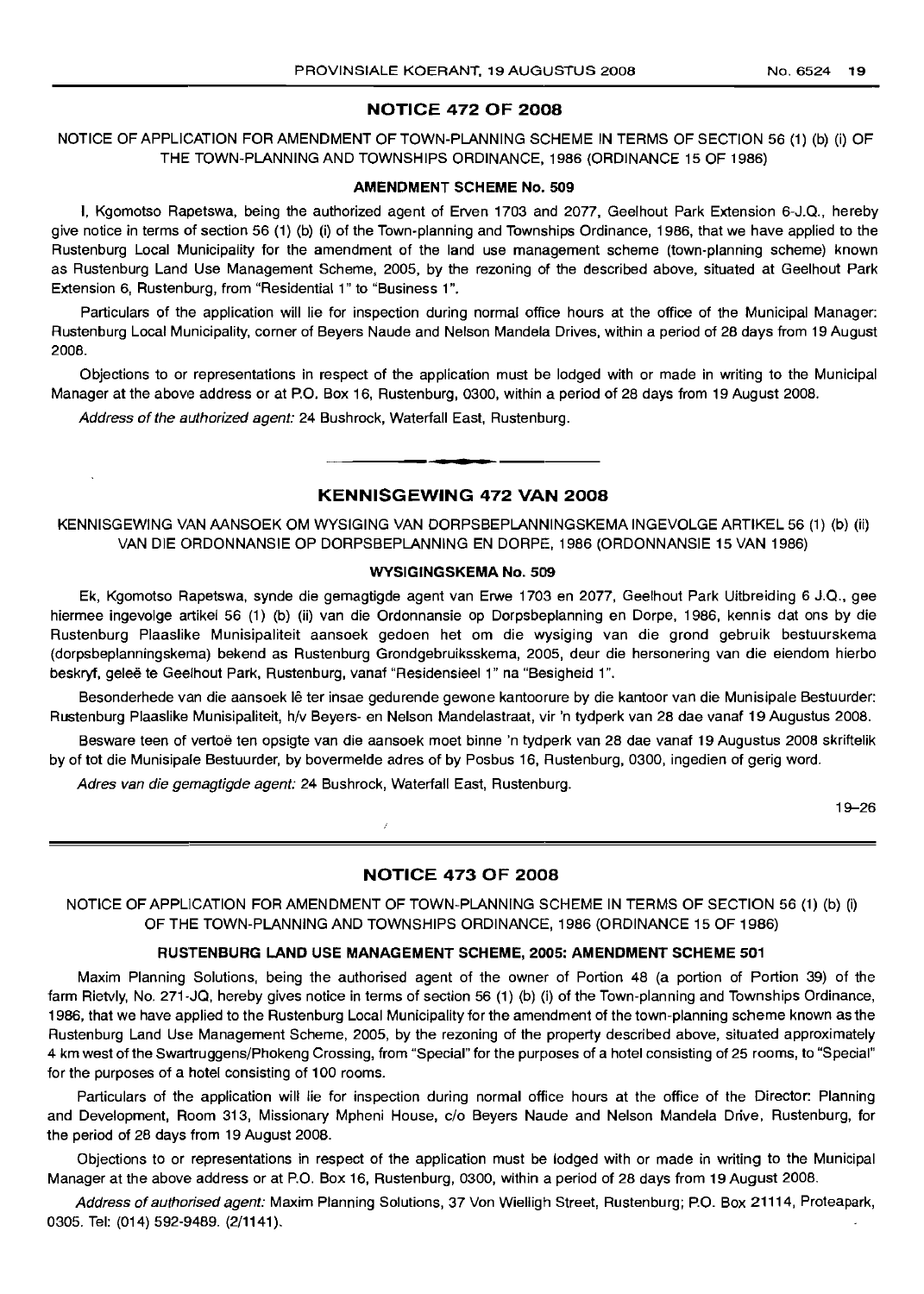## NOTICE 472 OF 2008

NOTICE OF APPLICATION FOR AMENDMENT OF TOWN-PLANNING SCHEME IN TERMS OF SECTION 56 (1) (b) (i) OF THE TOWN-PLANNING AND TOWNSHIPS ORDINANCE, 1986 (ORDINANCE 15 OF 1986)

### AMENDMENT SCHEME No. 509

I, Kgomotso Rapetswa, being the authorized agent of Erven 1703 and 2077, Geelhout Park Extension 6-J.Q., hereby give notice in terms of section 56 (1) (b) (i) of the Town-planning and Townships Ordinance, 1986, that we have applied to the Rustenburg Local Municipality for the amendment of the land use management scheme (town-planning scheme) known as Rustenburg Land Use Management Scheme, 2005, by the rezoning of the described above, situated at Geelhout Park Extension 6, Rustenburg, from "Residential 1" to "Business 1".

Particulars of the application will lie for inspection during normal office hours at the office of the Municipal Manager: Rustenburg Local Municipality, corner of Beyers Naude and Nelson Mandela Drives, within a period of 28 days from 19 August 2008.

Objections to or representations in respect of the application must be lodged with or made in writing to the Municipal Manager at the above address or at P.O. Box 16, Rustenburg, 0300, within a period of 28 days from 19 August 2008.

*Address of the authorized agent:* 24 Bushrock, Waterfall East, Rustenburg.

---

## KENNISGEWING 472 VAN 2008

KENNISGEWING VAN AANSOEK OM WYSIGING VAN DORPSBEPLANNINGSKEMA INGEVOLGE ARTIKEL 56 (1) (b) (ii) VAN DIE ORDONNANSIE OP DORPSBEPLANNING EN DORPE, 1986 (ORDONNANSIE 15 VAN 1986)

### WYSIGINGSKEMA No. 509

Ek, Kgomotso Rapetswa, synde die gemagtigde agent van Erwe 1703 en 2077, Geelhout Park Uitbreiding 6 J.Q., gee hiermee ingevolge artikel 56 (1) (b) (ii) van die Ordonnansie op Dorpsbeplanning en Dorpe, 1986, kennis dat ons by die Rustenburg Plaaslike Munisipaliteit aansoek gedoen het om die wysiging van die grond gebruik bestuurskema (dorpsbeplanningskema) bekend as Rustenburg Grondgebruiksskema, 2005, deur die hersonering van die eiendom hierbo beskryf, geleë te Geelhout Park, Rustenburg, vanaf "Residensieel 1" na "Besigheid 1".

Besonderhede van die aansoek lê ter insae gedurende gewone kantoorure by die kantoor van die Munisipale Bestuurder: Rustenburg Plaaslike Munisipaliteit, h/v Beyers- en Nelson Mandelastraat, vir 'n tydperk van 28 dae vanaf 19 Augustus 2008.

Besware teen of vertoë ten opsigte van die aansoek moet binne 'n tydperk van 28 dae vanaf 19 Augustus 2008 skriftelik by of tot die Munisipale Bestuurder, by bovermelde adres of by Posbus 16, Rustenburg, 0300, ingedien of gerig word.

*Adres van die gemagtigde agent:* 24 Bushrock, Waterfall East, Rustenburg.

19–26

---

## NOTICE 473 OF 2008

NOTICE OF APPLICATION FOR AMENDMENT OF TOWN-PLANNING SCHEME IN TERMS OF SECTION 56 (1) (b) (i) OF THE TOWN-PLANNING AND TOWNSHIPS ORDINANCE, 1986 (ORDINANCE 15 OF 1986)

### RUSTENBURG LAND USE MANAGEMENT SCHEME, 2005: AMENDMENT SCHEME 501

Maxim Planning Solutions, being the authorised agent of the owner of Portion 48 (a portion of Portion 39) of the farm Rietvly, No. 271-JQ, hereby gives notice in terms of section 56 (1) (b) (i) of the Town-planning and Townships Ordinance, 1986, that we have applied to the Rustenburg Local Municipality for the amendment of the town-planning scheme known as the Rustenburg Land Use Management Scheme, 2005, by the rezoning of the property described above, situated approximately 4 km west of the Swartruggens/Phokeng Crossing, from "Special" for the purposes of a hotel consisting of 25 rooms, to "Special" for the purposes of a hotel consisting of 100 rooms.

Particulars of the application will lie for inspection during normal office hours at the office of the Director: Planning and Development, Room 313, Missionary Mpheni House, c/o Beyers Naude and Nelson Mandela Drive, Rustenburg, for the period of 28 days from 19 August 2008.

Objections to or representations in respect of the application must be lodged with or made in writing to the Municipal Manager at the above address or at P.O. Box 16, Rustenburg, 0300, within a period of 28 days from 19 August 2008.

*Address of authorised agent:* Maxim Planning Solutions, 37 Von Wielligh Street, Rustenburg; P.O. Box 21114, Proteapark, 0305. Tel: (014) 592-9489. (2/1141).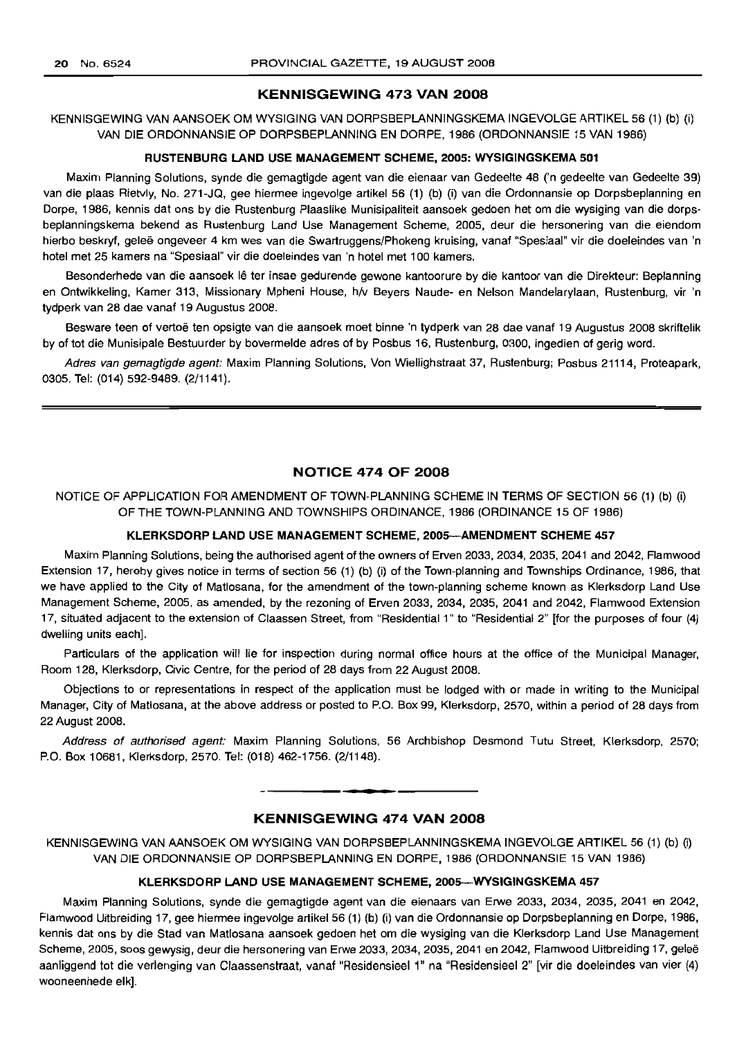## KENNISGEWING 473 VAN 2008

KENNISGEWING VAN AANSOEK OM WYSIGING VAN DORPSBEPLANNINGSKEMA INGEVOLGE ARTIKEL 56 (1) (b) (i) VAN DIE ORDONNANSIE OP DORPSBEPLANNING EN DORPE, 1986 (ORDONNANSIE 15 VAN 1986)

### RUSTENBURG LAND USE MANAGEMENT SCHEME, 2005: WYSIGINGSKEMA 501

Maxim Planning Solutions, synde die gemagtigde agent van die eienaar van Gedeelte 48 ('n gedeelte van Gedeelte 39) van die plaas Rietvly, No. 271-JQ, gee hiermee ingevolge artikel 56 (1) (b) (i) van die Ordonnansie op Dorpsbeplanning en Dorpe, 1986, kennis dat ons by die Rustenburg Plaaslike Munisipaliteit aansoek gedoen het om die wysiging van die dorpsbeplanningskema bekend as Rustenburg Land Use Management Scheme, 2005, deur die hersonering van die eiendom hierbo beskryf, geleë ongeveer 4 km wes van die Swartruggens/Phokeng kruising, vanaf "Spesiaal" vir die doeleindes van 'n hotel met 25 kamers na "Spesiaal" vir die doeleindes van 'n hotel met 100 kamers.

Besonderhede van die aansoek lê ter insae gedurende gewone kantoorure by die kantoor van die Direkteur: Beplanning en Ontwikkeling, Kamer 313, Missionary Mpheni House, h/v Beyers Naude- en Nelson Mandelarylaan, Rustenburg, vir 'n tydperk van 28 dae vanaf 19 Augustus 2008.

Besware teen of vertoë ten opsigte van die aansoek moet binne 'n tydperk van 28 dae vanaf 19 Augustus 2008 skriftelik by of tot die Munisipale Bestuurder by bovermelde adres of by Posbus 16, Rustenburg, 0300, ingedien of gerig word.

*Adres van gemagtigde agent:* Maxim Planning Solutions, Von Wiellighstraat 37, Rustenburg; Posbus 21114, Proteapark, 0305. Tel: (014) 592-9489. (2/1141).

## NOTICE 474 OF 2008

NOTICE OF APPLICATION FOR AMENDMENT OF TOWN-PLANNING SCHEME IN TERMS OF SECTION 56 (1) (b) (i) OF THE TOWN-PLANNING AND TOWNSHIPS ORDINANCE, 1986 (ORDINANCE 15 OF 1986)

### KLERKSDORP LAND USE MANAGEMENT SCHEME, 2005—AMENDMENT SCHEME 457

Maxim Planning Solutions, being the authorised agent of the owners of Erven 2033, 2034, 2035, 2041 and 2042, Flamwood Extension 17, hereby gives notice in terms of section 56 (1) (b) (i) of the Town-planning and Townships Ordinance, 1986, that we have applied to the City of Matlosana, for the amendment of the town-planning scheme known as Klerksdorp Land Use Management Scheme, 2005, as amended, by the rezoning of Erven 2033, 2034, 2035, 2041 and 2042, Flamwood Extension 17, situated adjacent to the extension of Claassen Street, from "Residential 1" to "Residential 2" [for the purposes of four (4) dwelling units each].

Particulars of the application will lie for inspection during normal office hours at the office of the Municipal Manager, Room 128, Klerksdorp, Civic Centre, for the period of 28 days from 22 August 2008.

Objections to or representations in respect of the application must be lodged with or made in writing to the Municipal Manager, City of Matlosana, at the above address or posted to P.O. Box 99, Klerksdorp, 2570, within a period of 28 days from 22 August 2008.

*Address of authorised agent:* Maxim Planning Solutions, 56 Archbishop Desmond Tutu Street, Klerksdorp, 2570; P.O. Box 10681, Klerksdorp, 2570. Tel: (018) 462-1756. (2/1148).

## KENNISGEWING 474 VAN 2008

KENNISGEWING VAN AANSOEK OM WYSIGING VAN DORPSBEPLANNINGSKEMA INGEVOLGE ARTIKEL 56 (1) (b) (i) VAN DIE ORDONNANSIE OP DORPSBEPLANNING EN DORPE, 1986 (ORDONNANSIE 15 VAN 1986)

### KLERKSDORP LAND USE MANAGEMENT SCHEME, 2005—WYSIGINGSKEMA 457

Maxim Planning Solutions, synde die gemagtigde agent van die eienaars van Erwe 2033, 2034, 2035, 2041 en 2042, Flamwood Uitbreiding 17, gee hiermee ingevolge artikel 56 (1) (b) (i) van die Ordonnansie op Dorpsbeplanning en Dorpe, 1986, kennis dat ons by die Stad van Matlosana aansoek gedoen het om die wysiging van die Klerksdorp Land Use Management Scheme, 2005, soos gewysig, deur die hersonering van Erwe 2033, 2034, 2035, 2041 en 2042, Flamwood Uitbreiding 17, geleë aanliggend tot die verlenging van Claassenstraat, vanaf "Residensieel 1" na "Residensieel 2" [vir die doeleindes van vier (4) wooneenhede elk].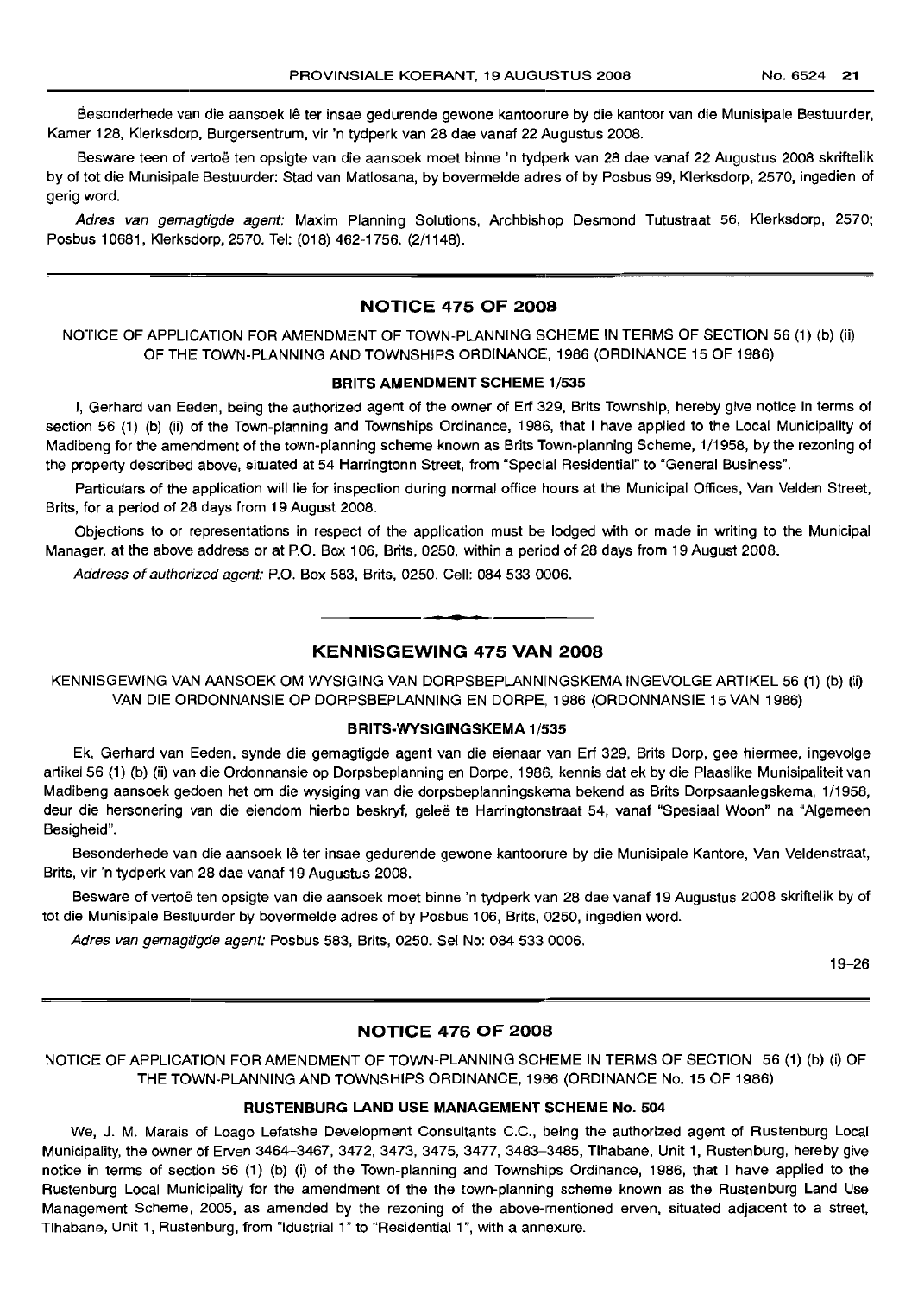Besonderhede van die aansoek lê ter insae gedurende gewone kantoorure by die kantoor van die Munisipale Bestuurder, Kamer 128, Klerksdorp, Burgersentrum, vir 'n tydperk van 28 dae vanaf 22 Augustus 2008.

Besware teen of vertoë ten opsigte van die aansoek moet binne 'n tydperk van 28 dae vanaf 22 Augustus 2008 skriftelik by of tot die Munisipale Bestuurder: Stad van Matlosana, by bovermelde adres of by Posbus 99, Klerksdorp, 2570, ingedien of gerig word.

*Adres van gemagtigde agent:* Maxim Planning Solutions, Archbishop Desmond Tutustraat 56, Klerksdorp, 2570; Posbus 10681, Klerksdorp, 2570. Tel: (018) 462-1756. (2/1148).

## NOTICE 475 OF 2008

NOTICE OF APPLICATION FOR AMENDMENT OF TOWN-PLANNING SCHEME IN TERMS OF SECTION 56 (1) (b) (ii) OF THE TOWN-PLANNING AND TOWNSHIPS ORDINANCE, 1986 (ORDINANCE 15 OF 1986)

### BRITS AMENDMENT SCHEME 1/535

I, Gerhard van Eeden, being the authorized agent of the owner of Erf 329, Brits Township, hereby give notice in terms of section 56 (1) (b) (ii) of the Town-planning and Townships Ordinance, 1986, that I have applied to the Local Municipality of Madibeng for the amendment of the town-planning scheme known as Brits Town-planning Scheme, 1/1958, by the rezoning of the property described above, situated at 54 Harringtonn Street, from "Special Residential" to "General Business".

Particulars of the application will lie for inspection during normal office hours at the Municipal Offices, Van Velden Street, Brits, for a period of 28 days from 19 August 2008.

Objections to or representations in respect of the application must be lodged with or made in writing to the Municipal Manager, at the above address or at P.O. Box 106, Brits, 0250, within a period of 28 days from 19 August 2008.

*Address of authorized agent:* P.O. Box 583, Brits, 0250. Cell: 084 533 0006.

## KENNISGEWING 475 VAN 2008

KENNISGEWING VAN AANSOEK OM WYSIGING VAN DORPSBEPLANNINGSKEMA INGEVOLGE ARTIKEL 56 (1) (b) (ii) VAN DIE ORDONNANSIE OP DORPSBEPLANNING EN DORPE, 1986 (ORDONNANSIE 15 VAN 1986)

### BRITS-WYSIGINGSKEMA 1/535

Ek, Gerhard van Eeden, synde die gemagtigde agent van die eienaar van Erf 329, Brits Dorp, gee hiermee, ingevolge artikel 56 (1) (b) (ii) van die Ordonnansie op Dorpsbeplanning en Dorpe, 1986, kennis dat ek by die Plaaslike Munisipaliteit van Madibeng aansoek gedoen het om die wysiging van die dorpsbeplanningskema bekend as Brits Dorpsaanlegskema, 1/1958, deur die hersonering van die eiendom hierbo beskryf, geleë te Harringtonstraat 54, vanaf "Spesiaal Woon" na "Algemeen Besigheid".

Besonderhede van die aansoek lê ter insae gedurende gewone kantoorure by die Munisipale Kantore, Van Veldenstraat, Brits, vir 'n tydperk van 28 dae vanaf 19 Augustus 2008.

Besware of vertoë ten opsigte van die aansoek moet binne 'n tydperk van 28 dae vanaf 19 Augustus 2008 skriftelik by of tot die Munisipale Bestuurder by bovermelde adres of by Posbus 106, Brits, 0250, ingedien word.

*Adres van gemagtigde agent:* Posbus 583, Brits, 0250. Sel No: 084 533 0006.

19–26

## NOTICE 476 OF 2008

NOTICE OF APPLICATION FOR AMENDMENT OF TOWN-PLANNING SCHEME IN TERMS OF SECTION 56 (1) (b) (i) OF THE TOWN-PLANNING AND TOWNSHIPS ORDINANCE, 1986 (ORDINANCE No. 15 OF 1986)

### RUSTENBURG LAND USE MANAGEMENT SCHEME No. 504

We, J. M. Marais of Loago Lefatshe Development Consultants C.C., being the authorized agent of Rustenburg Local Municipality, the owner of Erven 3464–3467, 3472, 3473, 3475, 3477, 3483–3485, Tlhabane, Unit 1, Rustenburg, hereby give notice in terms of section 56 (1) (b) (i) of the Town-planning and Townships Ordinance, 1986, that I have applied to the Rustenburg Local Municipality for the amendment of the the town-planning scheme known as the Rustenburg Land Use Management Scheme, 2005, as amended by the rezoning of the above-mentioned erven, situated adjacent to a street, Tlhabane, Unit 1, Rustenburg, from "Idustrial 1" to "Residential 1", with a annexure.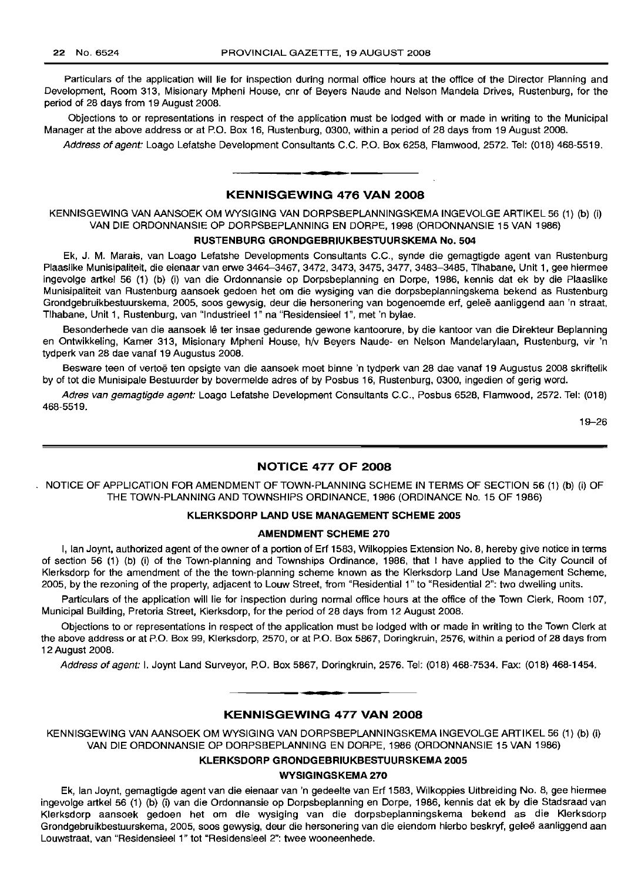Particulars of the application will lie for inspection during normal office hours at the office of the Director Planning and Development, Room 313, Misionary Mpheni House, cnr of Beyers Naude and Nelson Mandela Drives, Rustenburg, for the period of 28 days from 19 August 2008.

Objections to or representations in respect of the application must be lodged with or made in writing to the Municipal Manager at the above address or at P.O. Box 16, Rustenburg, 0300, within a period of 28 days from 19 August 2008.

*Address of agent:* Loago Lefatshe Development Consultants C.C. P.O. Box 6258, Flamwood, 2572. Tel: (018) 468-5519.

## KENNISGEWING 476 VAN 2008

KENNISGEWING VAN AANSOEK OM WYSIGING VAN DORPSBEPLANNINGSKEMA INGEVOLGE ARTIKEL 56 (1) (b) (i) VAN DIE ORDONNANSIE OP DORPSBEPLANNING EN DORPE, 1998 (ORDONNANSIE 15 VAN 1986)

**RUSTENBURG GRONDGEBRIUKBESTUURSKEMA No. 504**

Ek, J. M. Marais, van Loago Lefatshe Developments Consultants C.C., synde die gemagtigde agent van Rustenburg Plaaslike Munisipaliteit, die eienaar van erwe 3464–3467, 3472, 3473, 3475, 3477, 3483–3485, Tlhabane, Unit 1, gee hiermee ingevolge artkel 56 (1) (b) (i) van die Ordonnansie op Dorpsbeplanning en Dorpe, 1986, kennis dat ek by die Plaaslike Munisipaliteit van Rustenburg aansoek gedoen het om die wysiging van die dorpsbeplanningskema bekend as Rustenburg Grondgebruikbestuurskema, 2005, soos gewysig, deur die hersonering van bogenoemde erf, geleë aanliggend aan 'n straat, Tlhabane, Unit 1, Rustenburg, van "Industrieel 1" na "Residensieel 1", met 'n bylae.

Besonderhede van die aansoek lê ter insae gedurende gewone kantoorure, by die kantoor van die Direkteur Beplanning en Ontwikkeling, Kamer 313, Misionary Mpheni House, h/v Beyers Naude- en Nelson Mandelarylaan, Rustenburg, vir 'n tydperk van 28 dae vanaf 19 Augustus 2008.

Besware teen of vertoë ten opsigte van die aansoek moet binne 'n tydperk van 28 dae vanaf 19 Augustus 2008 skriftelik by of tot die Munisipale Bestuurder by bovermelde adres of by Posbus 16, Rustenburg, 0300, ingedien of gerig word.

*Adres van gemagtigde agent:* Loago Lefatshe Development Consultants C.C., Posbus 6528, Flamwood, 2572. Tel: (018) 468-5519.

19–26

## NOTICE 477 OF 2008

NOTICE OF APPLICATION FOR AMENDMENT OF TOWN-PLANNING SCHEME IN TERMS OF SECTION 56 (1) (b) (i) OF THE TOWN-PLANNING AND TOWNSHIPS ORDINANCE, 1986 (ORDINANCE No. 15 OF 1986)

**KLERKSDORP LAND USE MANAGEMENT SCHEME 2005**

**AMENDMENT SCHEME 270**

I, Ian Joynt, authorized agent of the owner of a portion of Erf 1583, Wilkoppies Extension No. 8, hereby give notice in terms of section 56 (1) (b) (i) of the Town-planning and Townships Ordinance, 1986, that I have applied to the City Council of Klerksdorp for the amendment of the the town-planning scheme known as the Klerksdorp Land Use Management Scheme, 2005, by the rezoning of the property, adjacent to Louw Street, from "Residential 1" to "Residential 2": two dwelling units.

Particulars of the application will lie for inspection during normal office hours at the office of the Town Clerk, Room 107, Municipal Building, Pretoria Street, Klerksdorp, for the period of 28 days from 12 August 2008.

Objections to or representations in respect of the application must be lodged with or made in writing to the Town Clerk at the above address or at P.O. Box 99, Klerksdorp, 2570, or at P.O. Box 5867, Doringkruin, 2576, within a period of 28 days from 12 August 2008.

*Address of agent:* I. Joynt Land Surveyor, P.O. Box 5867, Doringkruin, 2576. Tel: (018) 468-7534. Fax: (018) 468-1454.

## KENNISGEWING 477 VAN 2008

KENNISGEWING VAN AANSOEK OM WYSIGING VAN DORPSBEPLANNINGSKEMA INGEVOLGE ARTIKEL 56 (1) (b) (i) VAN DIE ORDONNANSIE OP DORPSBEPLANNING EN DORPE, 1986 (ORDONNANSIE 15 VAN 1986)

**KLERKSDORP GRONDGEBRUIKBESTUURSKEMA 2005**

**WYSIGINGSKEMA 270**

Ek, Ian Joynt, gemagtigde agent van die eienaar van 'n gedeelte van Erf 1583, Wilkoppies Uitbreiding No. 8, gee hiermee ingevolge artkel 56 (1) (b) (i) van die Ordonnansie op Dorpsbeplanning en Dorpe, 1986, kennis dat ek by die Stadsraad van Klerksdorp aansoek gedoen het om die wysiging van die dorpsbeplanningskema bekend as die Klerksdorp Grondgebruikbestuurskema, 2005, soos gewysig, deur die hersonering van die eiendom hierbo beskryf, geleë aanliggend aan Louwstraat, van "Residensieel 1" tot "Residensieel 2": twee wooneenhede.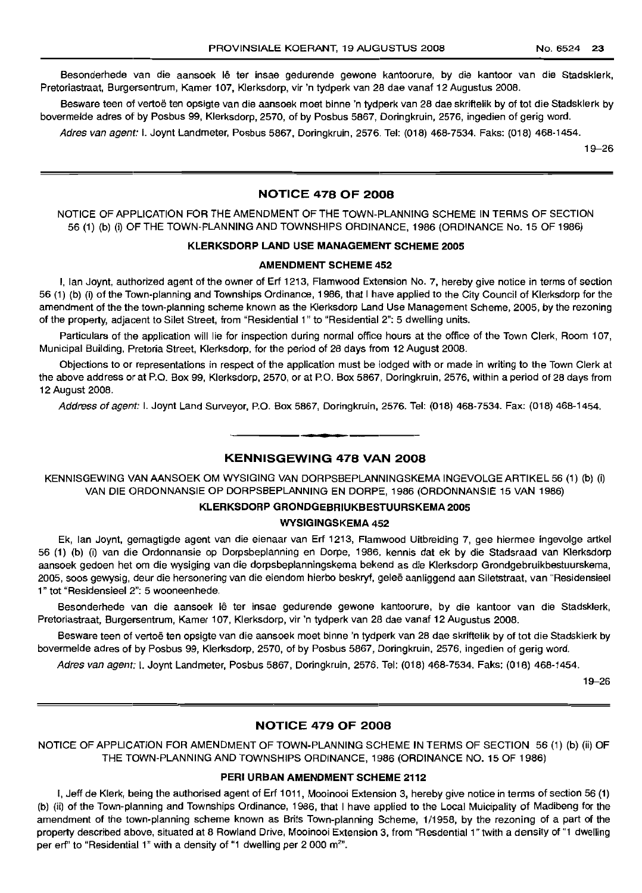Besonderhede van die aansoek lê ter insae gedurende gewone kantoorure, by die kantoor van die Stadsklerk, Pretoriastraat, Burgersentrum, Kamer 107, Klerksdorp, vir 'n tydperk van 28 dae vanaf 12 Augustus 2008.

Besware teen of vertoë ten opsigte van die aansoek moet binne 'n tydperk van 28 dae skriftelik by of tot die Stadsklerk by bovermelde adres of by Posbus 99, Klerksdorp, 2570, of by Posbus 5867, Doringkruin, 2576, ingedien of gerig word.

*Adres van agent:* I. Joynt Landmeter, Posbus 5867, Doringkruin, 2576. Tel: (018) 468-7534. Faks: (018) 468-1454.

19–26

## NOTICE 478 OF 2008

NOTICE OF APPLICATION FOR THE AMENDMENT OF THE TOWN-PLANNING SCHEME IN TERMS OF SECTION 56 (1) (b) (i) OF THE TOWN-PLANNING AND TOWNSHIPS ORDINANCE, 1986 (ORDINANCE No. 15 OF 1986)

**KLERKSDORP LAND USE MANAGEMENT SCHEME 2005**

**AMENDMENT SCHEME 452**

I, Ian Joynt, authorized agent of the owner of Erf 1213, Flamwood Extension No. 7, hereby give notice in terms of section 56 (1) (b) (i) of the Town-planning and Townships Ordinance, 1986, that I have applied to the City Council of Klerksdorp for the amendment of the the town-planning scheme known as the Klerksdorp Land Use Management Scheme, 2005, by the rezoning of the property, adjacent to Silet Street, from "Residential 1" to "Residential 2": 5 dwelling units.

Particulars of the application will lie for inspection during normal office hours at the office of the Town Clerk, Room 107, Municipal Building, Pretoria Street, Klerksdorp, for the period of 28 days from 12 August 2008.

Objections to or representations in respect of the application must be lodged with or made in writing to the Town Clerk at the above address or at P.O. Box 99, Klerksdorp, 2570, or at P.O. Box 5867, Doringkruin, 2576, within a period of 28 days from 12 August 2008.

*Address of agent:* I. Joynt Land Surveyor, P.O. Box 5867, Doringkruin, 2576. Tel: (018) 468-7534. Fax: (018) 468-1454.

## KENNISGEWING 478 VAN 2008

KENNISGEWING VAN AANSOEK OM WYSIGING VAN DORPSBEPLANNINGSKEMA INGEVOLGE ARTIKEL 56 (1) (b) (i) VAN DIE ORDONNANSIE OP DORPSBEPLANNING EN DORPE, 1986 (ORDONNANSIE 15 VAN 1986)

**KLERKSDORP GRONDGEBRIUKBESTUURSKEMA 2005**

**WYSIGINGSKEMA 452**

Ek, Ian Joynt, gemagtigde agent van die eienaar van Erf 1213, Flamwood Uitbreiding 7, gee hiermee ingevolge artkel 56 (1) (b) (i) van die Ordonnansie op Dorpsbeplanning en Dorpe, 1986, kennis dat ek by die Stadsraad van Klerksdorp aansoek gedoen het om die wysiging van die dorpsbeplanningskema bekend as die Klerksdorp Grondgebruikbestuurskema, 2005, soos gewysig, deur die hersonering van die eiendom hierbo beskryf, geleë aanliggend aan Siletstraat, van "Residensieel 1" tot "Residensieel 2": 5 wooneenhede.

Besonderhede van die aansoek lê ter insae gedurende gewone kantoorure, by die kantoor van die Stadsklerk, Pretoriastraat, Burgersentrum, Kamer 107, Klerksdorp, vir 'n tydperk van 28 dae vanaf 12 Augustus 2008.

Besware teen of vertoë ten opsigte van die aansoek moet binne 'n tydperk van 28 dae skriftelik by of tot die Stadsklerk by bovermelde adres of by Posbus 99, Klerksdorp, 2570, of by Posbus 5867, Doringkruin, 2576, ingedien of gerig word.

*Adres van agent:* I. Joynt Landmeter, Posbus 5867, Doringkruin, 2576. Tel: (018) 468-7534. Faks: (018) 468-1454.

19–26

## NOTICE 479 OF 2008

NOTICE OF APPLICATION FOR AMENDMENT OF TOWN-PLANNING SCHEME IN TERMS OF SECTION 56 (1) (b) (ii) OF THE TOWN-PLANNING AND TOWNSHIPS ORDINANCE, 1986 (ORDINANCE NO. 15 OF 1986)

**PERI URBAN AMENDMENT SCHEME 2112**

I, Jeff de Klerk, being the authorised agent of Erf 1011, Mooinooi Extension 3, hereby give notice in terms of section 56 (1) (b) (ii) of the Town-planning and Townships Ordinance, 1986, that I have applied to the Local Muicipality of Madibeng for the amendment of the town-planning scheme known as Brits Town-planning Scheme, 1/1958, by the rezoning of a part of the property described above, situated at 8 Rowland Drive, Mooinooi Extension 3, from "Resdential 1" twith a density of "1 dwelling per erf" to "Residential 1" with a density of "1 dwelling per 2 000 m$^{2}$".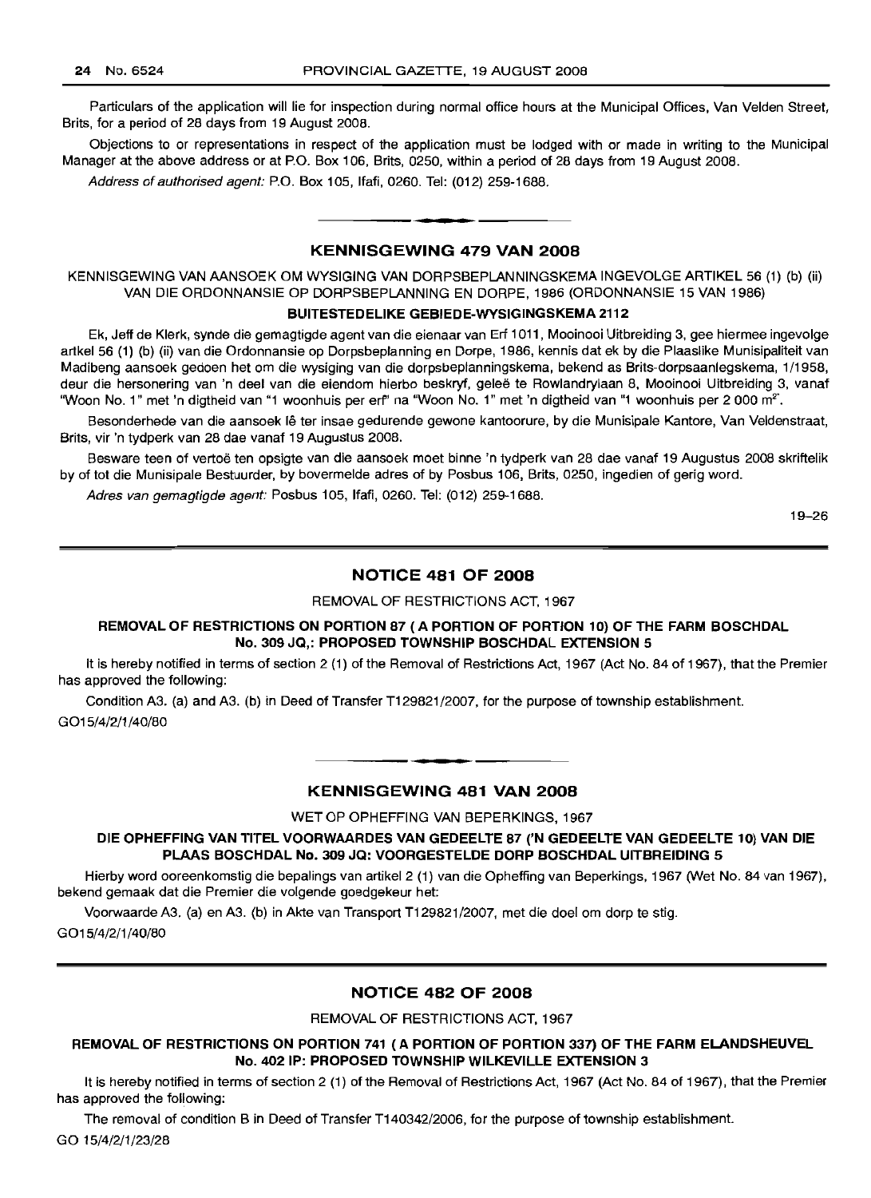Particulars of the application will lie for inspection during normal office hours at the Municipal Offices, Van Velden Street, Brits, for a period of 28 days from 19 August 2008.

Objections to or representations in respect of the application must be lodged with or made in writing to the Municipal Manager at the above address or at P.O. Box 106, Brits, 0250, within a period of 28 days from 19 August 2008.

*Address of authorised agent:* P.O. Box 105, Ifafi, 0260. Tel: (012) 259-1688.

## KENNISGEWING 479 VAN 2008

KENNISGEWING VAN AANSOEK OM WYSIGING VAN DORPSBEPLANNINGSKEMA INGEVOLGE ARTIKEL 56 (1) (b) (ii) VAN DIE ORDONNANSIE OP DORPSBEPLANNING EN DORPE, 1986 (ORDONNANSIE 15 VAN 1986)

**BUITESTEDELIKE GEBIEDE-WYSIGINGSKEMA 2112**

Ek, Jeff de Klerk, synde die gemagtigde agent van die eienaar van Erf 1011, Mooinooi Uitbreiding 3, gee hiermee ingevolge artkel 56 (1) (b) (ii) van die Ordonnansie op Dorpsbeplanning en Dorpe, 1986, kennis dat ek by die Plaaslike Munisipaliteit van Madibeng aansoek gedoen het om die wysiging van die dorpsbeplanningskema, bekend as Brits-dorpsaanlegskema, 1/1958, deur die hersonering van 'n deel van die eiendom hierbo beskryf, geleë te Rowlandrylaan 8, Mooinooi Uitbreiding 3, vanaf "Woon No. 1" met 'n digtheid van "1 woonhuis per erf" na "Woon No. 1" met 'n digtheid van "1 woonhuis per 2 000 m$^2$".

Besonderhede van die aansoek lê ter insae gedurende gewone kantoorure, by die Munisipale Kantore, Van Veldenstraat, Brits, vir 'n tydperk van 28 dae vanaf 19 Augustus 2008.

Besware teen of vertoë ten opsigte van die aansoek moet binne 'n tydperk van 28 dae vanaf 19 Augustus 2008 skriftelik by of tot die Munisipale Bestuurder, by bovermelde adres of by Posbus 106, Brits, 0250, ingedien of gerig word.

*Adres van gemagtigde agent:* Posbus 105, Ifafi, 0260. Tel: (012) 259-1688.

19–26

## NOTICE 481 OF 2008

REMOVAL OF RESTRICTIONS ACT, 1967

**REMOVAL OF RESTRICTIONS ON PORTION 87 ( A PORTION OF PORTION 10) OF THE FARM BOSCHDAL No. 309 JQ,: PROPOSED TOWNSHIP BOSCHDAL EXTENSION 5**

It is hereby notified in terms of section 2 (1) of the Removal of Restrictions Act, 1967 (Act No. 84 of 1967), that the Premier has approved the following:

Condition A3. (a) and A3. (b) in Deed of Transfer T129821/2007, for the purpose of township establishment.

GO15/4/2/1/40/80

## KENNISGEWING 481 VAN 2008

WET OP OPHEFFING VAN BEPERKINGS, 1967

**DIE OPHEFFING VAN TITEL VOORWAARDES VAN GEDEELTE 87 ('N GEDEELTE VAN GEDEELTE 10) VAN DIE PLAAS BOSCHDAL No. 309 JQ: VOORGESTELDE DORP BOSCHDAL UITBREIDING 5**

Hierby word ooreenkomstig die bepalings van artikel 2 (1) van die Opheffing van Beperkings, 1967 (Wet No. 84 van 1967), bekend gemaak dat die Premier die volgende goedgekeur het:

Voorwaarde A3. (a) en A3. (b) in Akte van Transport T129821/2007, met die doel om dorp te stig.

GO15/4/2/1/40/80

## NOTICE 482 OF 2008

REMOVAL OF RESTRICTIONS ACT, 1967

**REMOVAL OF RESTRICTIONS ON PORTION 741 ( A PORTION OF PORTION 337) OF THE FARM ELANDSHEUVEL No. 402 IP: PROPOSED TOWNSHIP WILKEVILLE EXTENSION 3**

It is hereby notified in terms of section 2 (1) of the Removal of Restrictions Act, 1967 (Act No. 84 of 1967), that the Premier has approved the following:

The removal of condition B in Deed of Transfer T140342/2006, for the purpose of township establishment.

GO 15/4/2/1/23/28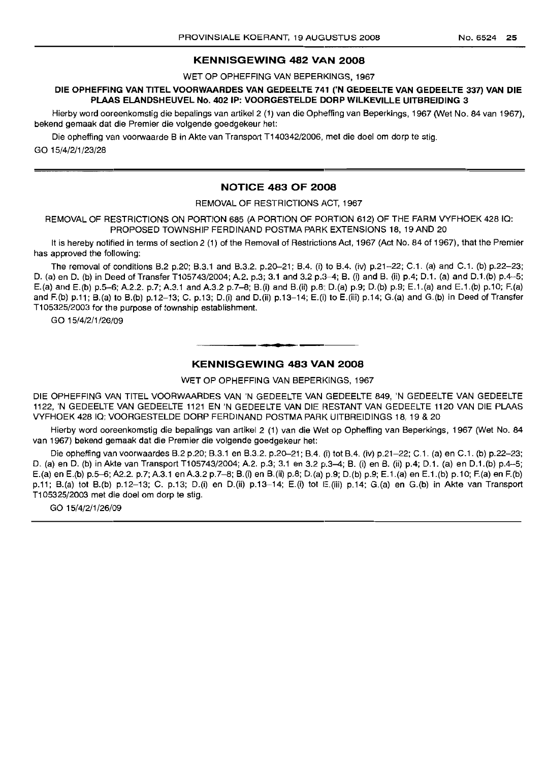## KENNISGEWING 482 VAN 2008

WET OP OPHEFFING VAN BEPERKINGS, 1967

**DIE OPHEFFING VAN TITEL VOORWAARDES VAN GEDEELTE 741 ('N GEDEELTE VAN GEDEELTE 337) VAN DIE PLAAS ELANDSHEUVEL No. 402 IP: VOORGESTELDE DORP WILKEVILLE UITBREIDING 3**

Hierby word ooreenkomstig die bepalings van artikel 2 (1) van die Opheffing van Beperkings, 1967 (Wet No. 84 van 1967), bekend gemaak dat die Premier die volgende goedgekeur het:

Die opheffing van voorwaarde B in Akte van Transport T140342/2006, met die doel om dorp te stig.

GO 15/4/2/1/23/28

## NOTICE 483 OF 2008

REMOVAL OF RESTRICTIONS ACT, 1967

REMOVAL OF RESTRICTIONS ON PORTION 685 (A PORTION OF PORTION 612) OF THE FARM VYFHOEK 428 IQ: PROPOSED TOWNSHIP FERDINAND POSTMA PARK EXTENSIONS 18, 19 AND 20

It is hereby notified in terms of section 2 (1) of the Removal of Restrictions Act, 1967 (Act No. 84 of 1967), that the Premier has approved the following:

The removal of conditions B.2 p.20; B.3.1 and B.3.2. p.20–21; B.4. (i) to B.4. (iv) p.21–22; C.1. (a) and C.1. (b) p.22–23; D. (a) en D. (b) in Deed of Transfer T105743/2004; A.2. p.3; 3.1 and 3.2 p.3–4; B. (i) and B. (ii) p.4; D.1. (a) and D.1.(b) p.4–5; E.(a) and E.(b) p.5–6; A.2.2. p.7; A.3.1 and A.3.2 p.7–8; B.(i) and B.(ii) p.8; D.(a) p.9; D.(b) p.9; E.1.(a) and E.1.(b) p.10; F.(a) and F.(b) p.11; B.(a) to B.(b) p.12–13; C. p.13; D.(i) and D.(ii) p.13–14; E.(i) to E.(iii) p.14; G.(a) and G.(b) in Deed of Transfer T105325/2003 for the purpose of township establishment.

GO 15/4/2/1/26/09

## KENNISGEWING 483 VAN 2008

WET OP OPHEFFING VAN BEPERKINGS, 1967

DIE OPHEFFING VAN TITEL VOORWAARDES VAN 'N GEDEELTE VAN GEDEELTE 849, 'N GEDEELTE VAN GEDEELTE 1122, 'N GEDEELTE VAN GEDEELTE 1121 EN 'N GEDEELTE VAN DIE RESTANT VAN GEDEELTE 1120 VAN DIE PLAAS VYFHOEK 428 IQ: VOORGESTELDE DORP FERDINAND POSTMA PARK UITBREIDINGS 18, 19 & 20

Hierby word ooreenkomstig die bepalings van artikel 2 (1) van die Wet op Opheffing van Beperkings, 1967 (Wet No. 84 van 1967) bekend gemaak dat die Premier die volgende goedgekeur het:

Die opheffing van voorwaardes B.2 p.20; B.3.1 en B.3.2. p.20–21; B.4. (i) tot B.4. (iv) p.21–22; C.1. (a) en C.1. (b) p.22–23; D. (a) en D. (b) in Akte van Transport T105743/2004; A.2. p.3; 3.1 en 3.2 p.3–4; B. (i) en B. (ii) p.4; D.1. (a) en D.1.(b) p.4–5; E.(a) en E.(b) p.5–6; A2.2. p.7; A.3.1 en A.3.2 p.7–8; B.(i) en B.(ii) p.8; D.(a) p.9; D.(b) p.9; E.1.(a) en E.1.(b) p.10; F.(a) en F.(b) p.11; B.(a) tot B.(b) p.12–13; C. p.13; D.(i) en D.(ii) p.13–14; E.(i) tot E.(iii) p.14; G.(a) en G.(b) in Akte van Transport T105325/2003 met die doel om dorp te stig.

GO 15/4/2/1/26/09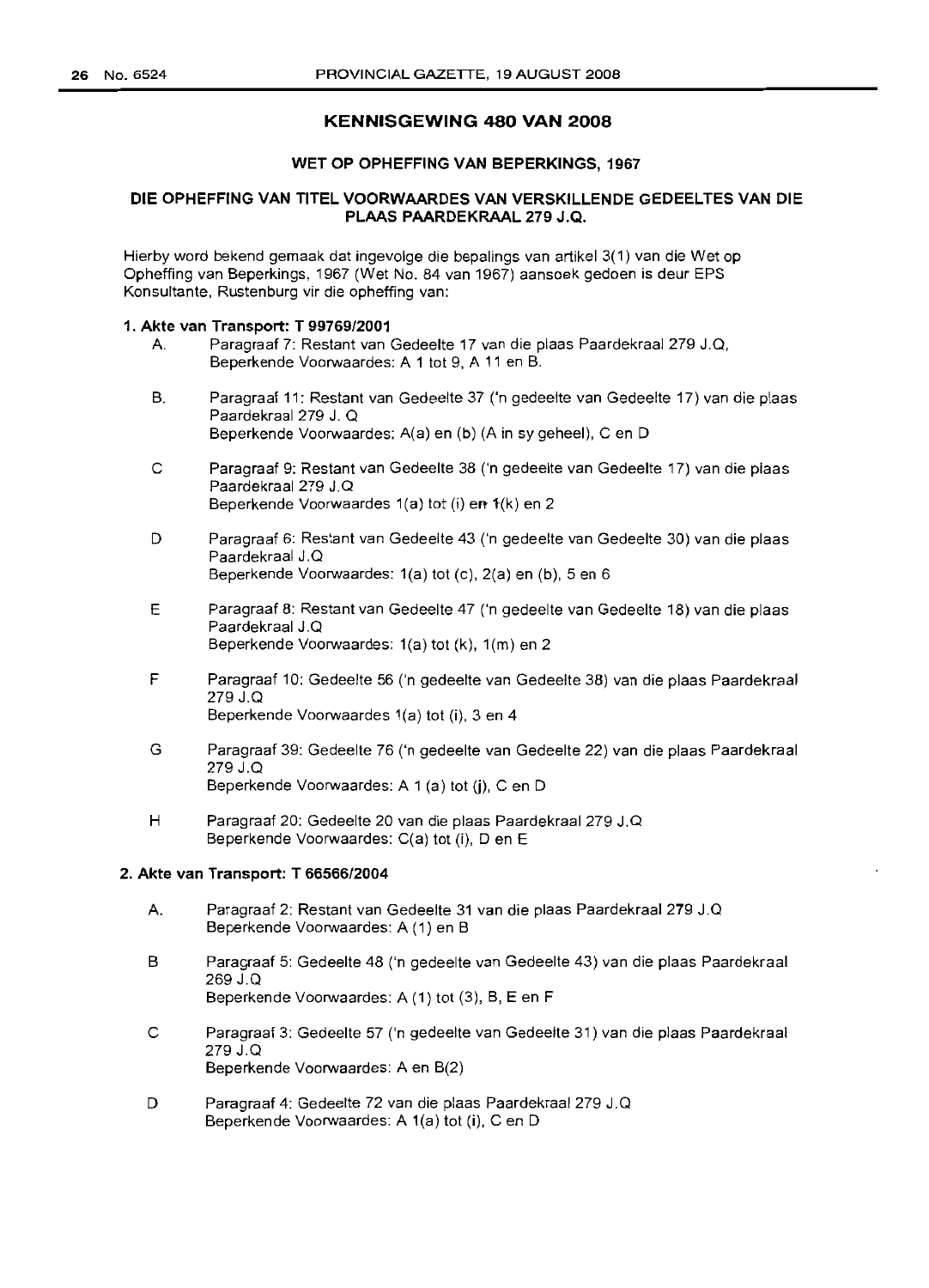## KENNISGEWING 480 VAN 2008

### WET OP OPHEFFING VAN BEPERKINGS, 1967

### DIE OPHEFFING VAN TITEL VOORWAARDES VAN VERSKILLENDE GEDEELTES VAN DIE PLAAS PAARDEKRAAL 279 J.Q.

Hierby word bekend gemaak dat ingevolge die bepalings van artikel 3(1) van die Wet op Opheffing van Beperkings, 1967 (Wet No. 84 van 1967) aansoek gedoen is deur EPS Konsultante, Rustenburg vir die opheffing van:

**1. Akte van Transport: T 99769/2001**

A. Paragraaf 7: Restant van Gedeelte 17 van die plaas Paardekraal 279 J.Q, Beperkende Voorwaardes: A 1 tot 9, A 11 en B.

B. Paragraaf 11: Restant van Gedeelte 37 ('n gedeelte van Gedeelte 17) van die plaas Paardekraal 279 J. Q
Beperkende Voorwaardes: A(a) en (b) (A in sy geheel), C en D

C Paragraaf 9: Restant van Gedeelte 38 ('n gedeelte van Gedeelte 17) van die plaas Paardekraal 279 J.Q
Beperkende Voorwaardes 1(a) tot (i) en 1(k) en 2

D Paragraaf 6: Restant van Gedeelte 43 ('n gedeelte van Gedeelte 30) van die plaas Paardekraal J.Q
Beperkende Voorwaardes: 1(a) tot (c), 2(a) en (b), 5 en 6

E Paragraaf 8: Restant van Gedeelte 47 ('n gedeelte van Gedeelte 18) van die plaas Paardekraal J.Q
Beperkende Voorwaardes: 1(a) tot (k), 1(m) en 2

F Paragraaf 10: Gedeelte 56 ('n gedeelte van Gedeelte 38) van die plaas Paardekraal 279 J.Q
Beperkende Voorwaardes 1(a) tot (i), 3 en 4

G Paragraaf 39: Gedeelte 76 ('n gedeelte van Gedeelte 22) van die plaas Paardekraal 279 J.Q
Beperkende Voorwaardes: A 1 (a) tot (j), C en D

H Paragraaf 20: Gedeelte 20 van die plaas Paardekraal 279 J.Q
Beperkende Voorwaardes: C(a) tot (i), D en E

**2. Akte van Transport: T 66566/2004**

A. Paragraaf 2: Restant van Gedeelte 31 van die plaas Paardekraal 279 J.Q
Beperkende Voorwaardes: A (1) en B

B Paragraaf 5: Gedeelte 48 ('n gedeelte van Gedeelte 43) van die plaas Paardekraal 269 J.Q
Beperkende Voorwaardes: A (1) tot (3), B, E en F

C Paragraaf 3: Gedeelte 57 ('n gedeelte van Gedeelte 31) van die plaas Paardekraal 279 J.Q
Beperkende Voorwaardes: A en B(2)

D Paragraaf 4: Gedeelte 72 van die plaas Paardekraal 279 J.Q
Beperkende Voorwaardes: A 1(a) tot (i), C en D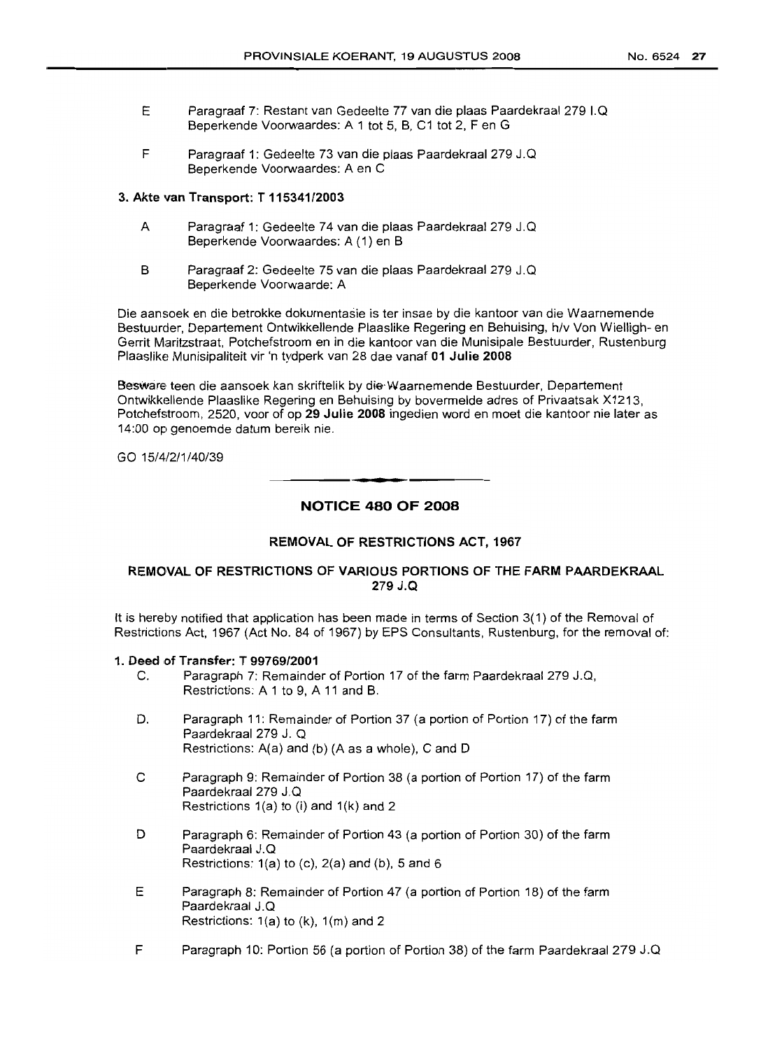E Paragraaf 7: Restant van Gedeelte 77 van die plaas Paardekraal 279 I.Q
Beperkende Voorwaardes: A 1 tot 5, B, C1 tot 2, F en G

F Paragraaf 1: Gedeelte 73 van die plaas Paardekraal 279 J.Q
Beperkende Voorwaardes: A en C

**3. Akte van Transport: T 115341/2003**

A Paragraaf 1: Gedeelte 74 van die plaas Paardekraal 279 J.Q
Beperkende Voorwaardes: A (1) en B

B Paragraaf 2: Gedeelte 75 van die plaas Paardekraal 279 J.Q
Beperkende Voorwaarde: A

Die aansoek en die betrokke dokumentasie is ter insae by die kantoor van die Waarnemende Bestuurder, Departement Ontwikkellende Plaaslike Regering en Behuising, h/v Von Wielligh- en Gerrit Maritzstraat, Potchefstroom en in die kantoor van die Munisipale Bestuurder, Rustenburg Plaaslike Munisipaliteit vir 'n tydperk van 28 dae vanaf **01 Julie 2008**

Besware teen die aansoek kan skriftelik by die Waarnemende Bestuurder, Departement Ontwikkellende Plaaslike Regering en Behuising by bovermelde adres of Privaatsak X1213, Potchefstroom, 2520, voor of op **29 Julie 2008** ingedien word en moet die kantoor nie later as 14:00 op genoemde datum bereik nie.

GO 15/4/2/1/40/39

## NOTICE 480 OF 2008

### REMOVAL OF RESTRICTIONS ACT, 1967

### REMOVAL OF RESTRICTIONS OF VARIOUS PORTIONS OF THE FARM PAARDEKRAAL 279 J.Q

It is hereby notified that application has been made in terms of Section 3(1) of the Removal of Restrictions Act, 1967 (Act No. 84 of 1967) by EPS Consultants, Rustenburg, for the removal of:

**1. Deed of Transfer: T 99769/2001**

C. Paragraph 7: Remainder of Portion 17 of the farm Paardekraal 279 J.Q, Restrictions: A 1 to 9, A 11 and B.

D. Paragraph 11: Remainder of Portion 37 (a portion of Portion 17) of the farm Paardekraal 279 J. Q
Restrictions: A(a) and (b) (A as a whole), C and D

C Paragraph 9: Remainder of Portion 38 (a portion of Portion 17) of the farm Paardekraal 279 J.Q
Restrictions 1(a) to (i) and 1(k) and 2

D Paragraph 6: Remainder of Portion 43 (a portion of Portion 30) of the farm Paardekraal J.Q
Restrictions: 1(a) to (c), 2(a) and (b), 5 and 6

E Paragraph 8: Remainder of Portion 47 (a portion of Portion 18) of the farm Paardekraal J.Q
Restrictions: 1(a) to (k), 1(m) and 2

F Paragraph 10: Portion 56 (a portion of Portion 38) of the farm Paardekraal 279 J.Q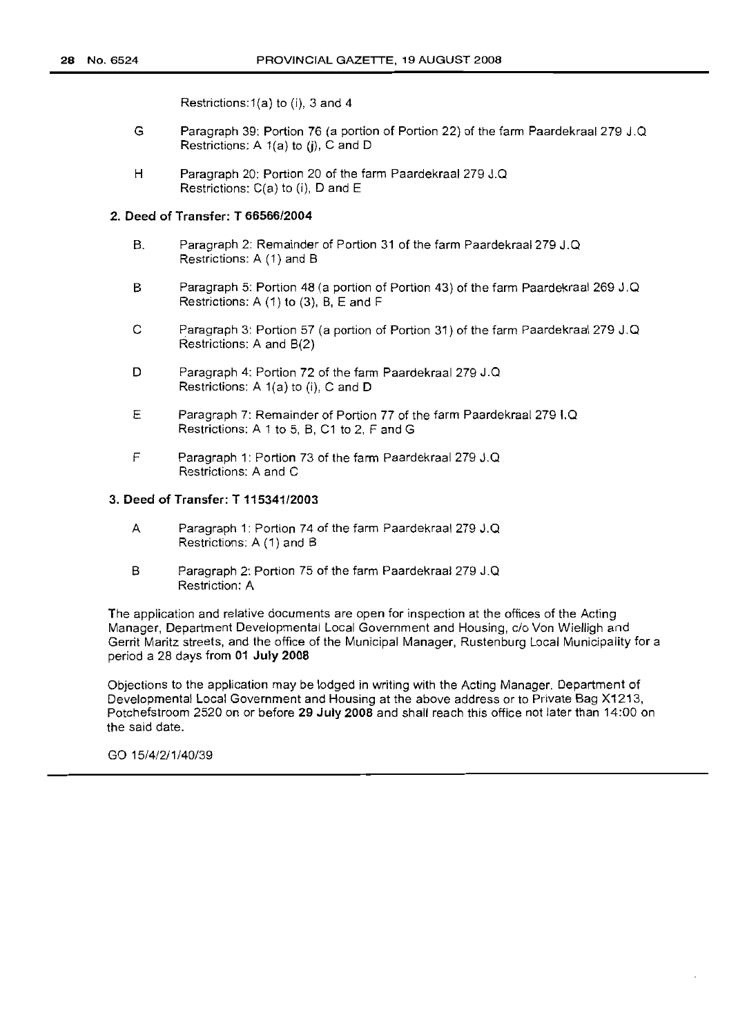Restrictions:1(a) to (i), 3 and 4

G Paragraph 39: Portion 76 (a portion of Portion 22) of the farm Paardekraal 279 J.Q
Restrictions: A 1(a) to (j), C and D

H Paragraph 20: Portion 20 of the farm Paardekraal 279 J.Q
Restrictions: C(a) to (i), D and E

**2. Deed of Transfer: T 66566/2004**

B. Paragraph 2: Remainder of Portion 31 of the farm Paardekraal 279 J.Q
Restrictions: A (1) and B

B Paragraph 5: Portion 48 (a portion of Portion 43) of the farm Paardekraal 269 J.Q
Restrictions: A (1) to (3), B, E and F

C Paragraph 3: Portion 57 (a portion of Portion 31) of the farm Paardekraal 279 J.Q
Restrictions: A and B(2)

D Paragraph 4: Portion 72 of the farm Paardekraal 279 J.Q
Restrictions: A 1(a) to (i), C and D

E Paragraph 7: Remainder of Portion 77 of the farm Paardekraal 279 I.Q
Restrictions: A 1 to 5, B, C1 to 2, F and G

F Paragraph 1: Portion 73 of the farm Paardekraal 279 J.Q
Restrictions: A and C

**3. Deed of Transfer: T 115341/2003**

A Paragraph 1: Portion 74 of the farm Paardekraal 279 J.Q
Restrictions: A (1) and B

B Paragraph 2: Portion 75 of the farm Paardekraal 279 J.Q
Restriction: A

The application and relative documents are open for inspection at the offices of the Acting Manager, Department Developmental Local Government and Housing, c/o Von Wielligh and Gerrit Maritz streets, and the office of the Municipal Manager, Rustenburg Local Municipality for a period a 28 days from **01 July 2008**

Objections to the application may be lodged in writing with the Acting Manager, Department of Developmental Local Government and Housing at the above address or to Private Bag X1213, Potchefstroom 2520 on or before **29 July 2008** and shall reach this office not later than 14:00 on the said date.

GO 15/4/2/1/40/39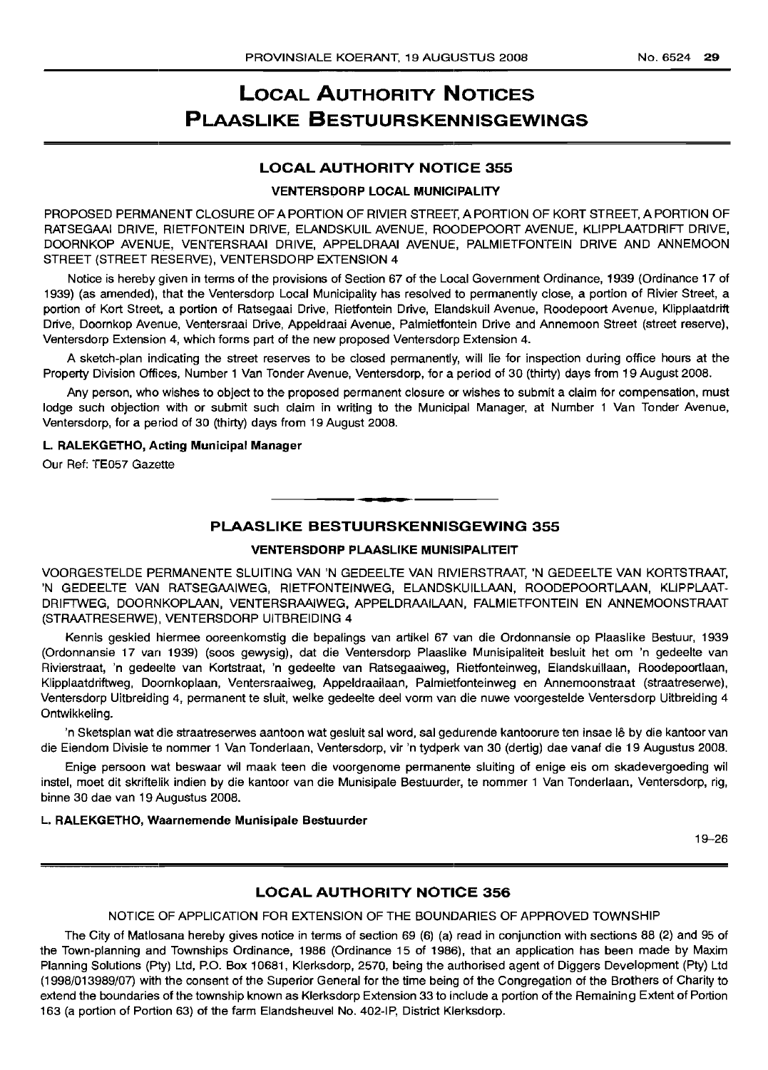# LOCAL AUTHORITY NOTICES
# PLAASLIKE BESTUURSKENNISGEWINGS

## LOCAL AUTHORITY NOTICE 355

### VENTERSDORP LOCAL MUNICIPALITY

PROPOSED PERMANENT CLOSURE OF A PORTION OF RIVIER STREET, A PORTION OF KORT STREET, A PORTION OF RATSEGAAI DRIVE, RIETFONTEIN DRIVE, ELANDSKUIL AVENUE, ROODEPOORT AVENUE, KLIPPLAATDRIFT DRIVE, DOORNKOP AVENUE, VENTERSRAAI DRIVE, APPELDRAAI AVENUE, PALMIETFONTEIN DRIVE AND ANNEMOON STREET (STREET RESERVE), VENTERSDORP EXTENSION 4

Notice is hereby given in terms of the provisions of Section 67 of the Local Government Ordinance, 1939 (Ordinance 17 of 1939) (as amended), that the Ventersdorp Local Municipality has resolved to permanently close, a portion of Rivier Street, a portion of Kort Street, a portion of Ratsegaai Drive, Rietfontein Drive, Elandskuil Avenue, Roodepoort Avenue, Klipplaatdrift Drive, Doornkop Avenue, Ventersraai Drive, Appeldraai Avenue, Palmietfontein Drive and Annemoon Street (street reserve), Ventersdorp Extension 4, which forms part of the new proposed Ventersdorp Extension 4.

A sketch-plan indicating the street reserves to be closed permanently, will lie for inspection during office hours at the Property Division Offices, Number 1 Van Tonder Avenue, Ventersdorp, for a period of 30 (thirty) days from 19 August 2008.

Any person, who wishes to object to the proposed permanent closure or wishes to submit a claim for compensation, must lodge such objection with or submit such claim in writing to the Municipal Manager, at Number 1 Van Tonder Avenue, Ventersdorp, for a period of 30 (thirty) days from 19 August 2008.

**L. RALEKGETHO, Acting Municipal Manager**

Our Ref: TE057 Gazette

---

## PLAASLIKE BESTUURSKENNISGEWING 355

### VENTERSDORP PLAASLIKE MUNISIPALITEIT

VOORGESTELDE PERMANENTE SLUITING VAN 'N GEDEELTE VAN RIVIERSTRAAT, 'N GEDEELTE VAN KORTSTRAAT, 'N GEDEELTE VAN RATSEGAAIWEG, RIETFONTEINWEG, ELANDSKUILLAAN, ROODEPOORTLAAN, KLIPPLAAT-DRIFTWEG, DOORNKOPLAAN, VENTERSRAAIWEG, APPELDRAAILAAN, FALMIETFONTEIN EN ANNEMOONSTRAAT (STRAATRESERWE), VENTERSDORP UITBREIDING 4

Kennis geskied hiermee ooreenkomstig die bepalings van artikel 67 van die Ordonnansie op Plaaslike Bestuur, 1939 (Ordonnansie 17 van 1939) (soos gewysig), dat die Ventersdorp Plaaslike Munisipaliteit besluit het om 'n gedeelte van Rivierstraat, 'n gedeelte van Kortstraat, 'n gedeelte van Ratsegaaiweg, Rietfonteinweg, Elandskuillaan, Roodepoortlaan, Klipplaatdriftweg, Doornkoplaan, Ventersraaiweg, Appeldraailaan, Palmietfonteinweg en Annemoonstraat (straatreserwe), Ventersdorp Uitbreiding 4, permanent te sluit, welke gedeelte deel vorm van die nuwe voorgestelde Ventersdorp Uitbreiding 4 Ontwikkeling.

'n Sketsplan wat die straatreserwes aantoon wat gesluit sal word, sal gedurende kantoorure ten insae lê by die kantoor van die Eiendom Divisie te nommer 1 Van Tonderlaan, Ventersdorp, vir 'n tydperk van 30 (dertig) dae vanaf die 19 Augustus 2008.

Enige persoon wat beswaar wil maak teen die voorgenome permanente sluiting of enige eis om skadevergoeding wil instel, moet dit skriftelik indien by die kantoor van die Munisipale Bestuurder, te nommer 1 Van Tonderlaan, Ventersdorp, rig, binne 30 dae van 19 Augustus 2008.

**L. RALEKGETHO, Waarnemende Munisipale Bestuurder**

19–26

---

## LOCAL AUTHORITY NOTICE 356

NOTICE OF APPLICATION FOR EXTENSION OF THE BOUNDARIES OF APPROVED TOWNSHIP

The City of Matlosana hereby gives notice in terms of section 69 (6) (a) read in conjunction with sections 88 (2) and 95 of the Town-planning and Townships Ordinance, 1986 (Ordinance 15 of 1986), that an application has been made by Maxim Planning Solutions (Pty) Ltd, P.O. Box 10681, Klerksdorp, 2570, being the authorised agent of Diggers Development (Pty) Ltd (1998/013989/07) with the consent of the Superior General for the time being of the Congregation of the Brothers of Charity to extend the boundaries of the township known as Klerksdorp Extension 33 to include a portion of the Remaining Extent of Portion 163 (a portion of Portion 63) of the farm Elandsheuvel No. 402-IP, District Klerksdorp.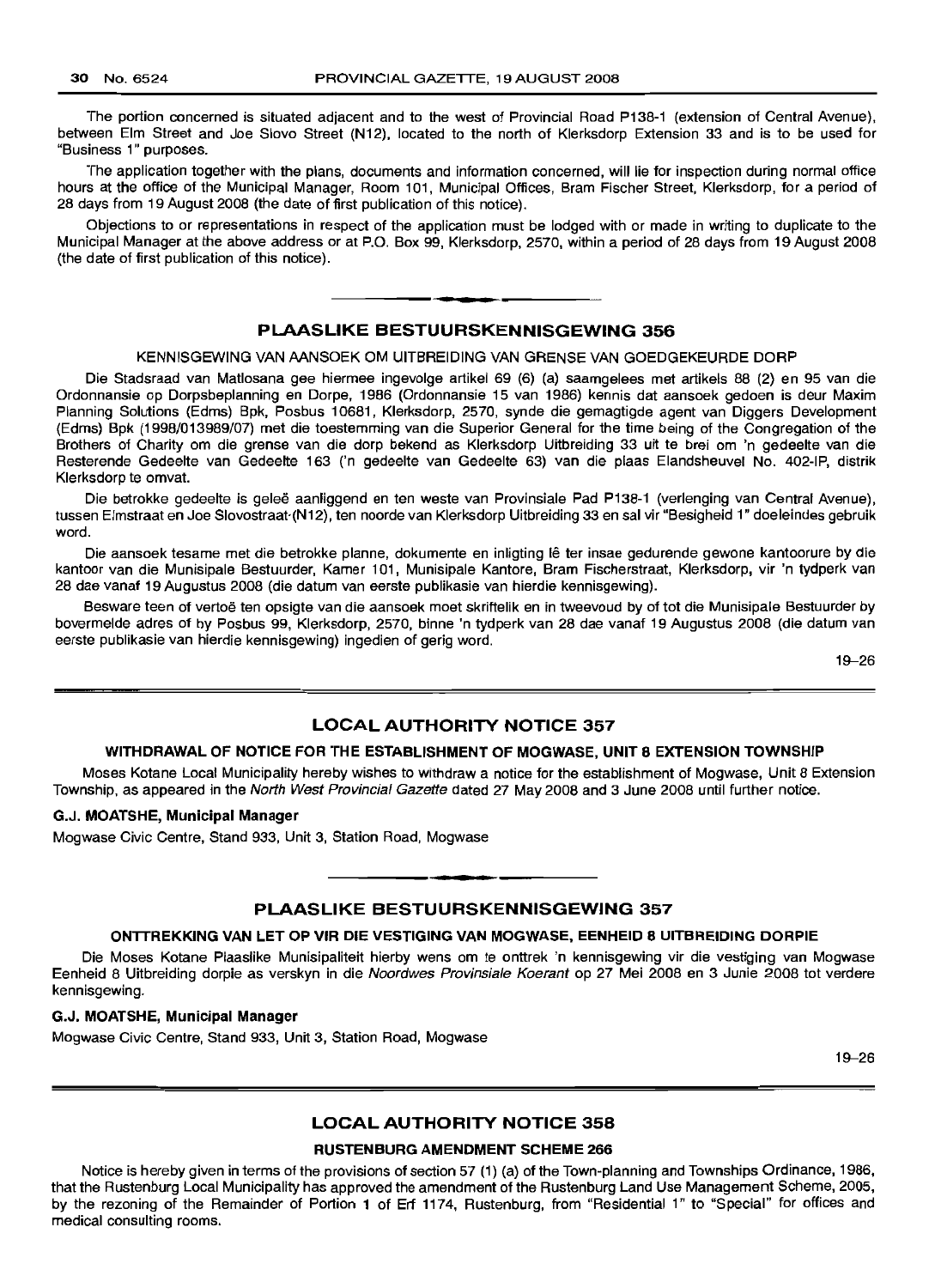The portion concerned is situated adjacent and to the west of Provincial Road P138-1 (extension of Central Avenue), between Elm Street and Joe Slovo Street (N12), located to the north of Klerksdorp Extension 33 and is to be used for "Business 1" purposes.

The application together with the plans, documents and information concerned, will lie for inspection during normal office hours at the office of the Municipal Manager, Room 101, Municipal Offices, Bram Fischer Street, Klerksdorp, for a period of 28 days from 19 August 2008 (the date of first publication of this notice).

Objections to or representations in respect of the application must be lodged with or made in writing to duplicate to the Municipal Manager at the above address or at P.O. Box 99, Klerksdorp, 2570, within a period of 28 days from 19 August 2008 (the date of first publication of this notice).

## PLAASLIKE BESTUURSKENNISGEWING 356

KENNISGEWING VAN AANSOEK OM UITBREIDING VAN GRENSE VAN GOEDGEKEURDE DORP

Die Stadsraad van Matlosana gee hiermee ingevolge artikel 69 (6) (a) saamgelees met artikels 88 (2) en 95 van die Ordonnansie op Dorpsbeplanning en Dorpe, 1986 (Ordonnansie 15 van 1986) kennis dat aansoek gedoen is deur Maxim Planning Solutions (Edms) Bpk, Posbus 10681, Klerksdorp, 2570, synde die gemagtigde agent van Diggers Development (Edms) Bpk (1998/013989/07) met die toestemming van die Superior General for the time being of the Congregation of the Brothers of Charity om die grense van die dorp bekend as Klerksdorp Uitbreiding 33 uit te brei om 'n gedeelte van die Resterende Gedeelte van Gedeelte 163 ('n gedeelte van Gedeelte 63) van die plaas Elandsheuvel No. 402-IP, distrik Klerksdorp te omvat.

Die betrokke gedeelte is geleë aanliggend en ten weste van Provinsiale Pad P138-1 (verlenging van Central Avenue), tussen Elmstraat en Joe Slovostraat (N12), ten noorde van Klerksdorp Uitbreiding 33 en sal vir "Besigheid 1" doeleindes gebruik word.

Die aansoek tesame met die betrokke planne, dokumente en inligting lê ter insae gedurende gewone kantoorure by die kantoor van die Munisipale Bestuurder, Kamer 101, Munisipale Kantore, Bram Fischerstraat, Klerksdorp, vir 'n tydperk van 28 dae vanaf 19 Augustus 2008 (die datum van eerste publikasie van hierdie kennisgewing).

Besware teen of vertoë ten opsigte van die aansoek moet skriftelik en in tweevoud by of tot die Munisipale Bestuurder by bovermelde adres of by Posbus 99, Klerksdorp, 2570, binne 'n tydperk van 28 dae vanaf 19 Augustus 2008 (die datum van eerste publikasie van hierdie kennisgewing) ingedien of gerig word.

19–26

## LOCAL AUTHORITY NOTICE 357

### WITHDRAWAL OF NOTICE FOR THE ESTABLISHMENT OF MOGWASE, UNIT 8 EXTENSION TOWNSHIP

Moses Kotane Local Municipality hereby wishes to withdraw a notice for the establishment of Mogwase, Unit 8 Extension Township, as appeared in the *North West Provincial Gazette* dated 27 May 2008 and 3 June 2008 until further notice.

**G.J. MOATSHE, Municipal Manager**

Mogwase Civic Centre, Stand 933, Unit 3, Station Road, Mogwase

## PLAASLIKE BESTUURSKENNISGEWING 357

### ONTTREKKING VAN LET OP VIR DIE VESTIGING VAN MOGWASE, EENHEID 8 UITBREIDING DORPIE

Die Moses Kotane Plaaslike Munisipaliteit hierby wens om te onttrek 'n kennisgewing vir die vestiging van Mogwase Eenheid 8 Uitbreiding dorpie as verskyn in die *Noordwes Provinsiale Koerant* op 27 Mei 2008 en 3 Junie 2008 tot verdere kennisgewing.

**G.J. MOATSHE, Municipal Manager**

Mogwase Civic Centre, Stand 933, Unit 3, Station Road, Mogwase

19–26

## LOCAL AUTHORITY NOTICE 358

### RUSTENBURG AMENDMENT SCHEME 266

Notice is hereby given in terms of the provisions of section 57 (1) (a) of the Town-planning and Townships Ordinance, 1986, that the Rustenburg Local Municipality has approved the amendment of the Rustenburg Land Use Management Scheme, 2005, by the rezoning of the Remainder of Portion 1 of Erf 1174, Rustenburg, from "Residential 1" to "Special" for offices and medical consulting rooms.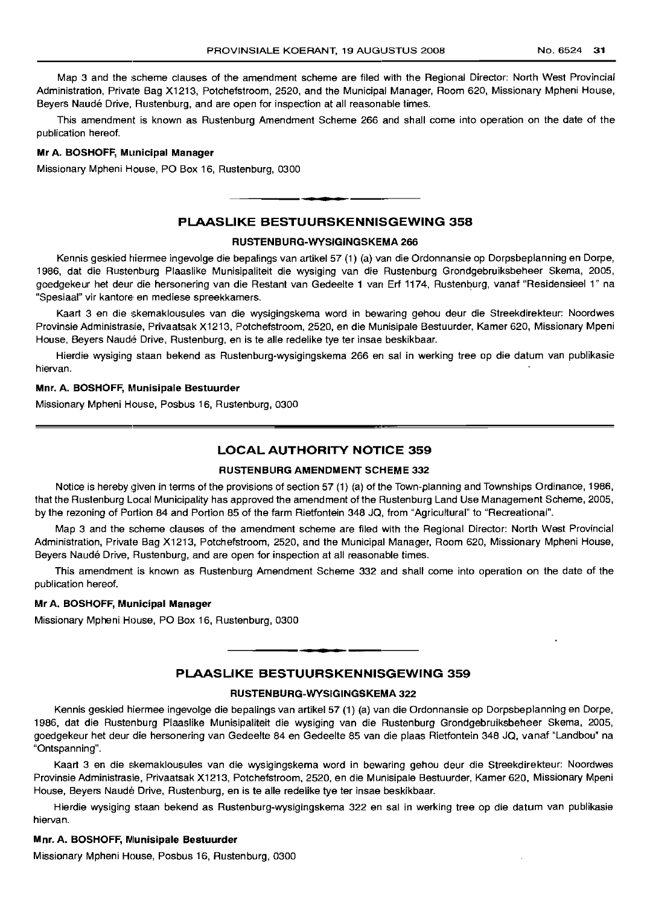Map 3 and the scheme clauses of the amendment scheme are filed with the Regional Director: North West Provincial Administration, Private Bag X1213, Potchefstroom, 2520, and the Municipal Manager, Room 620, Missionary Mpheni House, Beyers Naudé Drive, Rustenburg, and are open for inspection at all reasonable times.

This amendment is known as Rustenburg Amendment Scheme 266 and shall come into operation on the date of the publication hereof.

**Mr A. BOSHOFF, Municipal Manager**

Missionary Mpheni House, PO Box 16, Rustenburg, 0300

## PLAASLIKE BESTUURSKENNISGEWING 358

### RUSTENBURG-WYSIGINGSKEMA 266

Kennis geskied hiermee ingevolge die bepalings van artikel 57 (1) (a) van die Ordonnansie op Dorpsbeplanning en Dorpe, 1986, dat die Rustenburg Plaaslike Munisipaliteit die wysiging van die Rustenburg Grondgebruiksbeheer Skema, 2005, goedgekeur het deur die hersonering van die Restant van Gedeelte 1 van Erf 1174, Rustenburg, vanaf "Residensieel 1" na "Spesiaal" vir kantore en mediese spreekkamers.

Kaart 3 en die skemaklousules van die wysigingskema word in bewaring gehou deur die Streekdirekteur: Noordwes Provinsie Administrasie, Privaatsak X1213, Potchefstroom, 2520, en die Munisipale Bestuurder, Kamer 620, Missionary Mpeni House, Beyers Naudé Drive, Rustenburg, en is te alle redelike tye ter insae beskikbaar.

Hierdie wysiging staan bekend as Rustenburg-wysigingskema 266 en sal in werking tree op die datum van publikasie hiervan.

**Mnr. A. BOSHOFF, Munisipale Bestuurder**

Missionary Mpheni House, Posbus 16, Rustenburg, 0300

## LOCAL AUTHORITY NOTICE 359

### RUSTENBURG AMENDMENT SCHEME 332

Notice is hereby given in terms of the provisions of section 57 (1) (a) of the Town-planning and Townships Ordinance, 1986, that the Rustenburg Local Municipality has approved the amendment of the Rustenburg Land Use Management Scheme, 2005, by the rezoning of Portion 84 and Portion 85 of the farm Rietfontein 348 JQ, from "Agricultural" to "Recreational".

Map 3 and the scheme clauses of the amendment scheme are filed with the Regional Director: North West Provincial Administration, Private Bag X1213, Potchefstroom, 2520, and the Municipal Manager, Room 620, Missionary Mpheni House, Beyers Naudé Drive, Rustenburg, and are open for inspection at all reasonable times.

This amendment is known as Rustenburg Amendment Scheme 332 and shall come into operation on the date of the publication hereof.

**Mr A. BOSHOFF, Municipal Manager**

Missionary Mpheni House, PO Box 16, Rustenburg, 0300

## PLAASLIKE BESTUURSKENNISGEWING 359

### RUSTENBURG-WYSIGINGSKEMA 322

Kennis geskied hiermee ingevolge die bepalings van artikel 57 (1) (a) van die Ordonnansie op Dorpsbeplanning en Dorpe, 1986, dat die Rustenburg Plaaslike Munisipaliteit die wysiging van die Rustenburg Grondgebruiksbeheer Skema, 2005, goedgekeur het deur die hersonering van Gedeelte 84 en Gedeelte 85 van die plaas Rietfontein 348 JQ, vanaf "Landbou" na "Ontspanning".

Kaart 3 en die skemaklousules van die wysigingskema word in bewaring gehou deur die Streekdirekteur: Noordwes Provinsie Administrasie, Privaatsak X1213, Potchefstroom, 2520, en die Munisipale Bestuurder, Kamer 620, Missionary Mpeni House, Beyers Naudé Drive, Rustenburg, en is te alle redelike tye ter insae beskikbaar.

Hierdie wysiging staan bekend as Rustenburg-wysigingskema 322 en sal in werking tree op die datum van publikasie hiervan.

**Mnr. A. BOSHOFF, Munisipale Bestuurder**

Missionary Mpheni House, Posbus 16, Rustenburg, 0300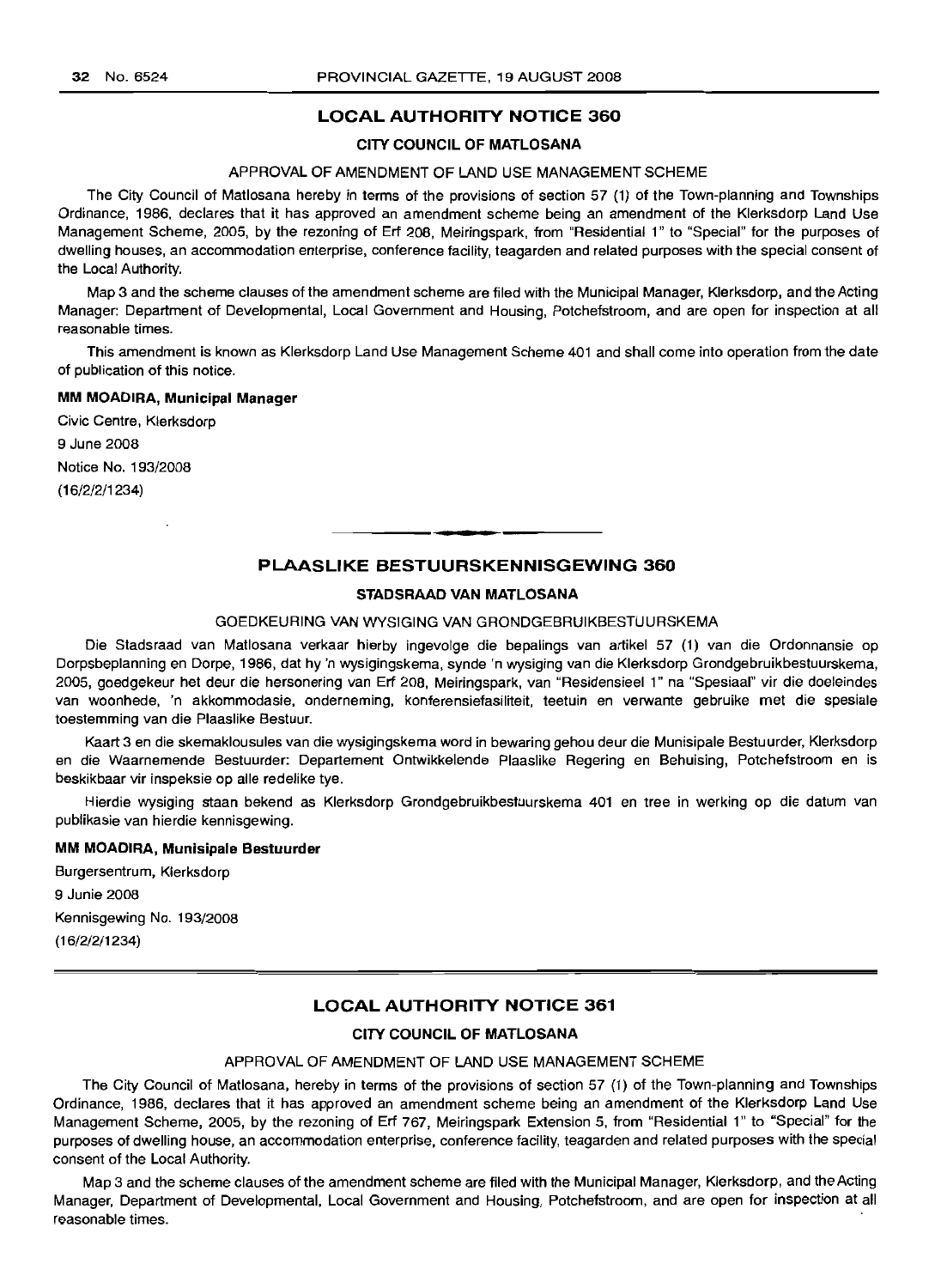## LOCAL AUTHORITY NOTICE 360

### CITY COUNCIL OF MATLOSANA

APPROVAL OF AMENDMENT OF LAND USE MANAGEMENT SCHEME

The City Council of Matlosana hereby in terms of the provisions of section 57 (1) of the Town-planning and Townships Ordinance, 1986, declares that it has approved an amendment scheme being an amendment of the Klerksdorp Land Use Management Scheme, 2005, by the rezoning of Erf 208, Meiringspark, from "Residential 1" to "Special" for the purposes of dwelling houses, an accommodation enterprise, conference facility, teagarden and related purposes with the special consent of the Local Authority.

Map 3 and the scheme clauses of the amendment scheme are filed with the Municipal Manager, Klerksdorp, and the Acting Manager: Department of Developmental, Local Government and Housing, Potchefstroom, and are open for inspection at all reasonable times.

This amendment is known as Klerksdorp Land Use Management Scheme 401 and shall come into operation from the date of publication of this notice.

**MM MOADIRA, Municipal Manager**

Civic Centre, Klerksdorp

9 June 2008

Notice No. 193/2008

(16/2/2/1234)

---

## PLAASLIKE BESTUURSKENNISGEWING 360

### STADSRAAD VAN MATLOSANA

GOEDKEURING VAN WYSIGING VAN GRONDGEBRUIKBESTUURSKEMA

Die Stadsraad van Matlosana verkaar hierby ingevolge die bepalings van artikel 57 (1) van die Ordonnansie op Dorpsbeplanning en Dorpe, 1986, dat hy 'n wysigingskema, synde 'n wysiging van die Klerksdorp Grondgebruikbestuurskema, 2005, goedgekeur het deur die hersonering van Erf 208, Meiringspark, van "Residensieel 1" na "Spesiaal" vir die doeleindes van woonhede, 'n akkommodasie, onderneming, konferensiefasiliteit, teetuin en verwante gebruike met die spesiale toestemming van die Plaaslike Bestuur.

Kaart 3 en die skemaklousules van die wysigingskema word in bewaring gehou deur die Munisipale Bestuurder, Klerksdorp en die Waarnemende Bestuurder: Departement Ontwikkelende Plaaslike Regering en Behuising, Potchefstroom en is beskikbaar vir inspeksie op alle redelike tye.

Hierdie wysiging staan bekend as Klerksdorp Grondgebruikbestuurskema 401 en tree in werking op die datum van publikasie van hierdie kennisgewing.

**MM MOADIRA, Munisipale Bestuurder**

Burgersentrum, Klerksdorp

9 Junie 2008

Kennisgewing No. 193/2008

(16/2/2/1234)

---

## LOCAL AUTHORITY NOTICE 361

### CITY COUNCIL OF MATLOSANA

APPROVAL OF AMENDMENT OF LAND USE MANAGEMENT SCHEME

The City Council of Matlosana, hereby in terms of the provisions of section 57 (1) of the Town-planning and Townships Ordinance, 1986, declares that it has approved an amendment scheme being an amendment of the Klerksdorp Land Use Management Scheme, 2005, by the rezoning of Erf 767, Meiringspark Extension 5, from "Residential 1" to "Special" for the purposes of dwelling house, an accommodation enterprise, conference facility, teagarden and related purposes with the special consent of the Local Authority.

Map 3 and the scheme clauses of the amendment scheme are filed with the Municipal Manager, Klerksdorp, and the Acting Manager, Department of Developmental, Local Government and Housing, Potchefstroom, and are open for inspection at all reasonable times.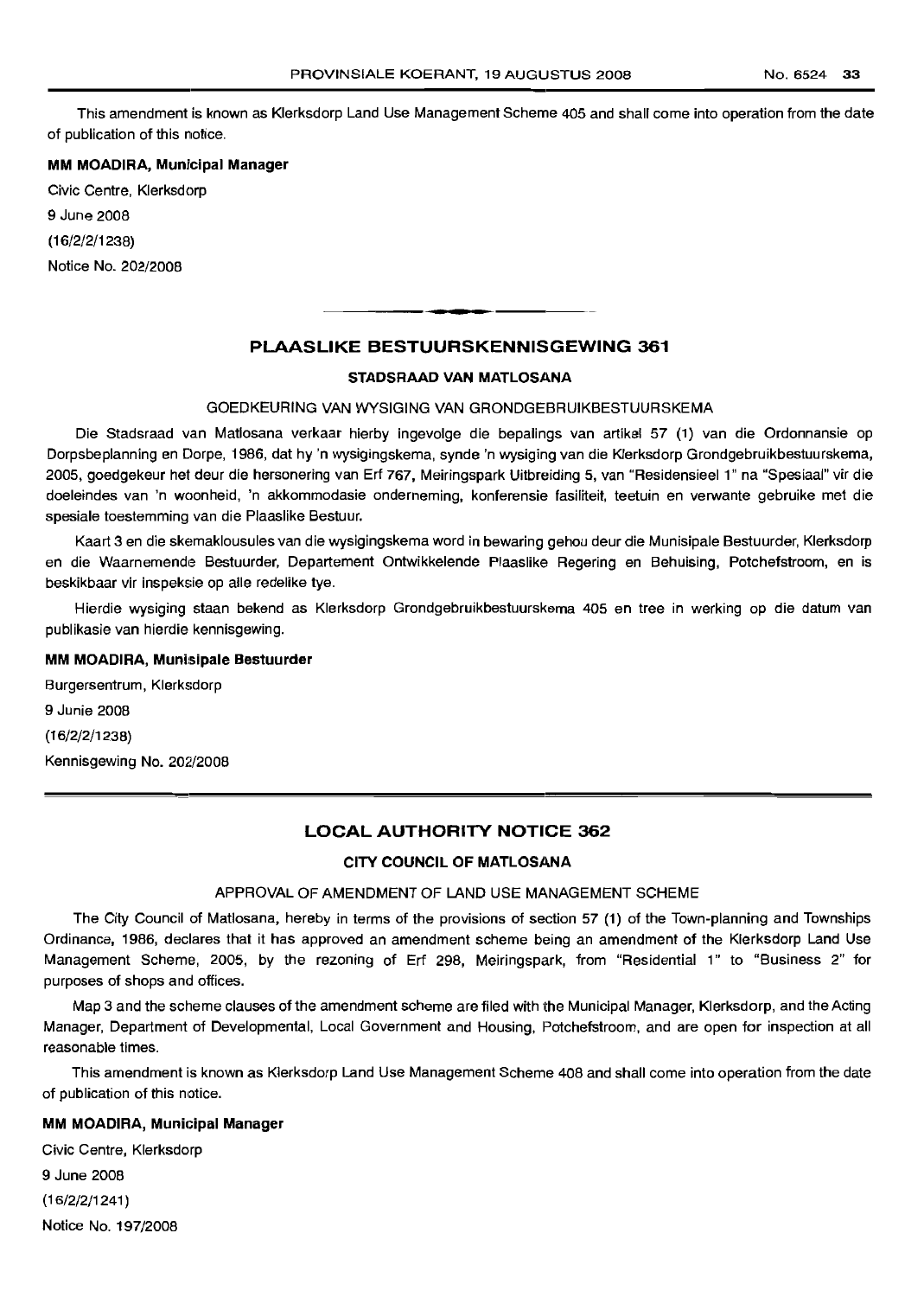This amendment is known as Klerksdorp Land Use Management Scheme 405 and shall come into operation from the date of publication of this notice.

**MM MOADIRA, Municipal Manager**

Civic Centre, Klerksdorp

9 June 2008

(16/2/2/1238)

Notice No. 202/2008

---

## PLAASLIKE BESTUURSKENNISGEWING 361

### STADSRAAD VAN MATLOSANA

GOEDKEURING VAN WYSIGING VAN GRONDGEBRUIKBESTUURSKEMA

Die Stadsraad van Matlosana verkaar hierby ingevolge die bepalings van artikel 57 (1) van die Ordonnansie op Dorpsbeplanning en Dorpe, 1986, dat hy 'n wysigingskema, synde 'n wysiging van die Klerksdorp Grondgebruikbestuurskema, 2005, goedgekeur het deur die hersonering van Erf 767, Meiringspark Uitbreiding 5, van "Residensieel 1" na "Spesiaal" vir die doeleindes van 'n woonheid, 'n akkommodasie onderneming, konferensie fasiliteit, teetuin en verwante gebruike met die spesiale toestemming van die Plaaslike Bestuur.

Kaart 3 en die skemaklousules van die wysigingskema word in bewaring gehou deur die Munisipale Bestuurder, Klerksdorp en die Waarnemende Bestuurder, Departement Ontwikkelende Plaaslike Regering en Behuising, Potchefstroom, en is beskikbaar vir inspeksie op alle redelike tye.

Hierdie wysiging staan bekend as Klerksdorp Grondgebruikbestuurskema 405 en tree in werking op die datum van publikasie van hierdie kennisgewing.

**MM MOADIRA, Munisipale Bestuurder**

Burgersentrum, Klerksdorp

9 Junie 2008

(16/2/2/1238)

Kennisgewing No. 202/2008

---

## LOCAL AUTHORITY NOTICE 362

### CITY COUNCIL OF MATLOSANA

APPROVAL OF AMENDMENT OF LAND USE MANAGEMENT SCHEME

The City Council of Matlosana, hereby in terms of the provisions of section 57 (1) of the Town-planning and Townships Ordinance, 1986, declares that it has approved an amendment scheme being an amendment of the Klerksdorp Land Use Management Scheme, 2005, by the rezoning of Erf 298, Meiringspark, from "Residential 1" to "Business 2" for purposes of shops and offices.

Map 3 and the scheme clauses of the amendment scheme are filed with the Municipal Manager, Klerksdorp, and the Acting Manager, Department of Developmental, Local Government and Housing, Potchefstroom, and are open for inspection at all reasonable times.

This amendment is known as Klerksdorp Land Use Management Scheme 408 and shall come into operation from the date of publication of this notice.

**MM MOADIRA, Municipal Manager**

Civic Centre, Klerksdorp

9 June 2008

(16/2/2/1241)

Notice No. 197/2008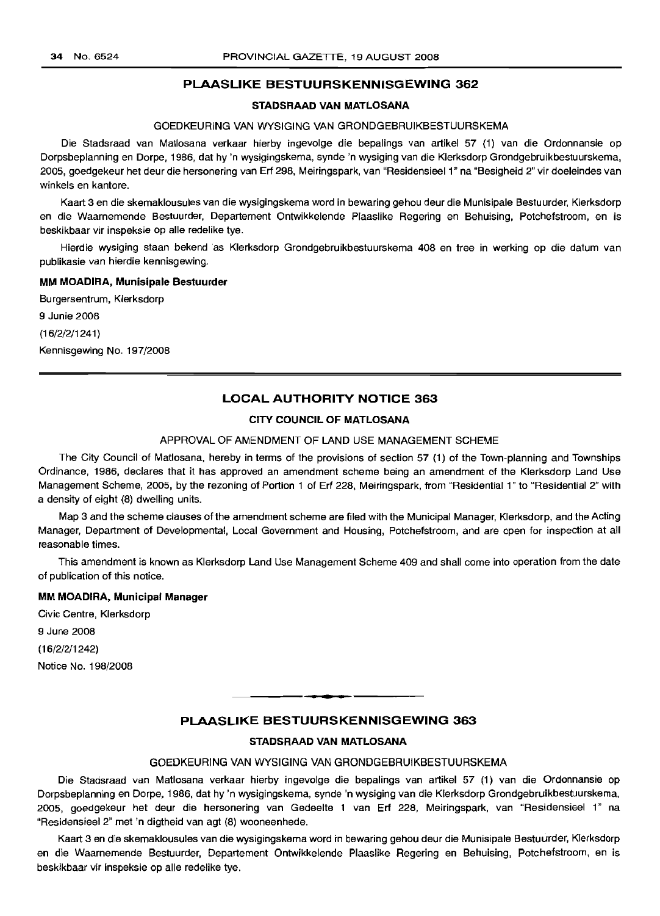## PLAASLIKE BESTUURSKENNISGEWING 362

### STADSRAAD VAN MATLOSANA

GOEDKEURING VAN WYSIGING VAN GRONDGEBRUIKBESTUURSKEMA

Die Stadsraad van Matlosana verkaar hierby ingevolge die bepalings van artikel 57 (1) van die Ordonnansie op Dorpsbeplanning en Dorpe, 1986, dat hy 'n wysigingskema, synde 'n wysiging van die Klerksdorp Grondgebruikbestuurskema, 2005, goedgekeur het deur die hersonering van Erf 298, Meiringspark, van "Residensieel 1" na "Besigheid 2" vir doeleindes van winkels en kantore.

Kaart 3 en die skemaklousules van die wysigingskema word in bewaring gehou deur die Munisipale Bestuurder, Klerksdorp en die Waarnemende Bestuurder, Departement Ontwikkelende Plaaslike Regering en Behuising, Potchefstroom, en is beskikbaar vir inspeksie op alle redelike tye.

Hierdie wysiging staan bekend as Klerksdorp Grondgebruikbestuurskema 408 en tree in werking op die datum van publikasie van hierdie kennisgewing.

**MM MOADIRA, Munisipale Bestuurder**

Burgersentrum, Klerksdorp

9 Junie 2008

(16/2/2/1241)

Kennisgewing No. 197/2008

---

## LOCAL AUTHORITY NOTICE 363

### CITY COUNCIL OF MATLOSANA

APPROVAL OF AMENDMENT OF LAND USE MANAGEMENT SCHEME

The City Council of Matlosana, hereby in terms of the provisions of section 57 (1) of the Town-planning and Townships Ordinance, 1986, declares that it has approved an amendment scheme being an amendment of the Klerksdorp Land Use Management Scheme, 2005, by the rezoning of Portion 1 of Erf 228, Meiringspark, from "Residential 1" to "Residential 2" with a density of eight (8) dwelling units.

Map 3 and the scheme clauses of the amendment scheme are filed with the Municipal Manager, Klerksdorp, and the Acting Manager, Department of Developmental, Local Government and Housing, Potchefstroom, and are open for inspection at all reasonable times.

This amendment is known as Klerksdorp Land Use Management Scheme 409 and shall come into operation from the date of publication of this notice.

**MM MOADIRA, Municipal Manager**

Civic Centre, Klerksdorp

9 June 2008

(16/2/2/1242)

Notice No. 198/2008

---

## PLAASLIKE BESTUURSKENNISGEWING 363

### STADSRAAD VAN MATLOSANA

GOEDKEURING VAN WYSIGING VAN GRONDGEBRUIKBESTUURSKEMA

Die Stadsraad van Matlosana verkaar hierby ingevolge die bepalings van artikel 57 (1) van die Ordonnansie op Dorpsbeplanning en Dorpe, 1986, dat hy 'n wysigingskema, synde 'n wysiging van die Klerksdorp Grondgebruikbestuurskema, 2005, goedgekeur het deur die hersonering van Gedeelte 1 van Erf 228, Meiringspark, van "Residensieel 1" na "Residensieel 2" met 'n digtheid van agt (8) wooneenhede.

Kaart 3 en die skemaklousules van die wysigingskema word in bewaring gehou deur die Munisipale Bestuurder, Klerksdorp en die Waarnemende Bestuurder, Departement Ontwikkelende Plaaslike Regering en Behuising, Potchefstroom, en is beskikbaar vir inspeksie op alle redelike tye.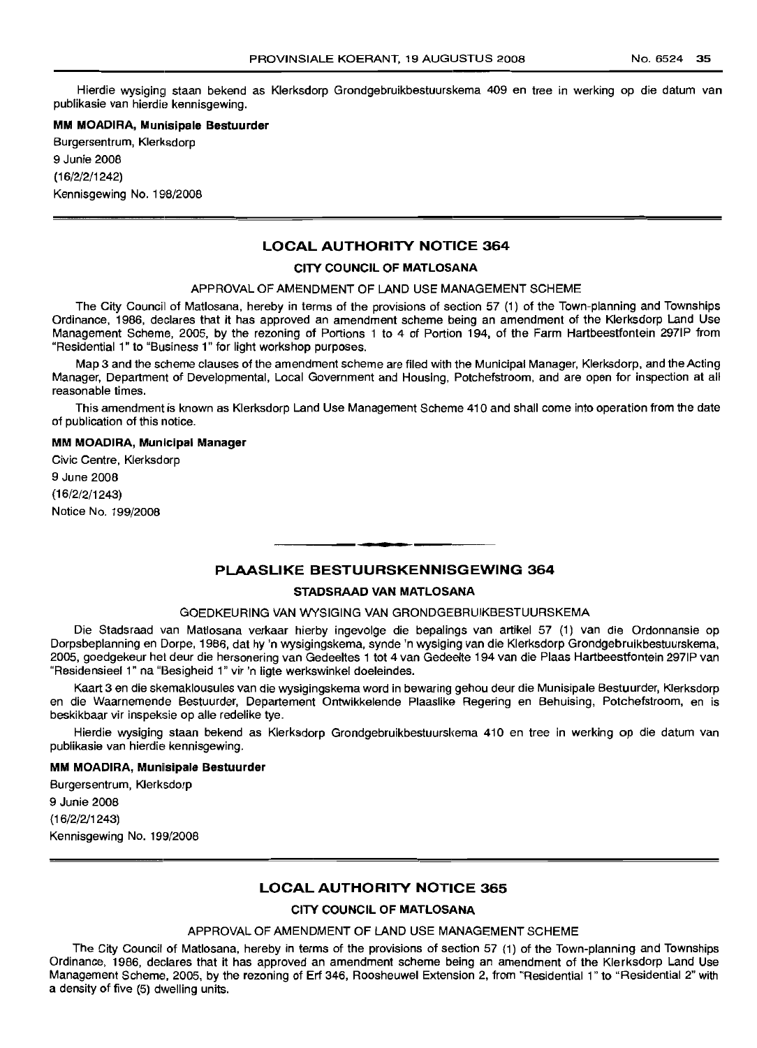Hierdie wysiging staan bekend as Klerksdorp Grondgebruikbestuurskema 409 en tree in werking op die datum van publikasie van hierdie kennisgewing.

**MM MOADIRA, Munisipale Bestuurder**

Burgersentrum, Klerksdorp
9 Junie 2008
(16/2/2/1242)
Kennisgewing No. 198/2008

## LOCAL AUTHORITY NOTICE 364

### CITY COUNCIL OF MATLOSANA

APPROVAL OF AMENDMENT OF LAND USE MANAGEMENT SCHEME

The City Council of Matlosana, hereby in terms of the provisions of section 57 (1) of the Town-planning and Townships Ordinance, 1986, declares that it has approved an amendment scheme being an amendment of the Klerksdorp Land Use Management Scheme, 2005, by the rezoning of Portions 1 to 4 of Portion 194, of the Farm Hartbeestfontein 297IP from "Residential 1" to "Business 1" for light workshop purposes.

Map 3 and the scheme clauses of the amendment scheme are filed with the Municipal Manager, Klerksdorp, and the Acting Manager, Department of Developmental, Local Government and Housing, Potchefstroom, and are open for inspection at all reasonable times.

This amendment is known as Klerksdorp Land Use Management Scheme 410 and shall come into operation from the date of publication of this notice.

**MM MOADIRA, Municipal Manager**

Civic Centre, Klerksdorp
9 June 2008
(16/2/2/1243)
Notice No. 199/2008

## PLAASLIKE BESTUURSKENNISGEWING 364

### STADSRAAD VAN MATLOSANA

GOEDKEURING VAN WYSIGING VAN GRONDGEBRUIKBESTUURSKEMA

Die Stadsraad van Matlosana verkaar hierby ingevolge die bepalings van artikel 57 (1) van die Ordonnansie op Dorpsbeplanning en Dorpe, 1986, dat hy 'n wysigingskema, synde 'n wysiging van die Klerksdorp Grondgebruikbestuurskema, 2005, goedgekeur het deur die hersonering van Gedeeltes 1 tot 4 van Gedeelte 194 van die Plaas Hartbeestfontein 297IP van "Residensieel 1" na "Besigheid 1" vir 'n ligte werkswinkel doeleindes.

Kaart 3 en die skemaklousules van die wysigingskema word in bewaring gehou deur die Munisipale Bestuurder, Klerksdorp en die Waarnemende Bestuurder, Departement Ontwikkelende Plaaslike Regering en Behuising, Potchefstroom, en is beskikbaar vir inspeksie op alle redelike tye.

Hierdie wysiging staan bekend as Klerksdorp Grondgebruikbestuurskema 410 en tree in werking op die datum van publikasie van hierdie kennisgewing.

**MM MOADIRA, Munisipale Bestuurder**

Burgersentrum, Klerksdorp
9 Junie 2008
(16/2/2/1243)
Kennisgewing No. 199/2008

## LOCAL AUTHORITY NOTICE 365

### CITY COUNCIL OF MATLOSANA

APPROVAL OF AMENDMENT OF LAND USE MANAGEMENT SCHEME

The City Council of Matlosana, hereby in terms of the provisions of section 57 (1) of the Town-planning and Townships Ordinance, 1986, declares that it has approved an amendment scheme being an amendment of the Klerksdorp Land Use Management Scheme, 2005, by the rezoning of Erf 346, Roosheuwel Extension 2, from "Residential 1" to "Residential 2" with a density of five (5) dwelling units.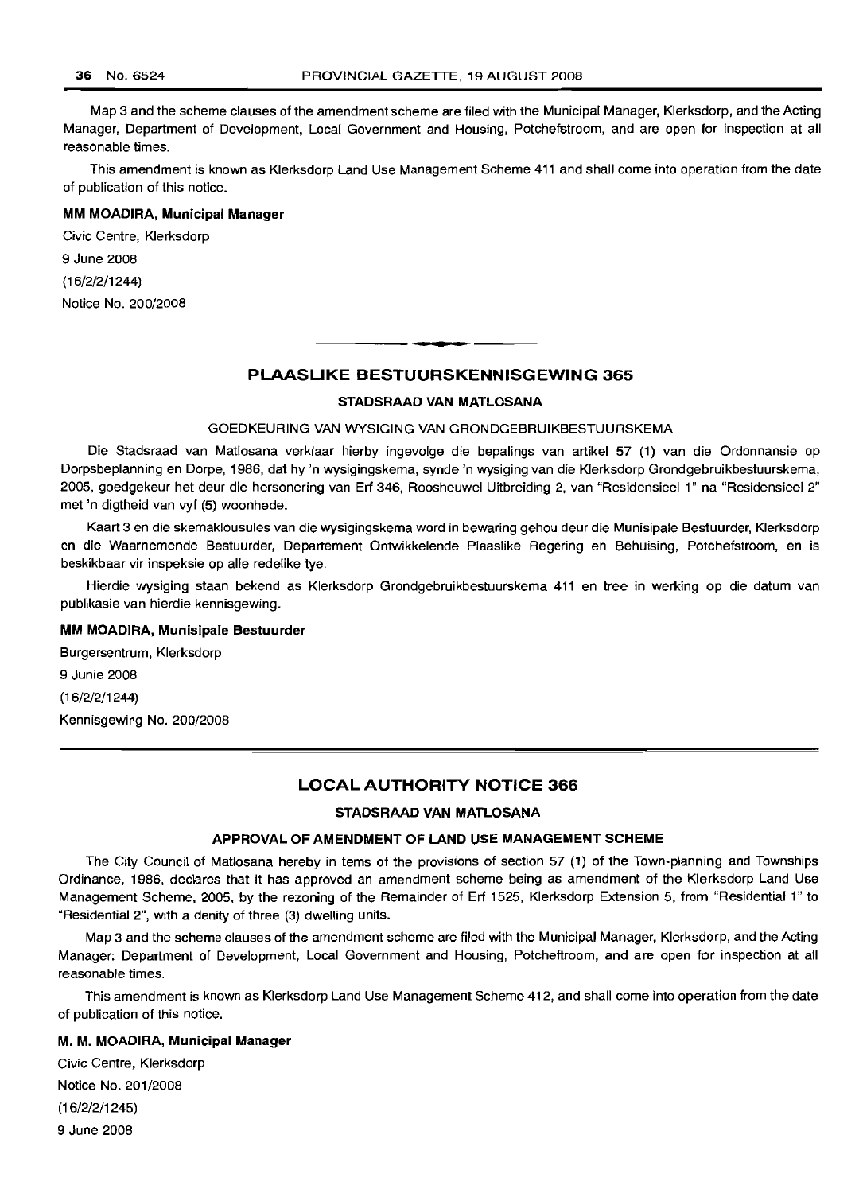Map 3 and the scheme clauses of the amendment scheme are filed with the Municipal Manager, Klerksdorp, and the Acting Manager, Department of Development, Local Government and Housing, Potchefstroom, and are open for inspection at all reasonable times.

This amendment is known as Klerksdorp Land Use Management Scheme 411 and shall come into operation from the date of publication of this notice.

**MM MOADIRA, Municipal Manager**

Civic Centre, Klerksdorp

9 June 2008

(16/2/2/1244)

Notice No. 200/2008

## PLAASLIKE BESTUURSKENNISGEWING 365

### STADSRAAD VAN MATLOSANA

GOEDKEURING VAN WYSIGING VAN GRONDGEBRUIKBESTUURSKEMA

Die Stadsraad van Matlosana verklaar hierby ingevolge die bepalings van artikel 57 (1) van die Ordonnansie op Dorpsbeplanning en Dorpe, 1986, dat hy 'n wysigingskema, synde 'n wysiging van die Klerksdorp Grondgebruikbestuurskema, 2005, goedgekeur het deur die hersonering van Erf 346, Roosheuwel Uitbreiding 2, van "Residensieel 1" na "Residensieel 2" met 'n digtheid van vyf (5) woonhede.

Kaart 3 en die skemaklousules van die wysigingskema word in bewaring gehou deur die Munisipale Bestuurder, Klerksdorp en die Waarnemende Bestuurder, Departement Ontwikkelende Plaaslike Regering en Behuising, Potchefstroom, en is beskikbaar vir inspeksie op alle redelike tye.

Hierdie wysiging staan bekend as Klerksdorp Grondgebruikbestuurskema 411 en tree in werking op die datum van publikasie van hierdie kennisgewing.

**MM MOADIRA, Munisipale Bestuurder**

Burgersentrum, Klerksdorp

9 Junie 2008

(16/2/2/1244)

Kennisgewing No. 200/2008

## LOCAL AUTHORITY NOTICE 366

### STADSRAAD VAN MATLOSANA

### APPROVAL OF AMENDMENT OF LAND USE MANAGEMENT SCHEME

The City Council of Matlosana hereby in tems of the provisions of section 57 (1) of the Town-planning and Townships Ordinance, 1986, declares that it has approved an amendment scheme being as amendment of the Klerksdorp Land Use Management Scheme, 2005, by the rezoning of the Remainder of Erf 1525, Klerksdorp Extension 5, from "Residential 1" to "Residential 2", with a denity of three (3) dwelling units.

Map 3 and the scheme clauses of the amendment scheme are filed with the Municipal Manager, Klerksdorp, and the Acting Manager: Department of Development, Local Government and Housing, Potcheftroom, and are open for inspection at all reasonable times.

This amendment is known as Klerksdorp Land Use Management Scheme 412, and shall come into operation from the date of publication of this notice.

**M. M. MOADIRA, Municipal Manager**

Civic Centre, Klerksdorp

Notice No. 201/2008

(16/2/2/1245)

9 June 2008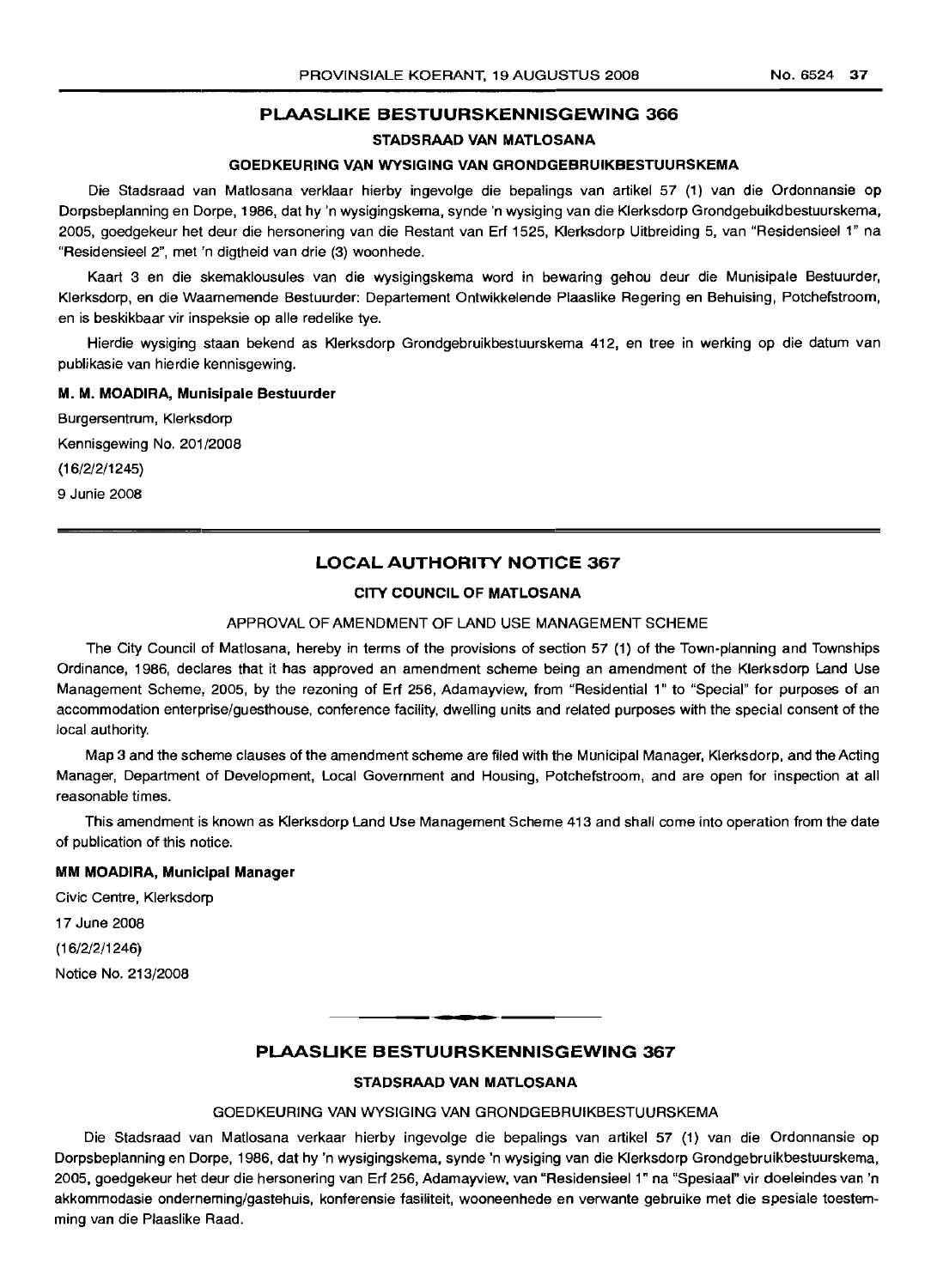## PLAASLIKE BESTUURSKENNISGEWING 366

### STADSRAAD VAN MATLOSANA

### GOEDKEURING VAN WYSIGING VAN GRONDGEBRUIKBESTUURSKEMA

Die Stadsraad van Matlosana verklaar hierby ingevolge die bepalings van artikel 57 (1) van die Ordonnansie op Dorpsbeplanning en Dorpe, 1986, dat hy 'n wysigingskema, synde 'n wysiging van die Klerksdorp Grondgebuikdbestuurskema, 2005, goedgekeur het deur die hersonering van die Restant van Erf 1525, Klerksdorp Uitbreiding 5, van "Residensieel 1" na "Residensieel 2", met 'n digtheid van drie (3) woonhede.

Kaart 3 en die skemaklousules van die wysigingskema word in bewaring gehou deur die Munisipale Bestuurder, Klerksdorp, en die Waarnemende Bestuurder: Departement Ontwikkelende Plaaslike Regering en Behuising, Potchefstroom, en is beskikbaar vir inspeksie op alle redelike tye.

Hierdie wysiging staan bekend as Klerksdorp Grondgebruikbestuurskema 412, en tree in werking op die datum van publikasie van hierdie kennisgewing.

**M. M. MOADIRA, Munisipale Bestuurder**

Burgersentrum, Klerksdorp

Kennisgewing No. 201/2008

(16/2/2/1245)

9 Junie 2008

## LOCAL AUTHORITY NOTICE 367

### CITY COUNCIL OF MATLOSANA

### APPROVAL OF AMENDMENT OF LAND USE MANAGEMENT SCHEME

The City Council of Matlosana, hereby in terms of the provisions of section 57 (1) of the Town-planning and Townships Ordinance, 1986, declares that it has approved an amendment scheme being an amendment of the Klerksdorp Land Use Management Scheme, 2005, by the rezoning of Erf 256, Adamayview, from "Residential 1" to "Special" for purposes of an accommodation enterprise/guesthouse, conference facility, dwelling units and related purposes with the special consent of the local authority.

Map 3 and the scheme clauses of the amendment scheme are filed with the Municipal Manager, Klerksdorp, and the Acting Manager, Department of Development, Local Government and Housing, Potchefstroom, and are open for inspection at all reasonable times.

This amendment is known as Klerksdorp Land Use Management Scheme 413 and shall come into operation from the date of publication of this notice.

**MM MOADIRA, Municipal Manager**

Civic Centre, Klerksdorp

17 June 2008

(16/2/2/1246)

Notice No. 213/2008

## PLAASLIKE BESTUURSKENNISGEWING 367

### STADSRAAD VAN MATLOSANA

### GOEDKEURING VAN WYSIGING VAN GRONDGEBRUIKBESTUURSKEMA

Die Stadsraad van Matlosana verkaar hierby ingevolge die bepalings van artikel 57 (1) van die Ordonnansie op Dorpsbeplanning en Dorpe, 1986, dat hy 'n wysigingskema, synde 'n wysiging van die Klerksdorp Grondgebruikbestuurskema, 2005, goedgekeur het deur die hersonering van Erf 256, Adamayview, van "Residensieel 1" na "Spesiaal" vir doeleindes van 'n akkommodasie onderneming/gastehuis, konferensie fasiliteit, wooneenhede en verwante gebruike met die spesiale toestemming van die Plaaslike Raad.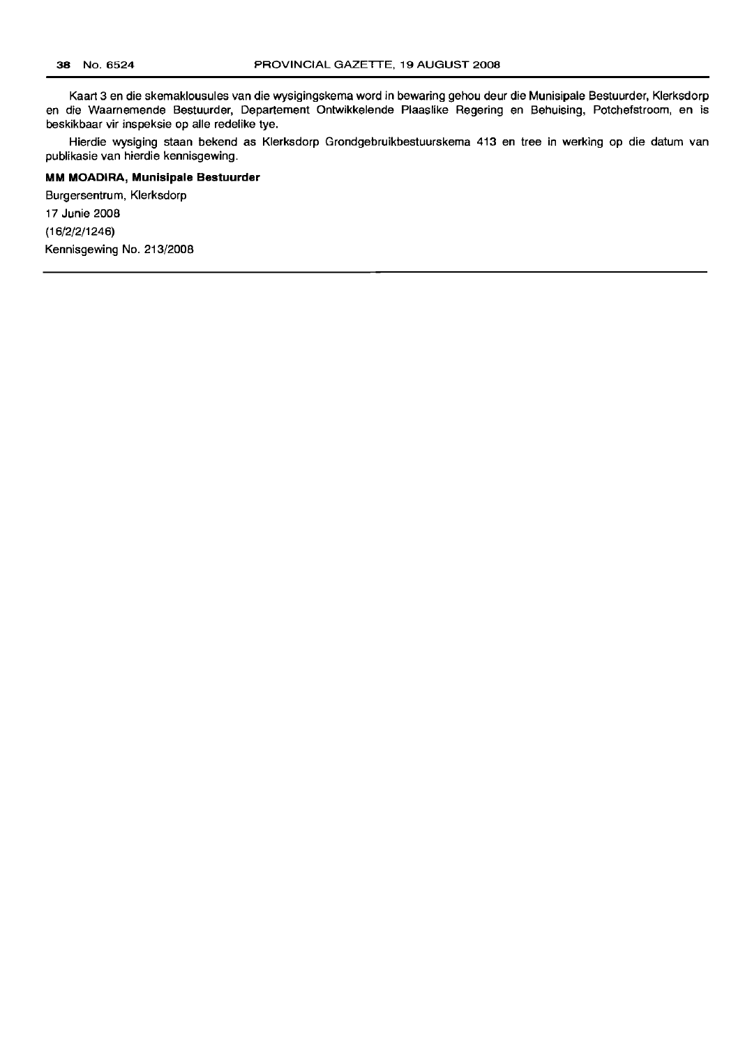Kaart 3 en die skemaklousules van die wysigingskema word in bewaring gehou deur die Munisipale Bestuurder, Klerksdorp en die Waarnemende Bestuurder, Departement Ontwikkelende Plaaslike Regering en Behuising, Potchefstroom, en is beskikbaar vir inspeksie op alle redelike tye.

Hierdie wysiging staan bekend as Klerksdorp Grondgebruikbestuurskema 413 en tree in werking op die datum van publikasie van hierdie kennisgewing.

**MM MOADIRA, Munisipale Bestuurder**

Burgersentrum, Klerksdorp

17 Junie 2008

(16/2/2/1246)

Kennisgewing No. 213/2008